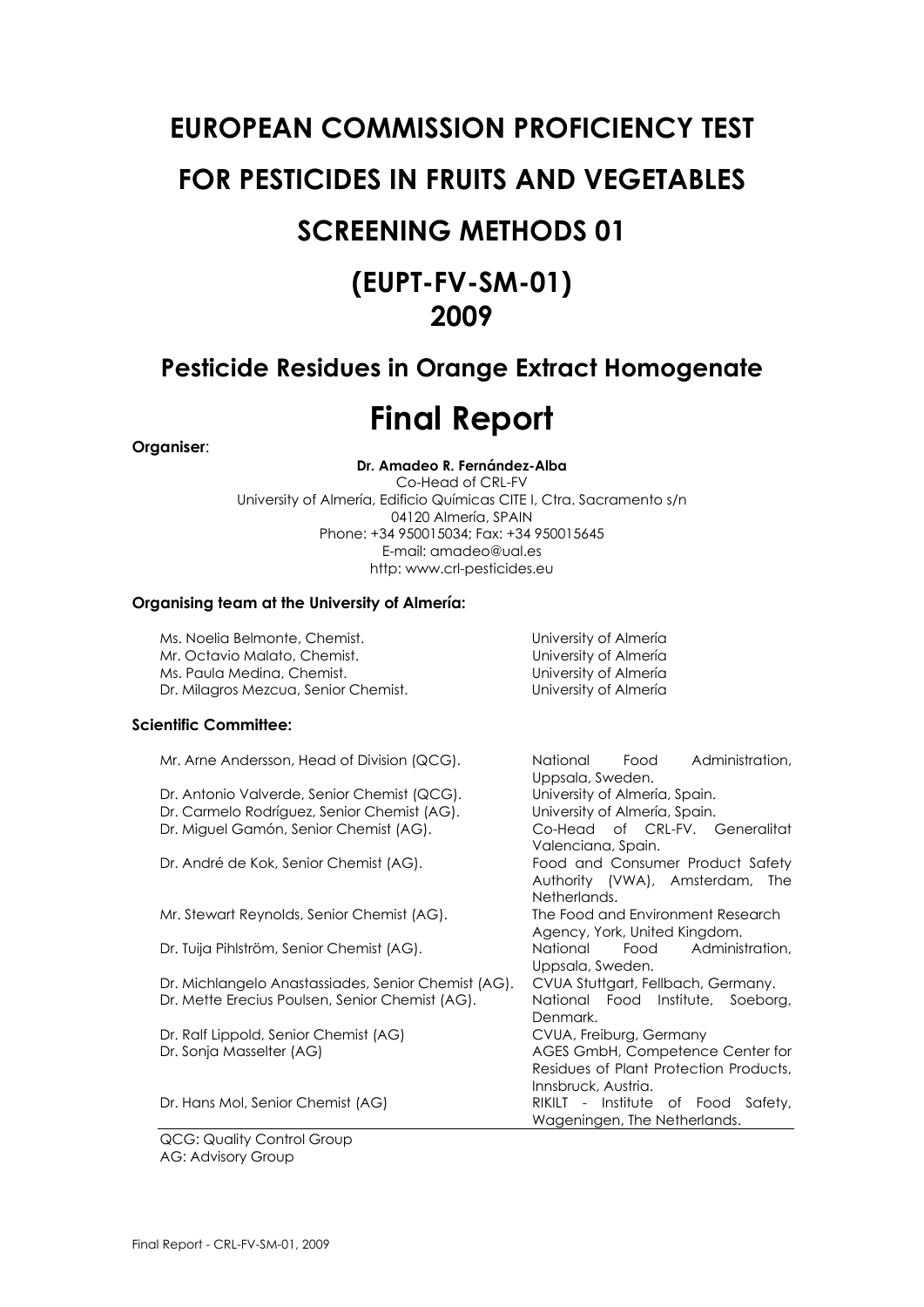# EUROPEAN COMMISSION PROFICIENCY TEST

# FOR PESTICIDES IN FRUITS AND VEGETABLES

# SCREENING METHODS 01

# (EUPT-FV-SM-01)
# 2009

## Pesticide Residues in Orange Extract Homogenate

# Final Report

**Organiser**:

**Dr. Amadeo R. Fernández-Alba**
Co-Head of CRL-FV
University of Almería, Edificio Químicas CITE I, Ctra. Sacramento s/n
04120 Almería, SPAIN
Phone: +34 950015034; Fax: +34 950015645
E-mail: amadeo@ual.es
http: www.crl-pesticides.eu

**Organising team at the University of Almería:**

| | |
|---|---|
| Ms. Noelia Belmonte, Chemist. | University of Almería |
| Mr. Octavio Malato, Chemist. | University of Almería |
| Ms. Paula Medina, Chemist. | University of Almería |
| Dr. Milagros Mezcua, Senior Chemist. | University of Almería |

**Scientific Committee:**

| | |
|---|---|
| Mr. Arne Andersson, Head of Division (QCG). | National Food Administration, Uppsala, Sweden. |
| Dr. Antonio Valverde, Senior Chemist (QCG). | University of Almería, Spain. |
| Dr. Carmelo Rodríguez, Senior Chemist (AG). | University of Almería, Spain. |
| Dr. Miguel Gamón, Senior Chemist (AG). | Co-Head of CRL-FV. Generalitat Valenciana, Spain. |
| Dr. André de Kok, Senior Chemist (AG). | Food and Consumer Product Safety Authority (VWA), Amsterdam, The Netherlands. |
| Mr. Stewart Reynolds, Senior Chemist (AG). | The Food and Environment Research Agency, York, United Kingdom. |
| Dr. Tuija Pihlström, Senior Chemist (AG). | National Food Administration, Uppsala, Sweden. |
| Dr. Michlangelo Anastassiades, Senior Chemist (AG). | CVUA Stuttgart, Fellbach, Germany. |
| Dr. Mette Erecius Poulsen, Senior Chemist (AG). | National Food Institute, Soeborg, Denmark. |
| Dr. Ralf Lippold, Senior Chemist (AG) | CVUA, Freiburg, Germany |
| Dr. Sonja Masselter (AG) | AGES GmbH, Competence Center for Residues of Plant Protection Products, Innsbruck, Austria. |
| Dr. Hans Mol, Senior Chemist (AG) | RIKILT - Institute of Food Safety, Wageningen, The Netherlands. |

QCG: Quality Control Group
AG: Advisory Group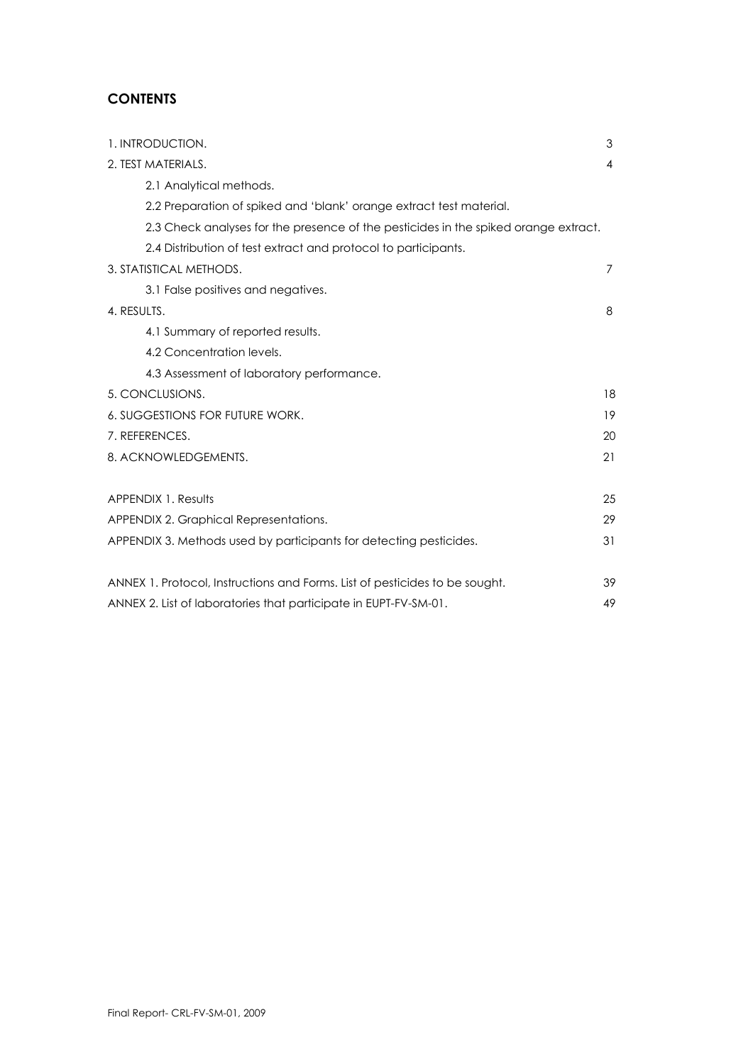## CONTENTS

| | |
|---|---|
| 1. INTRODUCTION. | 3 |
| 2. TEST MATERIALS. | 4 |
| 2.1 Analytical methods. | |
| 2.2 Preparation of spiked and 'blank' orange extract test material. | |
| 2.3 Check analyses for the presence of the pesticides in the spiked orange extract. | |
| 2.4 Distribution of test extract and protocol to participants. | |
| 3. STATISTICAL METHODS. | 7 |
| 3.1 False positives and negatives. | |
| 4. RESULTS. | 8 |
| 4.1 Summary of reported results. | |
| 4.2 Concentration levels. | |
| 4.3 Assessment of laboratory performance. | |
| 5. CONCLUSIONS. | 18 |
| 6. SUGGESTIONS FOR FUTURE WORK. | 19 |
| 7. REFERENCES. | 20 |
| 8. ACKNOWLEDGEMENTS. | 21 |
| | |
| APPENDIX 1. Results | 25 |
| APPENDIX 2. Graphical Representations. | 29 |
| APPENDIX 3. Methods used by participants for detecting pesticides. | 31 |
| | |
| ANNEX 1. Protocol, Instructions and Forms. List of pesticides to be sought. | 39 |
| ANNEX 2. List of laboratories that participate in EUPT-FV-SM-01. | 49 |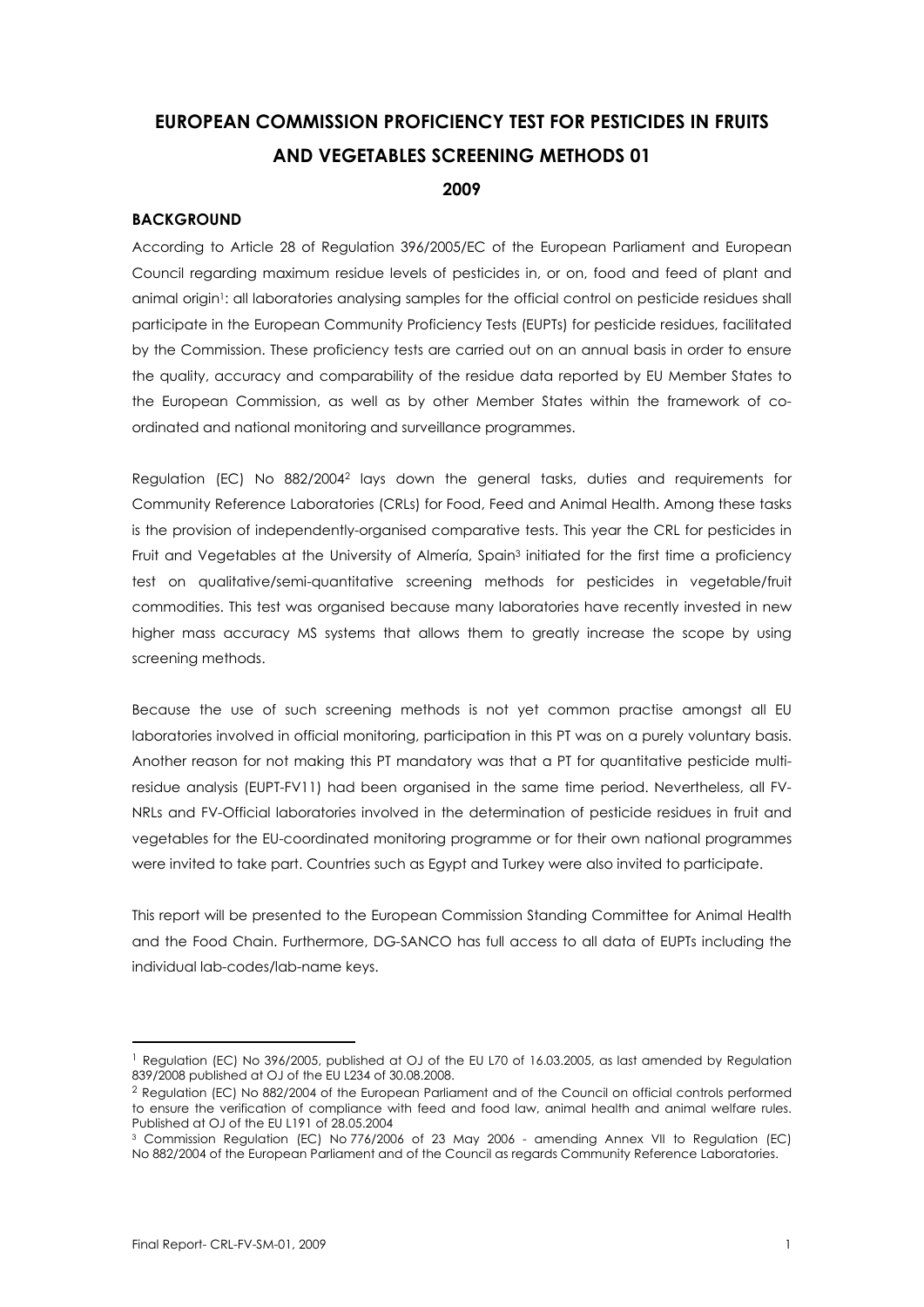# EUROPEAN COMMISSION PROFICIENCY TEST FOR PESTICIDES IN FRUITS AND VEGETABLES SCREENING METHODS 01

**2009**

## BACKGROUND

According to Article 28 of Regulation 396/2005/EC of the European Parliament and European Council regarding maximum residue levels of pesticides in, or on, food and feed of plant and animal origin[1]: all laboratories analysing samples for the official control on pesticide residues shall participate in the European Community Proficiency Tests (EUPTs) for pesticide residues, facilitated by the Commission. These proficiency tests are carried out on an annual basis in order to ensure the quality, accuracy and comparability of the residue data reported by EU Member States to the European Commission, as well as by other Member States within the framework of co-ordinated and national monitoring and surveillance programmes.

Regulation (EC) No 882/2004[2] lays down the general tasks, duties and requirements for Community Reference Laboratories (CRLs) for Food, Feed and Animal Health. Among these tasks is the provision of independently-organised comparative tests. This year the CRL for pesticides in Fruit and Vegetables at the University of Almería, Spain[3] initiated for the first time a proficiency test on qualitative/semi-quantitative screening methods for pesticides in vegetable/fruit commodities. This test was organised because many laboratories have recently invested in new higher mass accuracy MS systems that allows them to greatly increase the scope by using screening methods.

Because the use of such screening methods is not yet common practise amongst all EU laboratories involved in official monitoring, participation in this PT was on a purely voluntary basis. Another reason for not making this PT mandatory was that a PT for quantitative pesticide multi-residue analysis (EUPT-FV11) had been organised in the same time period. Nevertheless, all FV-NRLs and FV-Official laboratories involved in the determination of pesticide residues in fruit and vegetables for the EU-coordinated monitoring programme or for their own national programmes were invited to take part. Countries such as Egypt and Turkey were also invited to participate.

This report will be presented to the European Commission Standing Committee for Animal Health and the Food Chain. Furthermore, DG-SANCO has full access to all data of EUPTs including the individual lab-codes/lab-name keys.

---

[1] Regulation (EC) No 396/2005, published at OJ of the EU L70 of 16.03.2005, as last amended by Regulation 839/2008 published at OJ of the EU L234 of 30.08.2008.

[2] Regulation (EC) No 882/2004 of the European Parliament and of the Council on official controls performed to ensure the verification of compliance with feed and food law, animal health and animal welfare rules. Published at OJ of the EU L191 of 28.05.2004

[3] Commission Regulation (EC) No 776/2006 of 23 May 2006 - amending Annex VII to Regulation (EC) No 882/2004 of the European Parliament and of the Council as regards Community Reference Laboratories.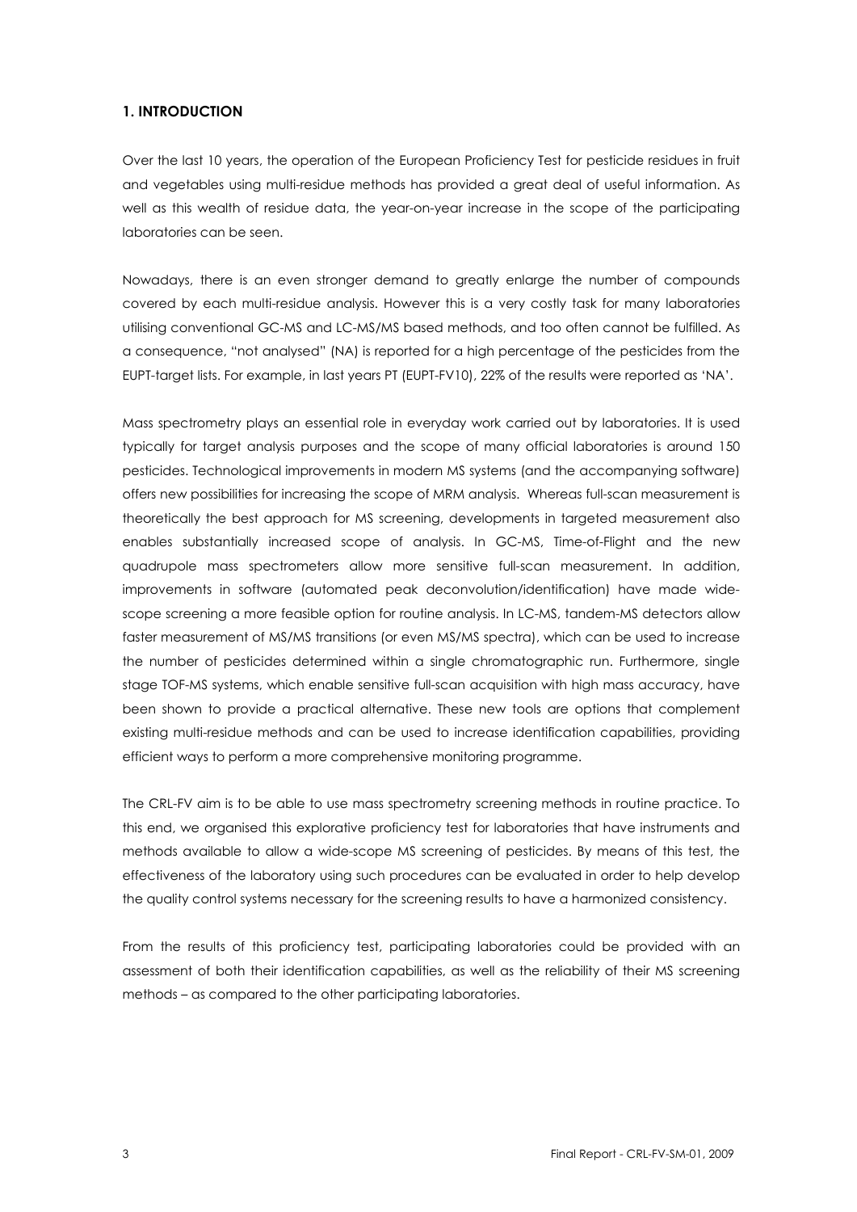## 1. INTRODUCTION

Over the last 10 years, the operation of the European Proficiency Test for pesticide residues in fruit and vegetables using multi-residue methods has provided a great deal of useful information. As well as this wealth of residue data, the year-on-year increase in the scope of the participating laboratories can be seen.

Nowadays, there is an even stronger demand to greatly enlarge the number of compounds covered by each multi-residue analysis. However this is a very costly task for many laboratories utilising conventional GC-MS and LC-MS/MS based methods, and too often cannot be fulfilled. As a consequence, "not analysed" (NA) is reported for a high percentage of the pesticides from the EUPT-target lists. For example, in last years PT (EUPT-FV10), 22% of the results were reported as 'NA'.

Mass spectrometry plays an essential role in everyday work carried out by laboratories. It is used typically for target analysis purposes and the scope of many official laboratories is around 150 pesticides. Technological improvements in modern MS systems (and the accompanying software) offers new possibilities for increasing the scope of MRM analysis. Whereas full-scan measurement is theoretically the best approach for MS screening, developments in targeted measurement also enables substantially increased scope of analysis. In GC-MS, Time-of-Flight and the new quadrupole mass spectrometers allow more sensitive full-scan measurement. In addition, improvements in software (automated peak deconvolution/identification) have made wide-scope screening a more feasible option for routine analysis. In LC-MS, tandem-MS detectors allow faster measurement of MS/MS transitions (or even MS/MS spectra), which can be used to increase the number of pesticides determined within a single chromatographic run. Furthermore, single stage TOF-MS systems, which enable sensitive full-scan acquisition with high mass accuracy, have been shown to provide a practical alternative. These new tools are options that complement existing multi-residue methods and can be used to increase identification capabilities, providing efficient ways to perform a more comprehensive monitoring programme.

The CRL-FV aim is to be able to use mass spectrometry screening methods in routine practice. To this end, we organised this explorative proficiency test for laboratories that have instruments and methods available to allow a wide-scope MS screening of pesticides. By means of this test, the effectiveness of the laboratory using such procedures can be evaluated in order to help develop the quality control systems necessary for the screening results to have a harmonized consistency.

From the results of this proficiency test, participating laboratories could be provided with an assessment of both their identification capabilities, as well as the reliability of their MS screening methods – as compared to the other participating laboratories.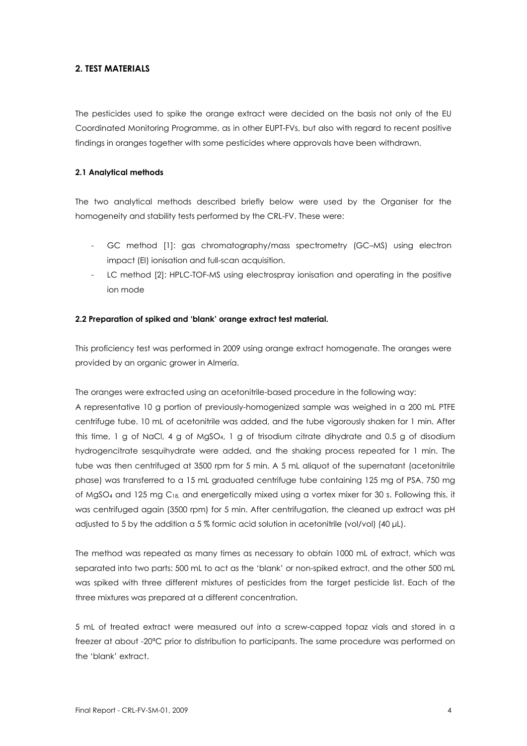## 2. TEST MATERIALS

The pesticides used to spike the orange extract were decided on the basis not only of the EU Coordinated Monitoring Programme, as in other EUPT-FVs, but also with regard to recent positive findings in oranges together with some pesticides where approvals have been withdrawn.

### 2.1 Analytical methods

The two analytical methods described briefly below were used by the Organiser for the homogeneity and stability tests performed by the CRL-FV. These were:

- GC method [1]: gas chromatography/mass spectrometry (GC–MS) using electron impact (EI) ionisation and full-scan acquisition.
- LC method [2]: HPLC-TOF-MS using electrospray ionisation and operating in the positive ion mode

### 2.2 Preparation of spiked and 'blank' orange extract test material.

This proficiency test was performed in 2009 using orange extract homogenate. The oranges were provided by an organic grower in Almería.

The oranges were extracted using an acetonitrile-based procedure in the following way:
A representative 10 g portion of previously-homogenized sample was weighed in a 200 mL PTFE centrifuge tube. 10 mL of acetonitrile was added, and the tube vigorously shaken for 1 min. After this time, 1 g of NaCl, 4 g of $MgSO_4$, 1 g of trisodium citrate dihydrate and 0.5 g of disodium hydrogencitrate sesquihydrate were added, and the shaking process repeated for 1 min. The tube was then centrifuged at 3500 rpm for 5 min. A 5 mL aliquot of the supernatant (acetonitrile phase) was transferred to a 15 mL graduated centrifuge tube containing 125 mg of PSA, 750 mg of $MgSO_4$ and 125 mg $C_{18,}$ and energetically mixed using a vortex mixer for 30 s. Following this, it was centrifuged again (3500 rpm) for 5 min. After centrifugation, the cleaned up extract was pH adjusted to 5 by the addition a 5 % formic acid solution in acetonitrile (vol/vol) (40 µL).

The method was repeated as many times as necessary to obtain 1000 mL of extract, which was separated into two parts: 500 mL to act as the 'blank' or non-spiked extract, and the other 500 mL was spiked with three different mixtures of pesticides from the target pesticide list. Each of the three mixtures was prepared at a different concentration.

5 mL of treated extract were measured out into a screw-capped topaz vials and stored in a freezer at about -20ºC prior to distribution to participants. The same procedure was performed on the 'blank' extract.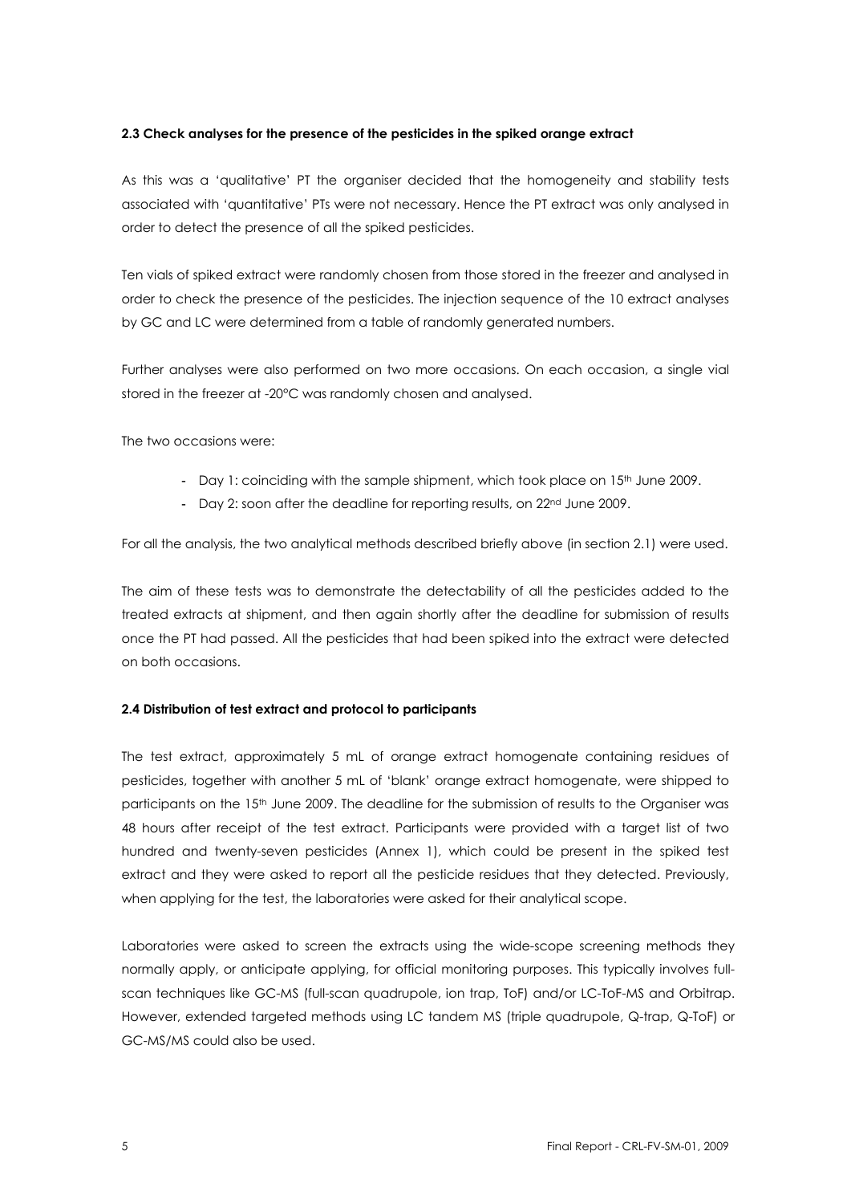### 2.3 Check analyses for the presence of the pesticides in the spiked orange extract

As this was a 'qualitative' PT the organiser decided that the homogeneity and stability tests associated with 'quantitative' PTs were not necessary. Hence the PT extract was only analysed in order to detect the presence of all the spiked pesticides.

Ten vials of spiked extract were randomly chosen from those stored in the freezer and analysed in order to check the presence of the pesticides. The injection sequence of the 10 extract analyses by GC and LC were determined from a table of randomly generated numbers.

Further analyses were also performed on two more occasions. On each occasion, a single vial stored in the freezer at -20ºC was randomly chosen and analysed.

The two occasions were:

- Day 1: coinciding with the sample shipment, which took place on 15th June 2009.
- Day 2: soon after the deadline for reporting results, on 22nd June 2009.

For all the analysis, the two analytical methods described briefly above (in section 2.1) were used.

The aim of these tests was to demonstrate the detectability of all the pesticides added to the treated extracts at shipment, and then again shortly after the deadline for submission of results once the PT had passed. All the pesticides that had been spiked into the extract were detected on both occasions.

### 2.4 Distribution of test extract and protocol to participants

The test extract, approximately 5 mL of orange extract homogenate containing residues of pesticides, together with another 5 mL of 'blank' orange extract homogenate, were shipped to participants on the 15th June 2009. The deadline for the submission of results to the Organiser was 48 hours after receipt of the test extract. Participants were provided with a target list of two hundred and twenty-seven pesticides (Annex 1), which could be present in the spiked test extract and they were asked to report all the pesticide residues that they detected. Previously, when applying for the test, the laboratories were asked for their analytical scope.

Laboratories were asked to screen the extracts using the wide-scope screening methods they normally apply, or anticipate applying, for official monitoring purposes. This typically involves full-scan techniques like GC-MS (full-scan quadrupole, ion trap, ToF) and/or LC-ToF-MS and Orbitrap. However, extended targeted methods using LC tandem MS (triple quadrupole, Q-trap, Q-ToF) or GC-MS/MS could also be used.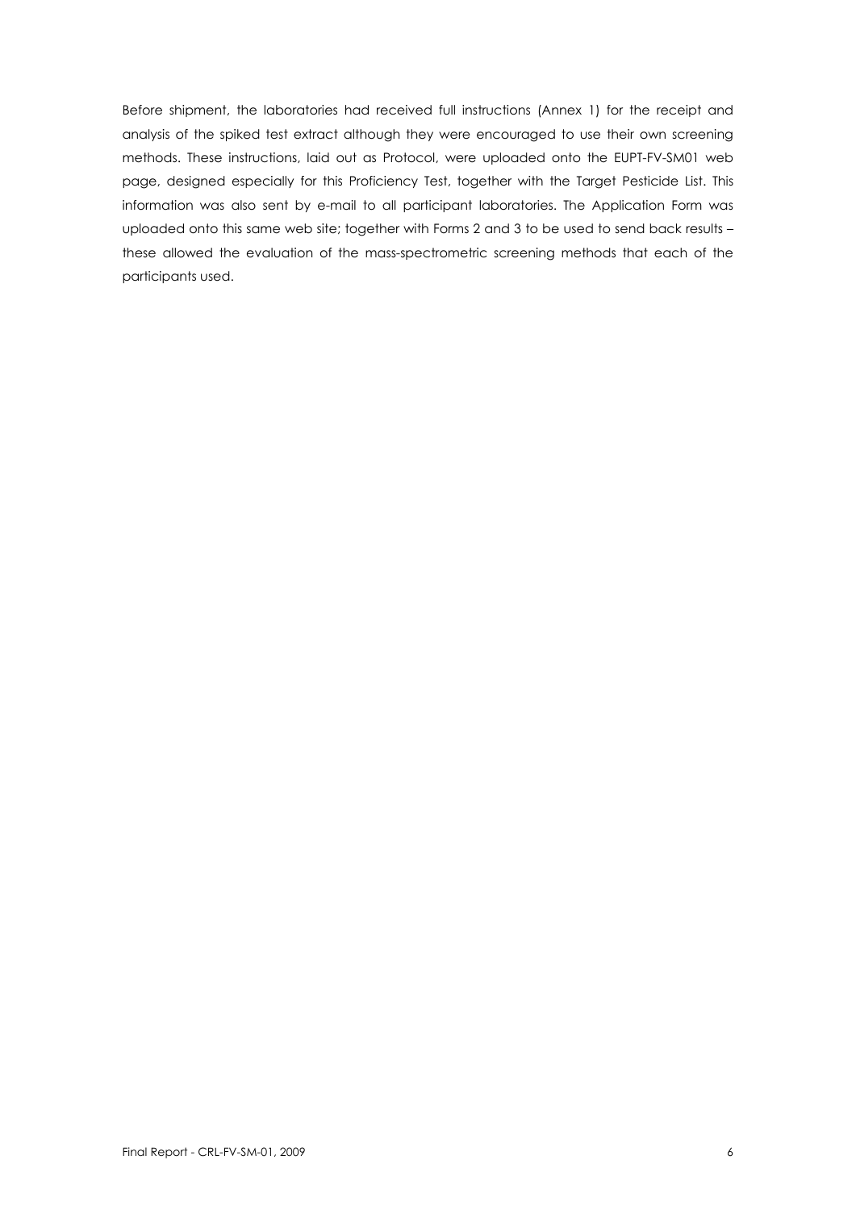Before shipment, the laboratories had received full instructions (Annex 1) for the receipt and analysis of the spiked test extract although they were encouraged to use their own screening methods. These instructions, laid out as Protocol, were uploaded onto the EUPT-FV-SM01 web page, designed especially for this Proficiency Test, together with the Target Pesticide List. This information was also sent by e-mail to all participant laboratories. The Application Form was uploaded onto this same web site; together with Forms 2 and 3 to be used to send back results – these allowed the evaluation of the mass-spectrometric screening methods that each of the participants used.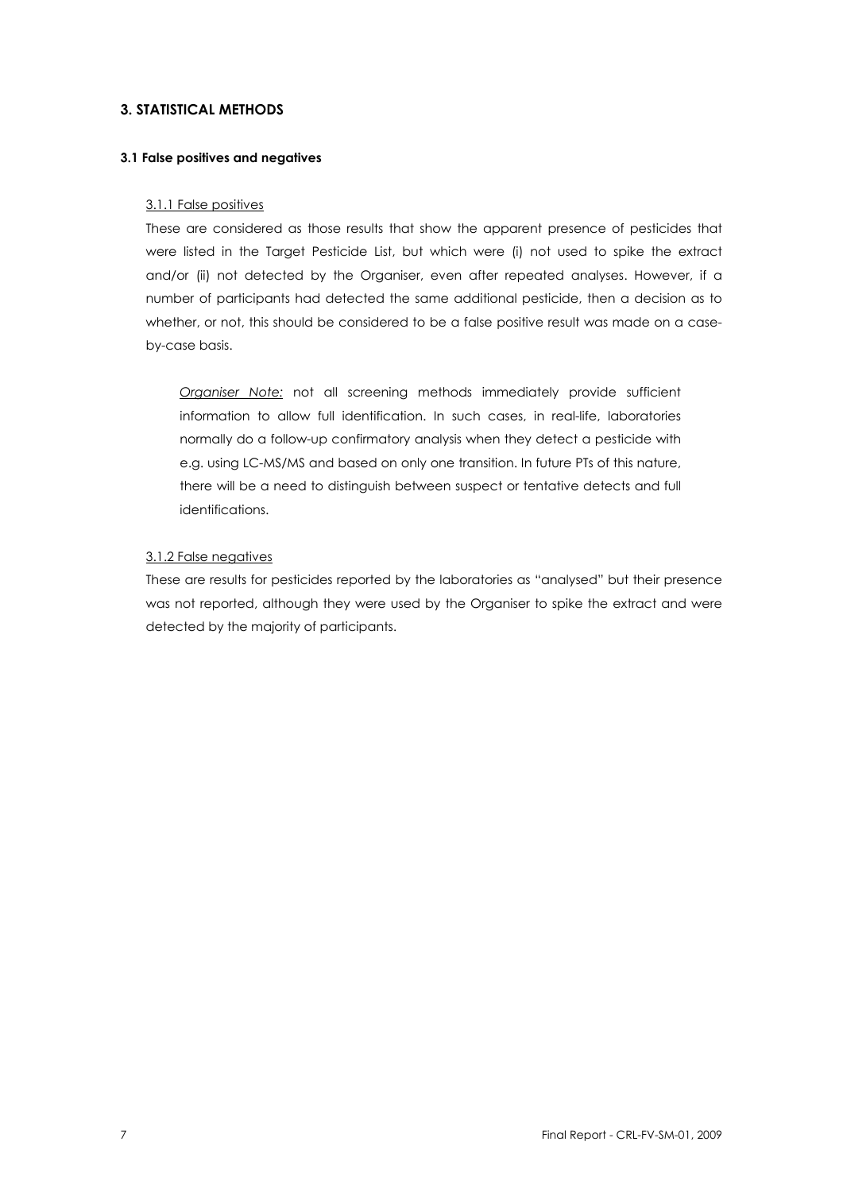## 3. STATISTICAL METHODS

### 3.1 False positives and negatives

#### 3.1.1 False positives

These are considered as those results that show the apparent presence of pesticides that were listed in the Target Pesticide List, but which were (i) not used to spike the extract and/or (ii) not detected by the Organiser, even after repeated analyses. However, if a number of participants had detected the same additional pesticide, then a decision as to whether, or not, this should be considered to be a false positive result was made on a case-by-case basis.

> *Organiser Note:* not all screening methods immediately provide sufficient information to allow full identification. In such cases, in real-life, laboratories normally do a follow-up confirmatory analysis when they detect a pesticide with e.g. using LC-MS/MS and based on only one transition. In future PTs of this nature, there will be a need to distinguish between suspect or tentative detects and full identifications.

#### 3.1.2 False negatives

These are results for pesticides reported by the laboratories as "analysed" but their presence was not reported, although they were used by the Organiser to spike the extract and were detected by the majority of participants.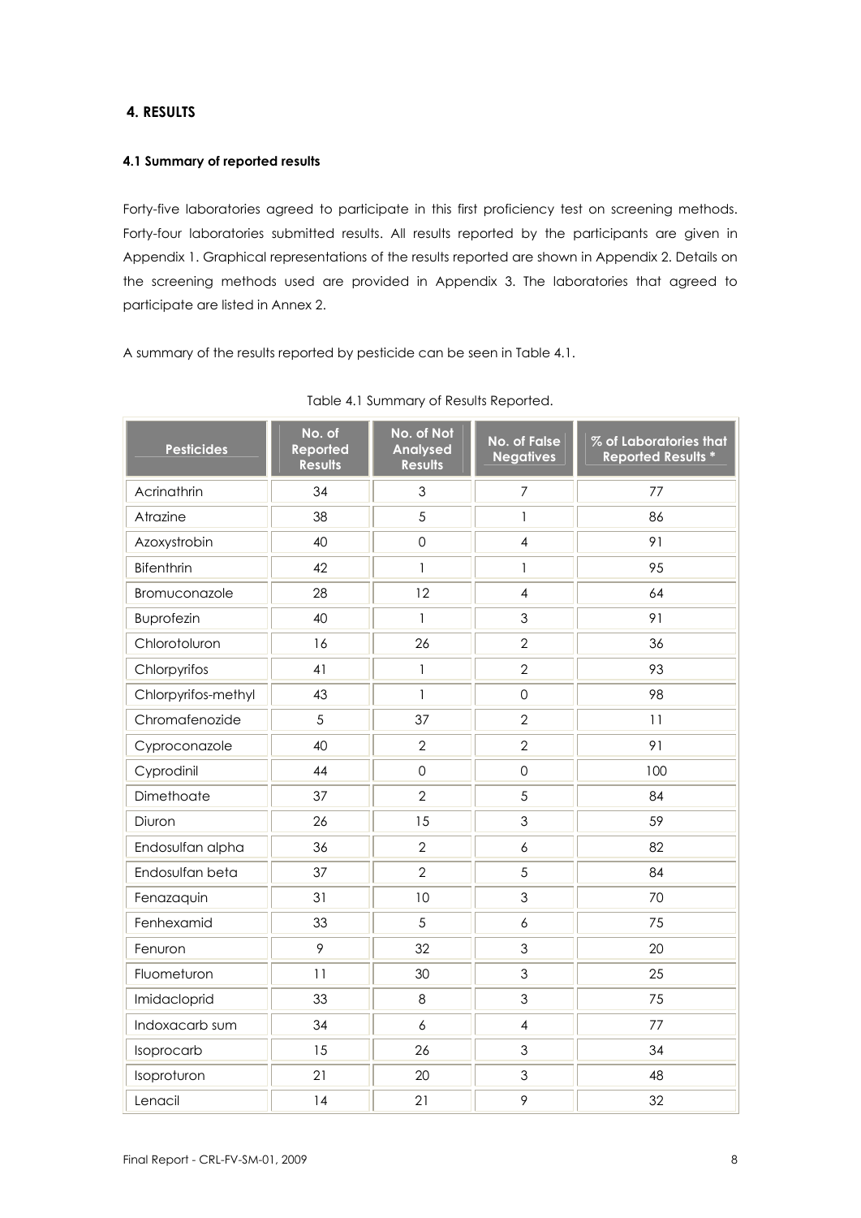## 4. RESULTS

### 4.1 Summary of reported results

Forty-five laboratories agreed to participate in this first proficiency test on screening methods. Forty-four laboratories submitted results. All results reported by the participants are given in Appendix 1. Graphical representations of the results reported are shown in Appendix 2. Details on the screening methods used are provided in Appendix 3. The laboratories that agreed to participate are listed in Annex 2.

A summary of the results reported by pesticide can be seen in Table 4.1.

Table 4.1 Summary of Results Reported.

| Pesticides | No. of Reported Results | No. of Not Analysed Results | No. of False Negatives | % of Laboratories that Reported Results * |
|---|---|---|---|---|
| Acrinathrin | 34 | 3 | 7 | 77 |
| Atrazine | 38 | 5 | 1 | 86 |
| Azoxystrobin | 40 | 0 | 4 | 91 |
| Bifenthrin | 42 | 1 | 1 | 95 |
| Bromuconazole | 28 | 12 | 4 | 64 |
| Buprofezin | 40 | 1 | 3 | 91 |
| Chlorotoluron | 16 | 26 | 2 | 36 |
| Chlorpyrifos | 41 | 1 | 2 | 93 |
| Chlorpyrifos-methyl | 43 | 1 | 0 | 98 |
| Chromafenozide | 5 | 37 | 2 | 11 |
| Cyproconazole | 40 | 2 | 2 | 91 |
| Cyprodinil | 44 | 0 | 0 | 100 |
| Dimethoate | 37 | 2 | 5 | 84 |
| Diuron | 26 | 15 | 3 | 59 |
| Endosulfan alpha | 36 | 2 | 6 | 82 |
| Endosulfan beta | 37 | 2 | 5 | 84 |
| Fenazaquin | 31 | 10 | 3 | 70 |
| Fenhexamid | 33 | 5 | 6 | 75 |
| Fenuron | 9 | 32 | 3 | 20 |
| Fluometuron | 11 | 30 | 3 | 25 |
| Imidacloprid | 33 | 8 | 3 | 75 |
| Indoxacarb sum | 34 | 6 | 4 | 77 |
| Isoprocarb | 15 | 26 | 3 | 34 |
| Isoproturon | 21 | 20 | 3 | 48 |
| Lenacil | 14 | 21 | 9 | 32 |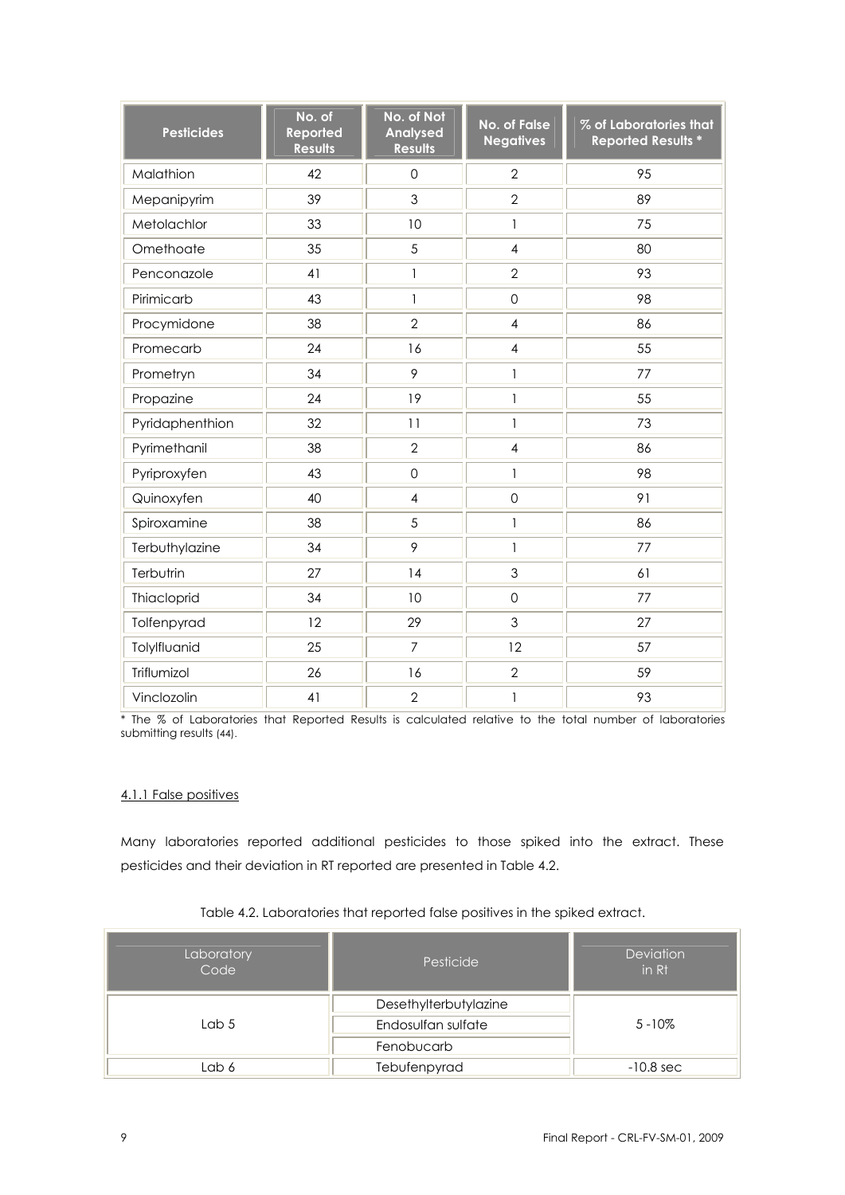| Pesticides | No. of Reported Results | No. of Not Analysed Results | No. of False Negatives | % of Laboratories that Reported Results * |
|---|---|---|---|---|
| Malathion | 42 | 0 | 2 | 95 |
| Mepanipyrim | 39 | 3 | 2 | 89 |
| Metolachlor | 33 | 10 | 1 | 75 |
| Omethoate | 35 | 5 | 4 | 80 |
| Penconazole | 41 | 1 | 2 | 93 |
| Pirimicarb | 43 | 1 | 0 | 98 |
| Procymidone | 38 | 2 | 4 | 86 |
| Promecarb | 24 | 16 | 4 | 55 |
| Prometryn | 34 | 9 | 1 | 77 |
| Propazine | 24 | 19 | 1 | 55 |
| Pyridaphenthion | 32 | 11 | 1 | 73 |
| Pyrimethanil | 38 | 2 | 4 | 86 |
| Pyriproxyfen | 43 | 0 | 1 | 98 |
| Quinoxyfen | 40 | 4 | 0 | 91 |
| Spiroxamine | 38 | 5 | 1 | 86 |
| Terbuthylazine | 34 | 9 | 1 | 77 |
| Terbutrin | 27 | 14 | 3 | 61 |
| Thiacloprid | 34 | 10 | 0 | 77 |
| Tolfenpyrad | 12 | 29 | 3 | 27 |
| Tolylfluanid | 25 | 7 | 12 | 57 |
| Triflumizol | 26 | 16 | 2 | 59 |
| Vinclozolin | 41 | 2 | 1 | 93 |

* The % of Laboratories that Reported Results is calculated relative to the total number of laboratories submitting results (44).

### 4.1.1 False positives

Many laboratories reported additional pesticides to those spiked into the extract. These pesticides and their deviation in RT reported are presented in Table 4.2.

Table 4.2. Laboratories that reported false positives in the spiked extract.

| Laboratory Code | Pesticide | Deviation in Rt |
|---|---|---|
| Lab 5 | Desethylterbutylazine | 5 -10% |
| | Endosulfan sulfate | |
| | Fenobucarb | |
| Lab 6 | Tebufenpyrad | -10.8 sec |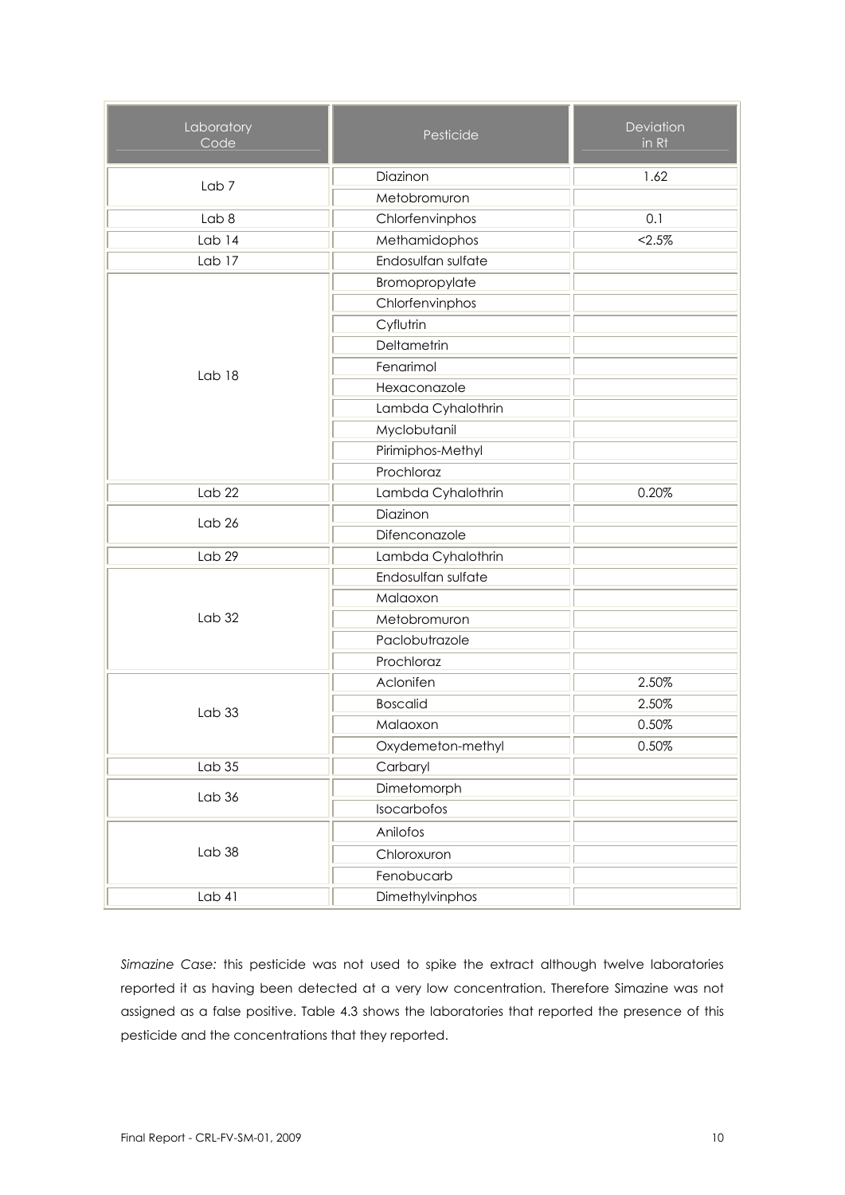| Laboratory Code | Pesticide | Deviation in Rt |
|---|---|---|
| Lab 7 | Diazinon | 1.62 |
| | Metobromuron | |
| Lab 8 | Chlorfenvinphos | 0.1 |
| Lab 14 | Methamidophos | <2.5% |
| Lab 17 | Endosulfan sulfate | |
| Lab 18 | Bromopropylate | |
| | Chlorfenvinphos | |
| | Cyflutrin | |
| | Deltametrin | |
| | Fenarimol | |
| | Hexaconazole | |
| | Lambda Cyhalothrin | |
| | Myclobutanil | |
| | Pirimiphos-Methyl | |
| | Prochloraz | |
| Lab 22 | Lambda Cyhalothrin | 0.20% |
| Lab 26 | Diazinon | |
| | Difenconazole | |
| Lab 29 | Lambda Cyhalothrin | |
| Lab 32 | Endosulfan sulfate | |
| | Malaoxon | |
| | Metobromuron | |
| | Paclobutrazole | |
| | Prochloraz | |
| Lab 33 | Aclonifen | 2.50% |
| | Boscalid | 2.50% |
| | Malaoxon | 0.50% |
| | Oxydemeton-methyl | 0.50% |
| Lab 35 | Carbaryl | |
| Lab 36 | Dimetomorph | |
| | Isocarbofos | |
| Lab 38 | Anilofos | |
| | Chloroxuron | |
| | Fenobucarb | |
| Lab 41 | Dimethylvinphos | |

*Simazine Case:* this pesticide was not used to spike the extract although twelve laboratories reported it as having been detected at a very low concentration. Therefore Simazine was not assigned as a false positive. Table 4.3 shows the laboratories that reported the presence of this pesticide and the concentrations that they reported.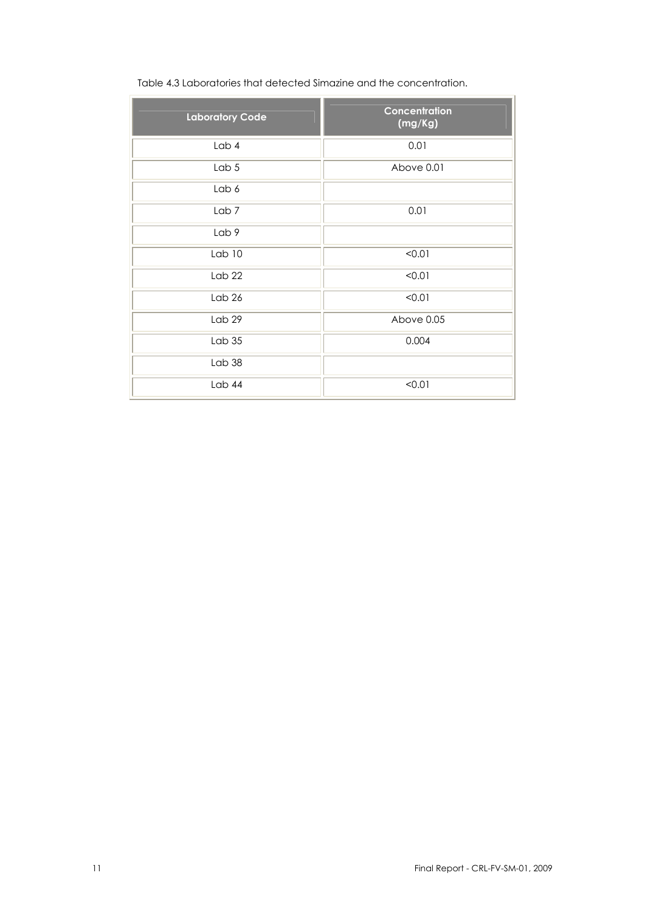Table 4.3 Laboratories that detected Simazine and the concentration.

| Laboratory Code | Concentration (mg/Kg) |
|---|---|
| Lab 4 | 0.01 |
| Lab 5 | Above 0.01 |
| Lab 6 | |
| Lab 7 | 0.01 |
| Lab 9 | |
| Lab 10 | <0.01 |
| Lab 22 | <0.01 |
| Lab 26 | <0.01 |
| Lab 29 | Above 0.05 |
| Lab 35 | 0.004 |
| Lab 38 | |
| Lab 44 | <0.01 |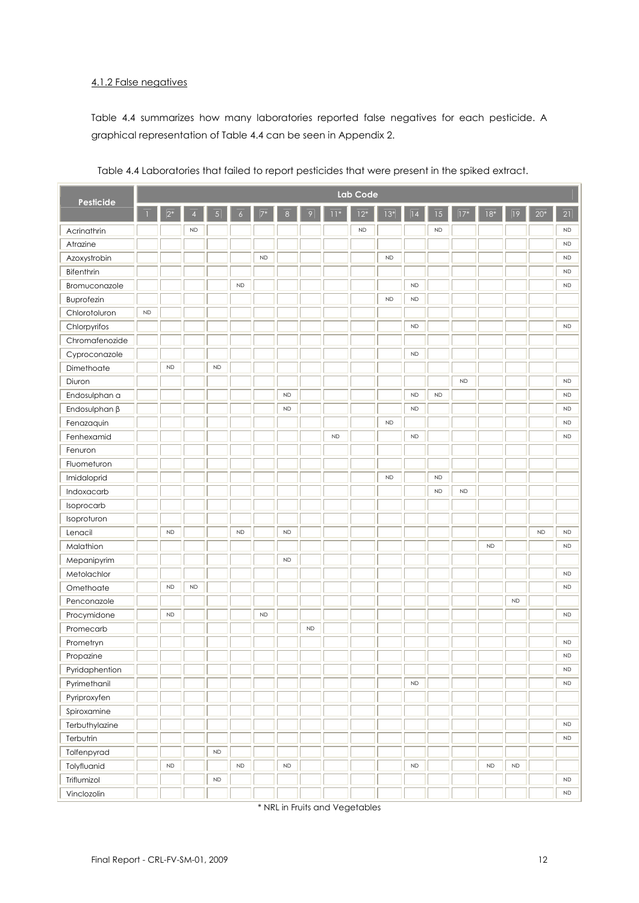4.1.2 False negatives

Table 4.4 summarizes how many laboratories reported false negatives for each pesticide. A graphical representation of Table 4.4 can be seen in Appendix 2.

Table 4.4 Laboratories that failed to report pesticides that were present in the spiked extract.

| Pesticide | Lab Code | | | | | | | | | | | | | | | | | |
|---|---|---|---|---|---|---|---|---|---|---|---|---|---|---|---|---|---|---|
| | 1 | 2* | 4 | 5 | 6 | 7* | 8 | 9 | 11* | 12* | 13* | 14 | 15 | 17* | 18* | 19 | 20* | 21 |
| Acrinathrin | | | ND | | | | | | | ND | | | ND | | | | | ND |
| Atrazine | | | | | | | | | | | | | | | | | | ND |
| Azoxystrobin | | | | | | ND | | | | | ND | | | | | | | ND |
| Bifenthrin | | | | | | | | | | | | | | | | | | ND |
| Bromuconazole | | | | | ND | | | | | | | ND | | | | | | ND |
| Buprofezin | | | | | | | | | | | ND | ND | | | | | | |
| Chlorotoluron | ND | | | | | | | | | | | | | | | | | |
| Chlorpyrifos | | | | | | | | | | | | ND | | | | | | ND |
| Chromafenozide | | | | | | | | | | | | | | | | | | |
| Cyproconazole | | | | | | | | | | | | ND | | | | | | |
| Dimethoate | | ND | | ND | | | | | | | | | | | | | | |
| Diuron | | | | | | | | | | | | | | ND | | | | ND |
| Endosulphan α | | | | | | | ND | | | | | ND | ND | | | | | ND |
| Endosulphan β | | | | | | | ND | | | | | ND | | | | | | ND |
| Fenazaquin | | | | | | | | | | | ND | | | | | | | ND |
| Fenhexamid | | | | | | | | | ND | | | ND | | | | | | ND |
| Fenuron | | | | | | | | | | | | | | | | | | |
| Fluometuron | | | | | | | | | | | | | | | | | | |
| Imidacloprid | | | | | | | | | | | ND | | ND | | | | | |
| Indoxacarb | | | | | | | | | | | | | ND | ND | | | | |
| Isoprocarb | | | | | | | | | | | | | | | | | | |
| Isoproturon | | | | | | | | | | | | | | | | | | |
| Lenacil | | ND | | | ND | | ND | | | | | | | | | | ND | ND |
| Malathion | | | | | | | | | | | | | | | ND | | | ND |
| Mepanipyrim | | | | | | | ND | | | | | | | | | | | |
| Metolachlor | | | | | | | | | | | | | | | | | | ND |
| Omethoate | | ND | ND | | | | | | | | | | | | | | | ND |
| Penconazole | | | | | | | | | | | | | | | | ND | | |
| Procymidone | | ND | | | | ND | | | | | | | | | | | | ND |
| Promecarb | | | | | | | | ND | | | | | | | | | | |
| Prometryn | | | | | | | | | | | | | | | | | | ND |
| Propazine | | | | | | | | | | | | | | | | | | ND |
| Pyridaphention | | | | | | | | | | | | | | | | | | ND |
| Pyrimethanil | | | | | | | | | | | | ND | | | | | | ND |
| Pyriproxyfen | | | | | | | | | | | | | | | | | | |
| Spiroxamine | | | | | | | | | | | | | | | | | | |
| Terbuthylazine | | | | | | | | | | | | | | | | | | ND |
| Terbutrin | | | | | | | | | | | | | | | | | | ND |
| Tolfenpyrad | | | | ND | | | | | | | | | | | | | | |
| Tolyfluanid | | ND | | | ND | | ND | | | | | ND | | | ND | ND | | |
| Triflumizol | | | | ND | | | | | | | | | | | | | | ND |
| Vinclozolin | | | | | | | | | | | | | | | | | | ND |

* NRL in Fruits and Vegetables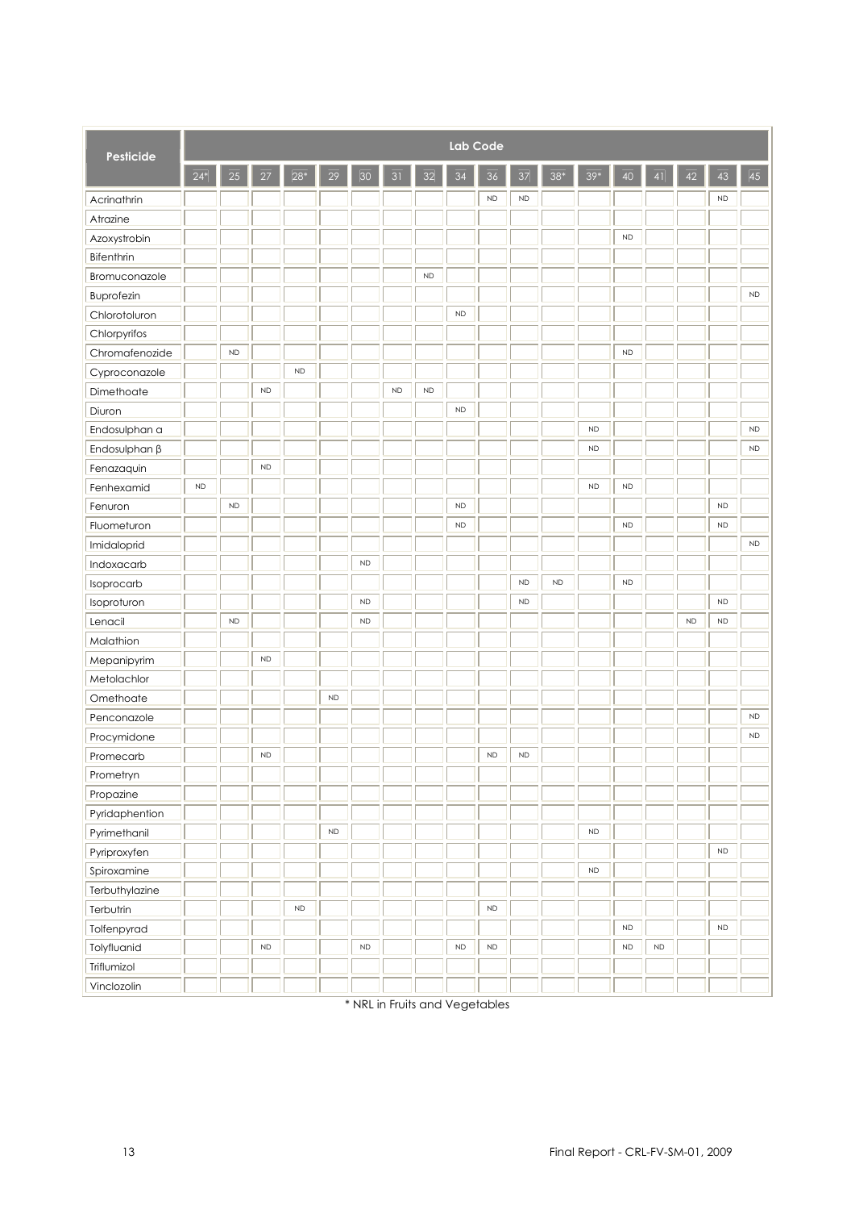| Pesticide | Lab Code | | | | | | | | | | | | | | | | | |
|---|---|---|---|---|---|---|---|---|---|---|---|---|---|---|---|---|---|---|
| | 24* | 25 | 27 | 28* | 29 | 30 | 31 | 32 | 34 | 36 | 37 | 38* | 39* | 40 | 41 | 42 | 43 | 45 |
| Acrinathrin | | | | | | | | | | ND | ND | | | | | | ND | |
| Atrazine | | | | | | | | | | | | | | | | | | |
| Azoxystrobin | | | | | | | | | | | | | | ND | | | | |
| Bifenthrin | | | | | | | | | | | | | | | | | | |
| Bromuconazole | | | | | | | | ND | | | | | | | | | | |
| Buprofezin | | | | | | | | | | | | | | | | | | ND |
| Chlorotoluron | | | | | | | | | ND | | | | | | | | | |
| Chlorpyrifos | | | | | | | | | | | | | | | | | | |
| Chromafenozide | | ND | | | | | | | | | | | | ND | | | | |
| Cyproconazole | | | | ND | | | | | | | | | | | | | | |
| Dimethoate | | | ND | | | | ND | ND | | | | | | | | | | |
| Diuron | | | | | | | | | ND | | | | | | | | | |
| Endosulphan α | | | | | | | | | | | | | ND | | | | | ND |
| Endosulphan β | | | | | | | | | | | | | ND | | | | | ND |
| Fenazaquin | | | ND | | | | | | | | | | | | | | | |
| Fenhexamid | ND | | | | | | | | | | | | ND | ND | | | | |
| Fenuron | | ND | | | | | | | ND | | | | | | | | ND | |
| Fluometuron | | | | | | | | | ND | | | | | ND | | | ND | |
| Imidaloprid | | | | | | | | | | | | | | | | | | ND |
| Indoxacarb | | | | | | ND | | | | | | | | | | | | |
| Isoprocarb | | | | | | | | | | | ND | ND | | ND | | | | |
| Isoproturon | | | | | | ND | | | | | ND | | | | | | ND | |
| Lenacil | | ND | | | | ND | | | | | | | | | | ND | ND | |
| Malathion | | | | | | | | | | | | | | | | | | |
| Mepanipyrim | | | ND | | | | | | | | | | | | | | | |
| Metolachlor | | | | | | | | | | | | | | | | | | |
| Omethoate | | | | | ND | | | | | | | | | | | | | |
| Penconazole | | | | | | | | | | | | | | | | | | ND |
| Procymidone | | | | | | | | | | | | | | | | | | ND |
| Promecarb | | | ND | | | | | | | ND | ND | | | | | | | |
| Prometryn | | | | | | | | | | | | | | | | | | |
| Propazine | | | | | | | | | | | | | | | | | | |
| Pyridaphention | | | | | | | | | | | | | | | | | | |
| Pyrimethanil | | | | | ND | | | | | | | | ND | | | | | |
| Pyriproxyfen | | | | | | | | | | | | | | | | | ND | |
| Spiroxamine | | | | | | | | | | | | | ND | | | | | |
| Terbuthylazine | | | | | | | | | | | | | | | | | | |
| Terbutrin | | | | ND | | | | | | ND | | | | | | | | |
| Tolfenpyrad | | | | | | | | | | | | | | ND | | | ND | |
| Tolyfluanid | | | ND | | | ND | | | ND | ND | | | | ND | ND | | | |
| Triflumizol | | | | | | | | | | | | | | | | | | |
| Vinclozolin | | | | | | | | | | | | | | | | | | |

* NRL in Fruits and Vegetables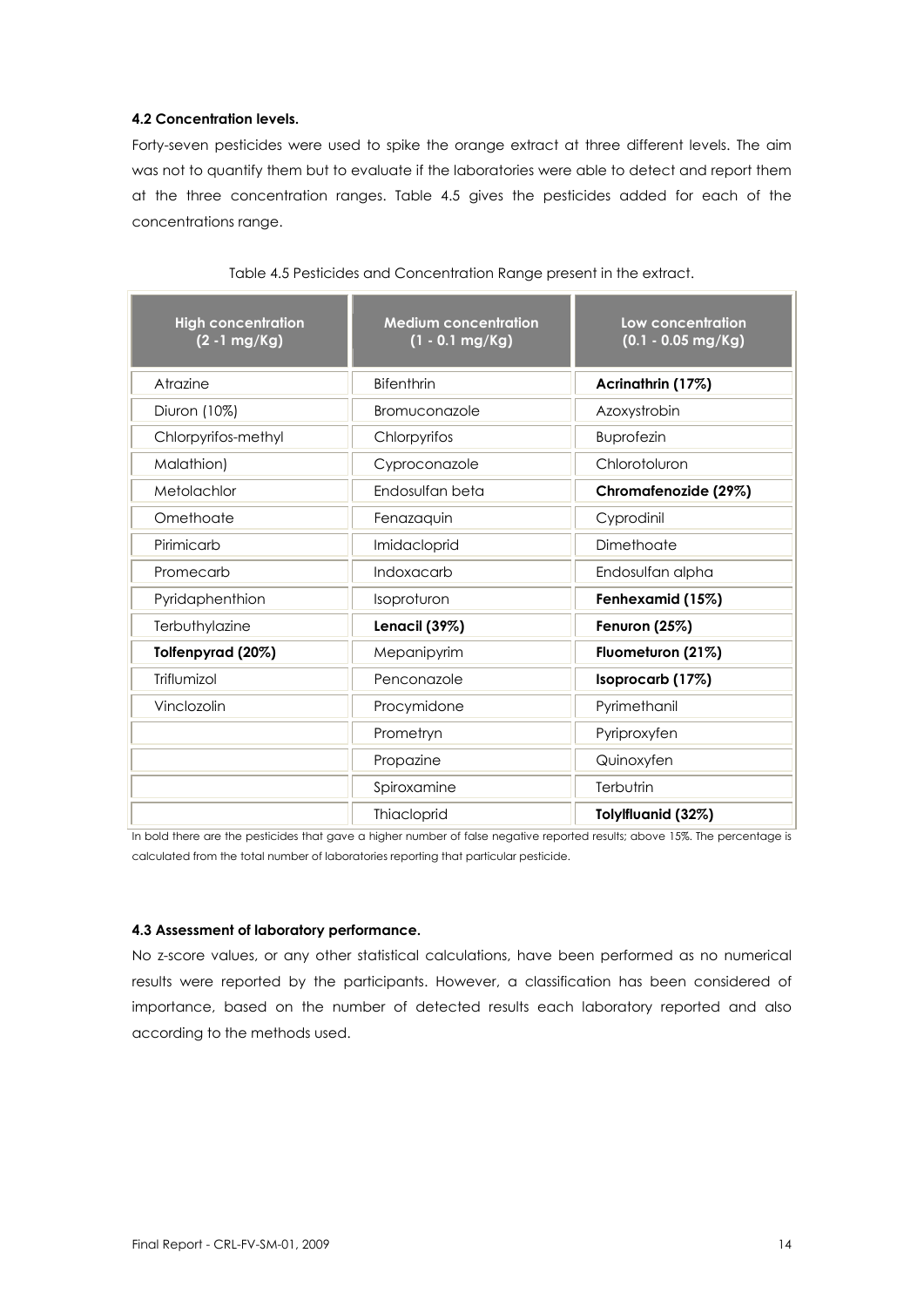#### 4.2 Concentration levels.

Forty-seven pesticides were used to spike the orange extract at three different levels. The aim was not to quantify them but to evaluate if the laboratories were able to detect and report them at the three concentration ranges. Table 4.5 gives the pesticides added for each of the concentrations range.

Table 4.5 Pesticides and Concentration Range present in the extract.

| High concentration (2 -1 mg/Kg) | Medium concentration (1 - 0.1 mg/Kg) | Low concentration (0.1 - 0.05 mg/Kg) |
|---|---|---|
| Atrazine | Bifenthrin | **Acrinathrin (17%)** |
| Diuron (10%) | Bromuconazole | Azoxystrobin |
| Chlorpyrifos-methyl | Chlorpyrifos | Buprofezin |
| Malathion) | Cyproconazole | Chlorotoluron |
| Metolachlor | Endosulfan beta | **Chromafenozide (29%)** |
| Omethoate | Fenazaquin | Cyprodinil |
| Pirimicarb | Imidacloprid | Dimethoate |
| Promecarb | Indoxacarb | Endosulfan alpha |
| Pyridaphenthion | Isoproturon | **Fenhexamid (15%)** |
| Terbuthylazine | **Lenacil (39%)** | **Fenuron (25%)** |
| **Tolfenpyrad (20%)** | Mepanipyrim | **Fluometuron (21%)** |
| Triflumizol | Penconazole | **Isoprocarb (17%)** |
| Vinclozolin | Procymidone | Pyrimethanil |
| | Prometryn | Pyriproxyfen |
| | Propazine | Quinoxyfen |
| | Spiroxamine | Terbutrin |
| | Thiacloprid | **Tolylfluanid (32%)** |

In bold there are the pesticides that gave a higher number of false negative reported results; above 15%. The percentage is calculated from the total number of laboratories reporting that particular pesticide.

#### 4.3 Assessment of laboratory performance.

No z-score values, or any other statistical calculations, have been performed as no numerical results were reported by the participants. However, a classification has been considered of importance, based on the number of detected results each laboratory reported and also according to the methods used.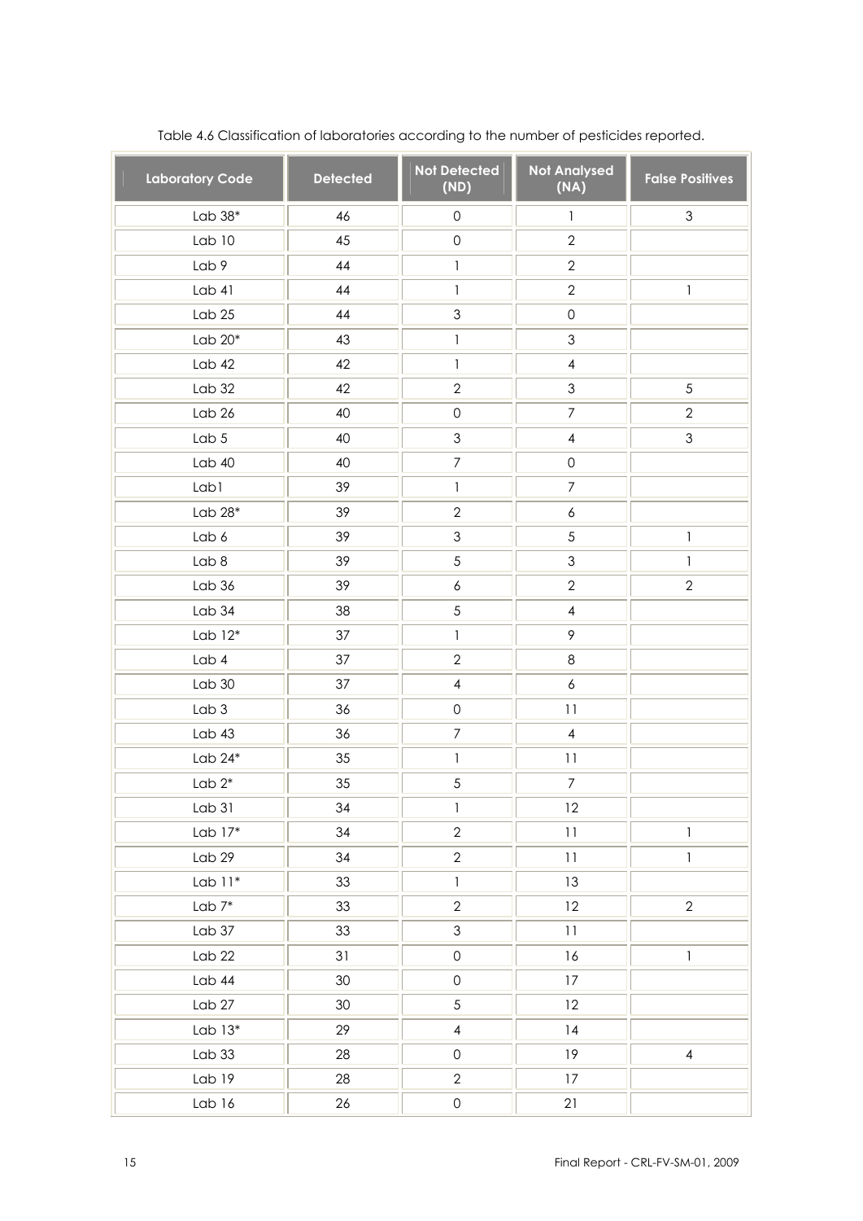Table 4.6 Classification of laboratories according to the number of pesticides reported.

| Laboratory Code | Detected | Not Detected (ND) | Not Analysed (NA) | False Positives |
|---|---|---|---|---|
| Lab 38* | 46 | 0 | 1 | 3 |
| Lab 10 | 45 | 0 | 2 | |
| Lab 9 | 44 | 1 | 2 | |
| Lab 41 | 44 | 1 | 2 | 1 |
| Lab 25 | 44 | 3 | 0 | |
| Lab 20* | 43 | 1 | 3 | |
| Lab 42 | 42 | 1 | 4 | |
| Lab 32 | 42 | 2 | 3 | 5 |
| Lab 26 | 40 | 0 | 7 | 2 |
| Lab 5 | 40 | 3 | 4 | 3 |
| Lab 40 | 40 | 7 | 0 | |
| Lab1 | 39 | 1 | 7 | |
| Lab 28* | 39 | 2 | 6 | |
| Lab 6 | 39 | 3 | 5 | 1 |
| Lab 8 | 39 | 5 | 3 | 1 |
| Lab 36 | 39 | 6 | 2 | 2 |
| Lab 34 | 38 | 5 | 4 | |
| Lab 12* | 37 | 1 | 9 | |
| Lab 4 | 37 | 2 | 8 | |
| Lab 30 | 37 | 4 | 6 | |
| Lab 3 | 36 | 0 | 11 | |
| Lab 43 | 36 | 7 | 4 | |
| Lab 24* | 35 | 1 | 11 | |
| Lab 2* | 35 | 5 | 7 | |
| Lab 31 | 34 | 1 | 12 | |
| Lab 17* | 34 | 2 | 11 | 1 |
| Lab 29 | 34 | 2 | 11 | 1 |
| Lab 11* | 33 | 1 | 13 | |
| Lab 7* | 33 | 2 | 12 | 2 |
| Lab 37 | 33 | 3 | 11 | |
| Lab 22 | 31 | 0 | 16 | 1 |
| Lab 44 | 30 | 0 | 17 | |
| Lab 27 | 30 | 5 | 12 | |
| Lab 13* | 29 | 4 | 14 | |
| Lab 33 | 28 | 0 | 19 | 4 |
| Lab 19 | 28 | 2 | 17 | |
| Lab 16 | 26 | 0 | 21 | |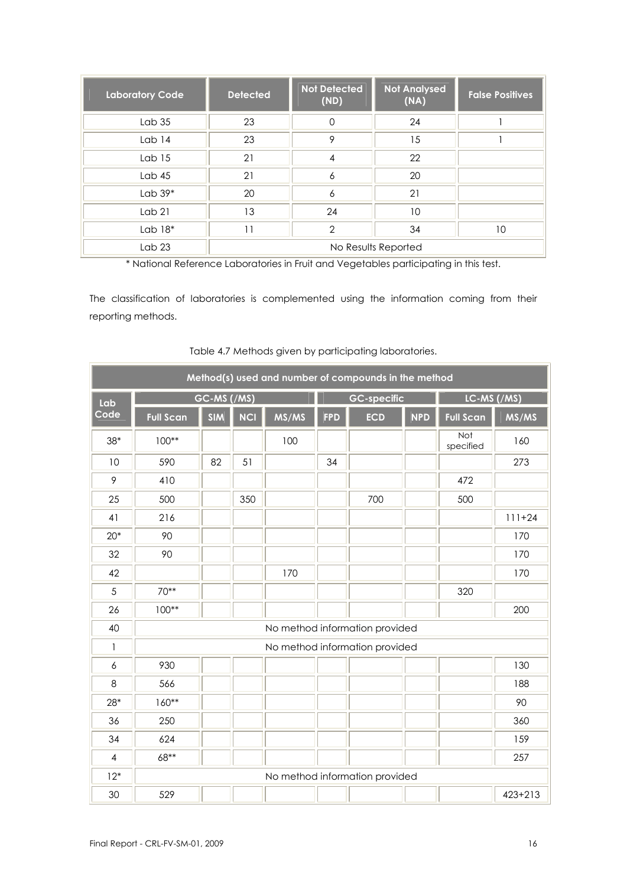| Laboratory Code | Detected | Not Detected (ND) | Not Analysed (NA) | False Positives |
|---|---|---|---|---|
| Lab 35 | 23 | 0 | 24 | 1 |
| Lab 14 | 23 | 9 | 15 | 1 |
| Lab 15 | 21 | 4 | 22 | |
| Lab 45 | 21 | 6 | 20 | |
| Lab 39* | 20 | 6 | 21 | |
| Lab 21 | 13 | 24 | 10 | |
| Lab 18* | 11 | 2 | 34 | 10 |
| Lab 23 | No Results Reported | | | |

\* National Reference Laboratories in Fruit and Vegetables participating in this test.

The classification of laboratories is complemented using the information coming from their reporting methods.

Table 4.7 Methods given by participating laboratories.

| Lab Code | Method(s) used and number of compounds in the method | | | | | | | | |
|---|---|---|---|---|---|---|---|---|---|
| | GC-MS (/MS) | | | | GC-specific | | | LC-MS (/MS) | |
| | Full Scan | SIM | NCI | MS/MS | FPD | ECD | NPD | Full Scan | MS/MS |
| 38* | 100** | | | 100 | | | | Not specified | 160 |
| 10 | 590 | 82 | 51 | | 34 | | | | 273 |
| 9 | 410 | | | | | | | 472 | |
| 25 | 500 | | 350 | | | 700 | | 500 | |
| 41 | 216 | | | | | | | | 111+24 |
| 20* | 90 | | | | | | | | 170 |
| 32 | 90 | | | | | | | | 170 |
| 42 | | | | 170 | | | | | 170 |
| 5 | 70** | | | | | | | 320 | |
| 26 | 100** | | | | | | | | 200 |
| 40 | No method information provided | | | | | | | | |
| 1 | No method information provided | | | | | | | | |
| 6 | 930 | | | | | | | | 130 |
| 8 | 566 | | | | | | | | 188 |
| 28* | 160** | | | | | | | | 90 |
| 36 | 250 | | | | | | | | 360 |
| 34 | 624 | | | | | | | | 159 |
| 4 | 68** | | | | | | | | 257 |
| 12* | No method information provided | | | | | | | | |
| 30 | 529 | | | | | | | | 423+213 |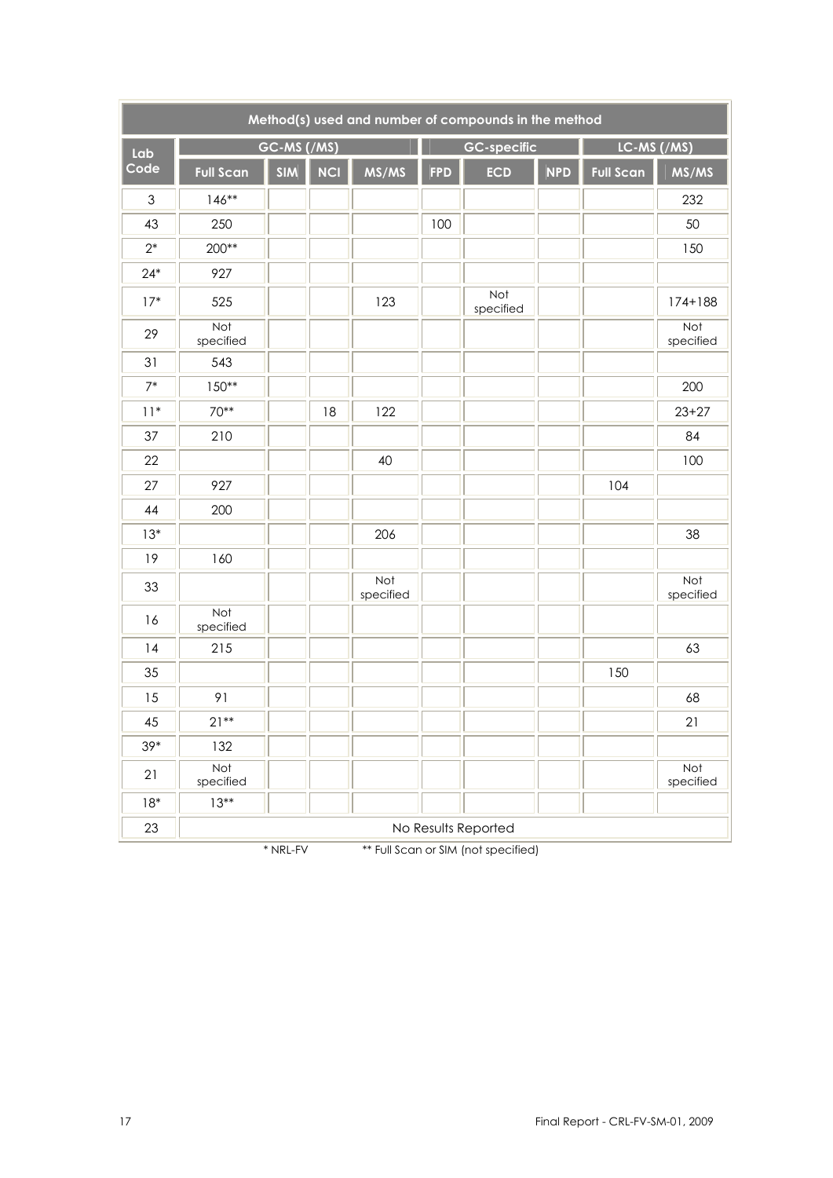| Method(s) used and number of compounds in the method | | | | | | | | | |
|---|---|---|---|---|---|---|---|---|---|
| Lab Code | GC-MS (/MS) | | | | GC-specific | | | LC-MS (/MS) | |
| | Full Scan | SIM | NCI | MS/MS | FPD | ECD | NPD | Full Scan | MS/MS |
| 3 | 146** | | | | | | | | 232 |
| 43 | 250 | | | | 100 | | | | 50 |
| 2* | 200** | | | | | | | | 150 |
| 24* | 927 | | | | | | | | |
| 17* | 525 | | | 123 | | Not specified | | | 174+188 |
| 29 | Not specified | | | | | | | | Not specified |
| 31 | 543 | | | | | | | | |
| 7* | 150** | | | | | | | | 200 |
| 11* | 70** | | 18 | 122 | | | | | 23+27 |
| 37 | 210 | | | | | | | | 84 |
| 22 | | | | 40 | | | | | 100 |
| 27 | 927 | | | | | | | 104 | |
| 44 | 200 | | | | | | | | |
| 13* | | | | 206 | | | | | 38 |
| 19 | 160 | | | | | | | | |
| 33 | | | | Not specified | | | | | Not specified |
| 16 | Not specified | | | | | | | | |
| 14 | 215 | | | | | | | | 63 |
| 35 | | | | | | | | 150 | |
| 15 | 91 | | | | | | | | 68 |
| 45 | 21** | | | | | | | | 21 |
| 39* | 132 | | | | | | | | |
| 21 | Not specified | | | | | | | | Not specified |
| 18* | 13** | | | | | | | | |
| 23 | No Results Reported | | | | | | | | |

\* NRL-FV ** Full Scan or SIM (not specified)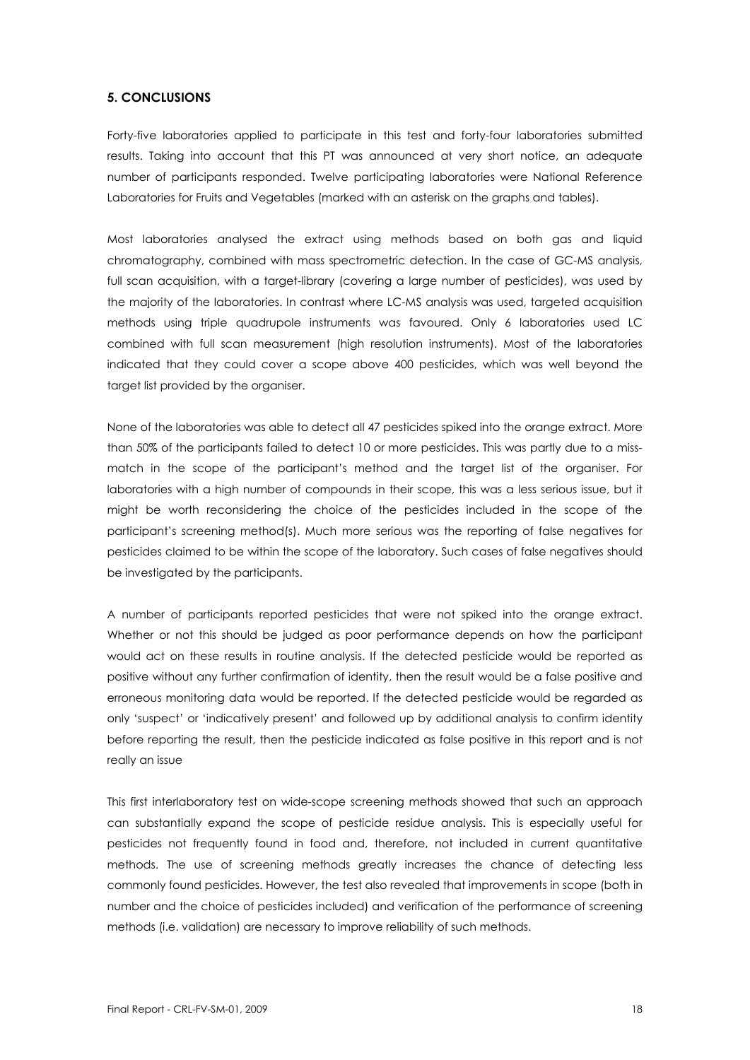### 5. CONCLUSIONS

Forty-five laboratories applied to participate in this test and forty-four laboratories submitted results. Taking into account that this PT was announced at very short notice, an adequate number of participants responded. Twelve participating laboratories were National Reference Laboratories for Fruits and Vegetables (marked with an asterisk on the graphs and tables).

Most laboratories analysed the extract using methods based on both gas and liquid chromatography, combined with mass spectrometric detection. In the case of GC-MS analysis, full scan acquisition, with a target-library (covering a large number of pesticides), was used by the majority of the laboratories. In contrast where LC-MS analysis was used, targeted acquisition methods using triple quadrupole instruments was favoured. Only 6 laboratories used LC combined with full scan measurement (high resolution instruments). Most of the laboratories indicated that they could cover a scope above 400 pesticides, which was well beyond the target list provided by the organiser.

None of the laboratories was able to detect all 47 pesticides spiked into the orange extract. More than 50% of the participants failed to detect 10 or more pesticides. This was partly due to a miss-match in the scope of the participant's method and the target list of the organiser. For laboratories with a high number of compounds in their scope, this was a less serious issue, but it might be worth reconsidering the choice of the pesticides included in the scope of the participant's screening method(s). Much more serious was the reporting of false negatives for pesticides claimed to be within the scope of the laboratory. Such cases of false negatives should be investigated by the participants.

A number of participants reported pesticides that were not spiked into the orange extract. Whether or not this should be judged as poor performance depends on how the participant would act on these results in routine analysis. If the detected pesticide would be reported as positive without any further confirmation of identity, then the result would be a false positive and erroneous monitoring data would be reported. If the detected pesticide would be regarded as only 'suspect' or 'indicatively present' and followed up by additional analysis to confirm identity before reporting the result, then the pesticide indicated as false positive in this report and is not really an issue

This first interlaboratory test on wide-scope screening methods showed that such an approach can substantially expand the scope of pesticide residue analysis. This is especially useful for pesticides not frequently found in food and, therefore, not included in current quantitative methods. The use of screening methods greatly increases the chance of detecting less commonly found pesticides. However, the test also revealed that improvements in scope (both in number and the choice of pesticides included) and verification of the performance of screening methods (i.e. validation) are necessary to improve reliability of such methods.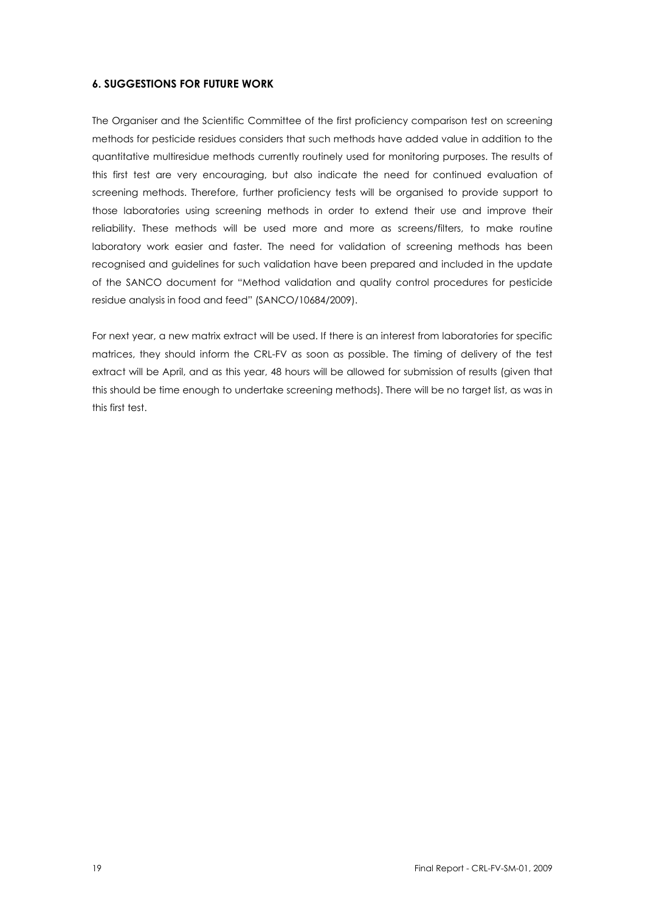## 6. SUGGESTIONS FOR FUTURE WORK

The Organiser and the Scientific Committee of the first proficiency comparison test on screening methods for pesticide residues considers that such methods have added value in addition to the quantitative multiresidue methods currently routinely used for monitoring purposes. The results of this first test are very encouraging, but also indicate the need for continued evaluation of screening methods. Therefore, further proficiency tests will be organised to provide support to those laboratories using screening methods in order to extend their use and improve their reliability. These methods will be used more and more as screens/filters, to make routine laboratory work easier and faster. The need for validation of screening methods has been recognised and guidelines for such validation have been prepared and included in the update of the SANCO document for "Method validation and quality control procedures for pesticide residue analysis in food and feed" (SANCO/10684/2009).

For next year, a new matrix extract will be used. If there is an interest from laboratories for specific matrices, they should inform the CRL-FV as soon as possible. The timing of delivery of the test extract will be April, and as this year, 48 hours will be allowed for submission of results (given that this should be time enough to undertake screening methods). There will be no target list, as was in this first test.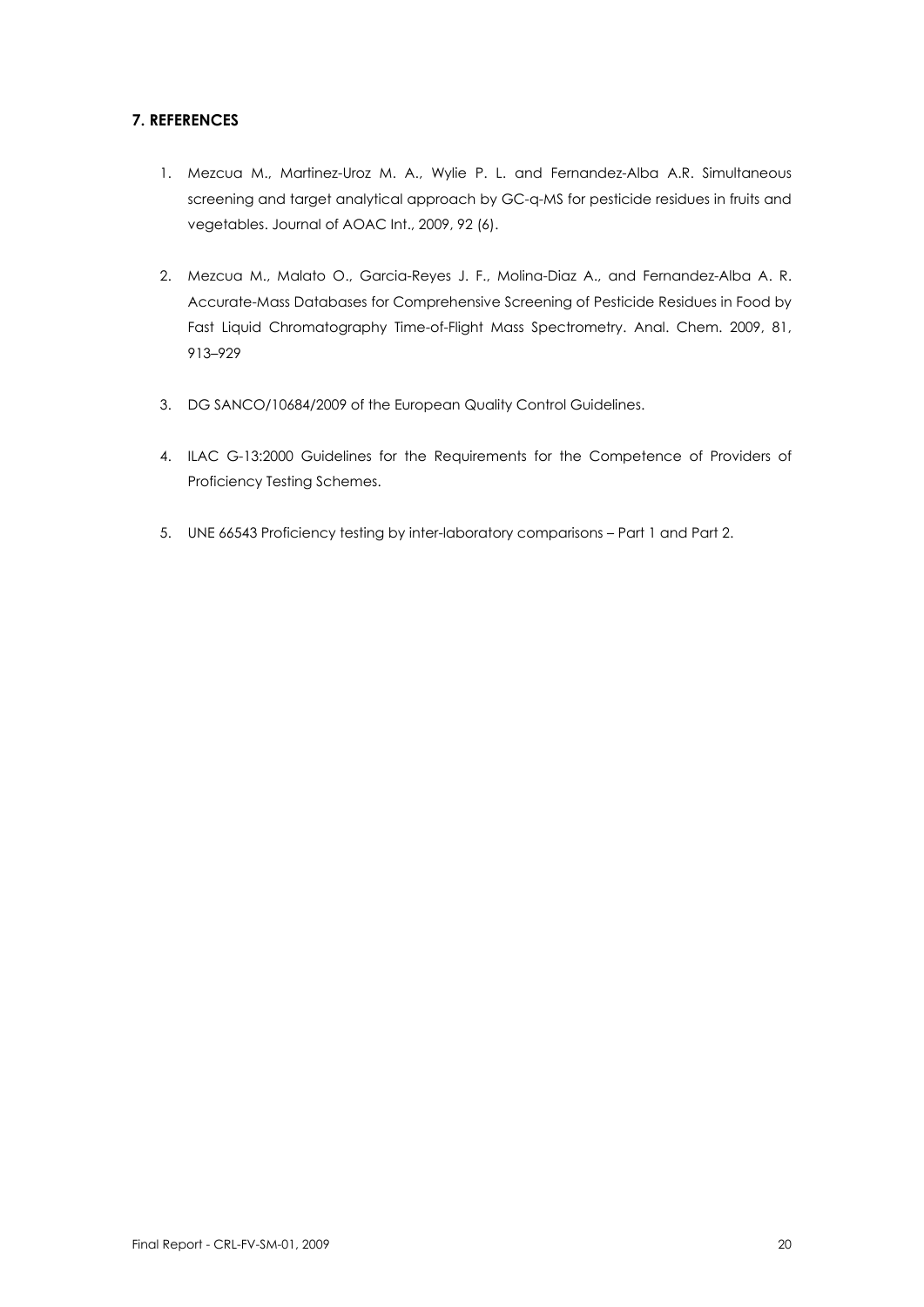## 7. REFERENCES

1. Mezcua M., Martinez-Uroz M. A., Wylie P. L. and Fernandez-Alba A.R. Simultaneous screening and target analytical approach by GC-q-MS for pesticide residues in fruits and vegetables. Journal of AOAC Int., 2009, 92 (6).

2. Mezcua M., Malato O., Garcia-Reyes J. F., Molina-Diaz A., and Fernandez-Alba A. R. Accurate-Mass Databases for Comprehensive Screening of Pesticide Residues in Food by Fast Liquid Chromatography Time-of-Flight Mass Spectrometry. Anal. Chem. 2009, 81, 913–929

3. DG SANCO/10684/2009 of the European Quality Control Guidelines.

4. ILAC G-13:2000 Guidelines for the Requirements for the Competence of Providers of Proficiency Testing Schemes.

5. UNE 66543 Proficiency testing by inter-laboratory comparisons – Part 1 and Part 2.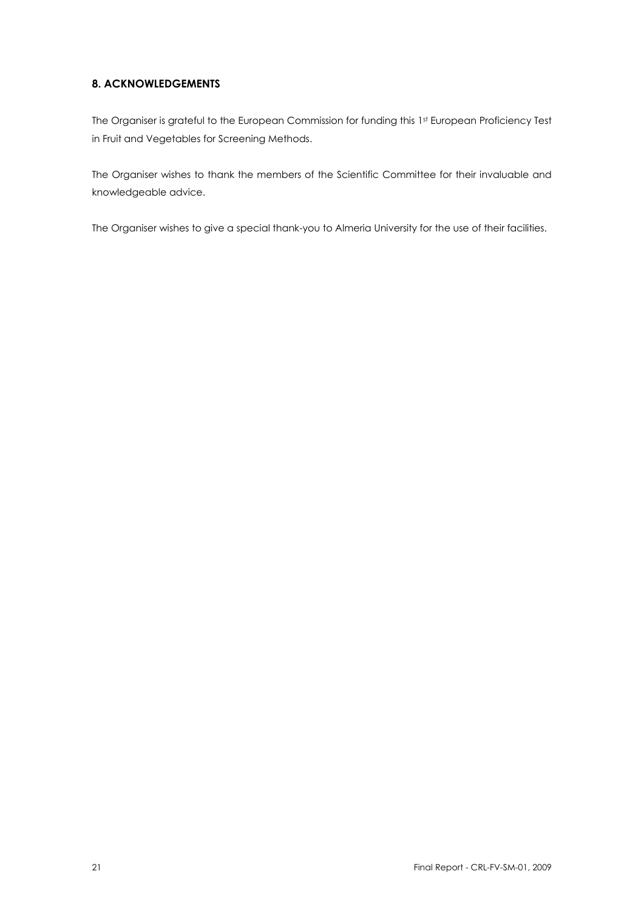## 8. ACKNOWLEDGEMENTS

The Organiser is grateful to the European Commission for funding this 1st European Proficiency Test in Fruit and Vegetables for Screening Methods.

The Organiser wishes to thank the members of the Scientific Committee for their invaluable and knowledgeable advice.

The Organiser wishes to give a special thank-you to Almeria University for the use of their facilities.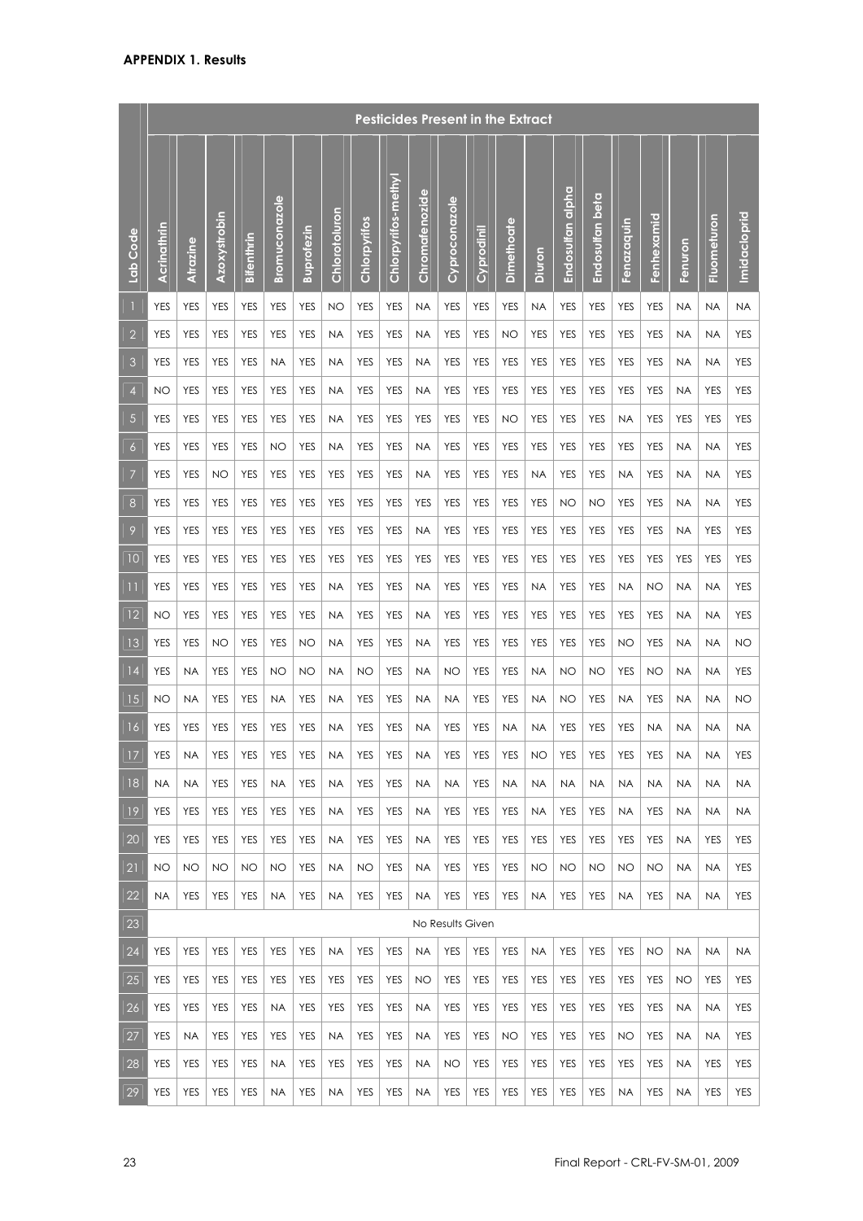**APPENDIX 1. Results**

| Lab Code | Pesticides Present in the Extract | | | | | | | | | | | | | | | | | | | | |
|---|---|---|---|---|---|---|---|---|---|---|---|---|---|---|---|---|---|---|---|---|---|
| | Acrinathrin | Atrazine | Azoxystrobin | Bifenthrin | Bromuconazole | Buprofezin | Chlorotoluron | Chlorpyrifos | Chlorpyrifos-methyl | Chromafenozide | Cyproconazole | Cyprodinil | Dimethoate | Diuron | Endosulfan alpha | Endosulfan beta | Fenazaquin | Fenhexamid | Fenuron | Fluometuron | Imidacloprid |
| 1 | YES | YES | YES | YES | YES | YES | NO | YES | YES | NA | YES | YES | YES | NA | YES | YES | YES | YES | NA | NA | NA |
| 2 | YES | YES | YES | YES | YES | YES | NA | YES | YES | NA | YES | YES | NO | YES | YES | YES | YES | YES | NA | NA | YES |
| 3 | YES | YES | YES | YES | NA | YES | NA | YES | YES | NA | YES | YES | YES | YES | YES | YES | YES | YES | NA | NA | YES |
| 4 | NO | YES | YES | YES | YES | YES | NA | YES | YES | NA | YES | YES | YES | YES | YES | YES | YES | YES | NA | YES | YES |
| 5 | YES | YES | YES | YES | YES | YES | NA | YES | YES | YES | YES | YES | NO | YES | YES | YES | NA | YES | YES | YES | YES |
| 6 | YES | YES | YES | YES | NO | YES | NA | YES | YES | NA | YES | YES | YES | YES | YES | YES | YES | YES | NA | NA | YES |
| 7 | YES | YES | NO | YES | YES | YES | YES | YES | YES | NA | YES | YES | YES | NA | YES | YES | NA | YES | NA | NA | YES |
| 8 | YES | YES | YES | YES | YES | YES | YES | YES | YES | YES | YES | YES | YES | YES | NO | NO | YES | YES | NA | NA | YES |
| 9 | YES | YES | YES | YES | YES | YES | YES | YES | YES | NA | YES | YES | YES | YES | YES | YES | YES | YES | NA | YES | YES |
| 10 | YES | YES | YES | YES | YES | YES | YES | YES | YES | YES | YES | YES | YES | YES | YES | YES | YES | YES | YES | YES | YES |
| 11 | YES | YES | YES | YES | YES | YES | NA | YES | YES | NA | YES | YES | YES | NA | YES | YES | NA | NO | NA | NA | YES |
| 12 | NO | YES | YES | YES | YES | YES | NA | YES | YES | NA | YES | YES | YES | YES | YES | YES | YES | YES | NA | NA | YES |
| 13 | YES | YES | NO | YES | YES | NO | NA | YES | YES | NA | YES | YES | YES | YES | YES | YES | NO | YES | NA | NA | NO |
| 14 | YES | NA | YES | YES | NO | NO | NA | NO | YES | NA | NO | YES | YES | NA | NO | NO | YES | NO | NA | NA | YES |
| 15 | NO | NA | YES | YES | NA | YES | NA | YES | YES | NA | NA | YES | YES | NA | NO | YES | NA | YES | NA | NA | NO |
| 16 | YES | YES | YES | YES | YES | YES | NA | YES | YES | NA | YES | YES | NA | NA | YES | YES | YES | NA | NA | NA | NA |
| 17 | YES | NA | YES | YES | YES | YES | NA | YES | YES | NA | YES | YES | YES | NO | YES | YES | YES | YES | NA | NA | YES |
| 18 | NA | NA | YES | YES | NA | YES | NA | YES | YES | NA | NA | YES | NA | NA | NA | NA | NA | NA | NA | NA | NA |
| 19 | YES | YES | YES | YES | YES | YES | NA | YES | YES | NA | YES | YES | YES | NA | YES | YES | NA | YES | NA | NA | NA |
| 20 | YES | YES | YES | YES | YES | YES | NA | YES | YES | NA | YES | YES | YES | YES | YES | YES | YES | YES | NA | YES | YES |
| 21 | NO | NO | NO | NO | NO | YES | NA | NO | YES | NA | YES | YES | YES | NO | NO | NO | NO | NO | NA | NA | YES |
| 22 | NA | YES | YES | YES | NA | YES | NA | YES | YES | NA | YES | YES | YES | NA | YES | YES | NA | YES | NA | NA | YES |
| 23 | No Results Given | | | | | | | | | | | | | | | | | | | | |
| 24 | YES | YES | YES | YES | YES | YES | NA | YES | YES | NA | YES | YES | YES | NA | YES | YES | YES | NO | NA | NA | NA |
| 25 | YES | YES | YES | YES | YES | YES | YES | YES | YES | NO | YES | YES | YES | YES | YES | YES | YES | YES | NO | YES | YES |
| 26 | YES | YES | YES | YES | NA | YES | YES | YES | YES | NA | YES | YES | YES | YES | YES | YES | YES | YES | NA | NA | YES |
| 27 | YES | NA | YES | YES | YES | YES | NA | YES | YES | NA | YES | YES | NO | YES | YES | YES | NO | YES | NA | NA | YES |
| 28 | YES | YES | YES | YES | NA | YES | YES | YES | YES | NA | NO | YES | YES | YES | YES | YES | YES | YES | NA | YES | YES |
| 29 | YES | YES | YES | YES | NA | YES | NA | YES | YES | NA | YES | YES | YES | YES | YES | YES | NA | YES | NA | YES | YES |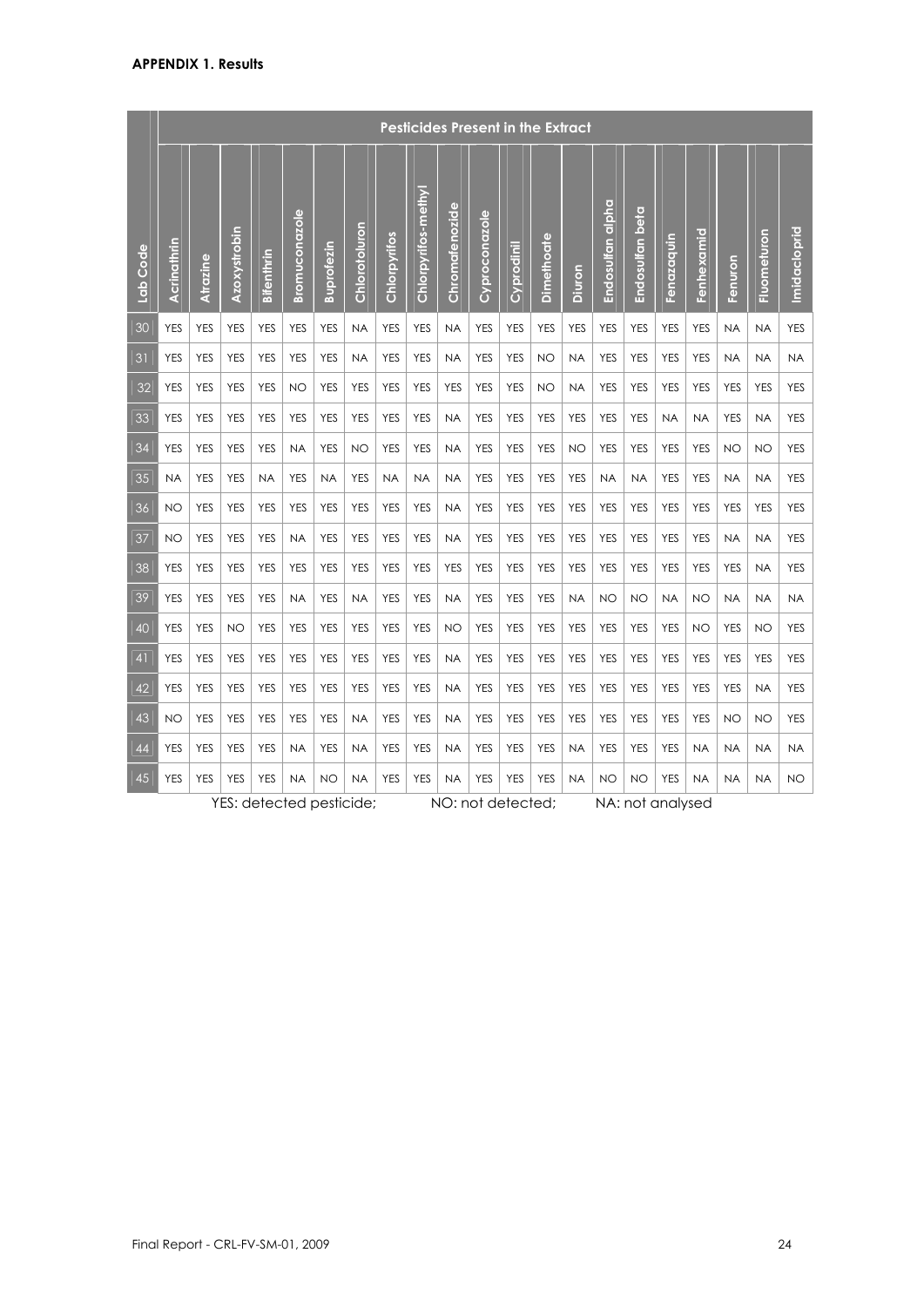**APPENDIX 1. Results**

| | Pesticides Present in the Extract | | | | | | | | | | | | | | | | | | | | |
|---|---|---|---|---|---|---|---|---|---|---|---|---|---|---|---|---|---|---|---|---|---|
| Lab Code | Acrinathrin | Atrazine | Azoxystrobin | Bifenthrin | Bromuconazole | Buprofezin | Chlorotoluron | Chlorpyrifos | Chlorpyrifos-methyl | Chromafenozide | Cyproconazole | Cyprodinil | Dimethoate | Diuron | Endosulfan alpha | Endosulfan beta | Fenazaquin | Fenhexamid | Fenuron | Fluometuron | Imidacloprid |
| 30 | YES | YES | YES | YES | YES | YES | NA | YES | YES | NA | YES | YES | YES | YES | YES | YES | YES | YES | NA | NA | YES |
| 31 | YES | YES | YES | YES | YES | YES | NA | YES | YES | NA | YES | YES | NO | NA | YES | YES | YES | YES | NA | NA | NA |
| 32 | YES | YES | YES | YES | NO | YES | YES | YES | YES | YES | YES | YES | NO | NA | YES | YES | YES | YES | YES | YES | YES |
| 33 | YES | YES | YES | YES | YES | YES | YES | YES | YES | NA | YES | YES | YES | YES | YES | YES | NA | NA | YES | NA | YES |
| 34 | YES | YES | YES | YES | NA | YES | NO | YES | YES | NA | YES | YES | YES | NO | YES | YES | YES | YES | NO | NO | YES |
| 35 | NA | YES | YES | NA | YES | NA | YES | NA | NA | NA | YES | YES | YES | YES | NA | NA | YES | YES | NA | NA | YES |
| 36 | NO | YES | YES | YES | YES | YES | YES | YES | YES | NA | YES | YES | YES | YES | YES | YES | YES | YES | YES | YES | YES |
| 37 | NO | YES | YES | YES | NA | YES | YES | YES | YES | NA | YES | YES | YES | YES | YES | YES | YES | YES | NA | NA | YES |
| 38 | YES | YES | YES | YES | YES | YES | YES | YES | YES | YES | YES | YES | YES | YES | YES | YES | YES | YES | YES | NA | YES |
| 39 | YES | YES | YES | YES | NA | YES | NA | YES | YES | NA | YES | YES | YES | NA | NO | NO | NA | NO | NA | NA | NA |
| 40 | YES | YES | NO | YES | YES | YES | YES | YES | YES | NO | YES | YES | YES | YES | YES | YES | YES | NO | YES | NO | YES |
| 41 | YES | YES | YES | YES | YES | YES | YES | YES | YES | NA | YES | YES | YES | YES | YES | YES | YES | YES | YES | YES | YES |
| 42 | YES | YES | YES | YES | YES | YES | YES | YES | YES | NA | YES | YES | YES | YES | YES | YES | YES | YES | YES | NA | YES |
| 43 | NO | YES | YES | YES | YES | YES | NA | YES | YES | NA | YES | YES | YES | YES | YES | YES | YES | YES | NO | NO | YES |
| 44 | YES | YES | YES | YES | NA | YES | NA | YES | YES | NA | YES | YES | YES | NA | YES | YES | YES | NA | NA | NA | NA |
| 45 | YES | YES | YES | YES | NA | NO | NA | YES | YES | NA | YES | YES | YES | NA | NO | NO | YES | NA | NA | NA | NO |

YES: detected pesticide; NO: not detected; NA: not analysed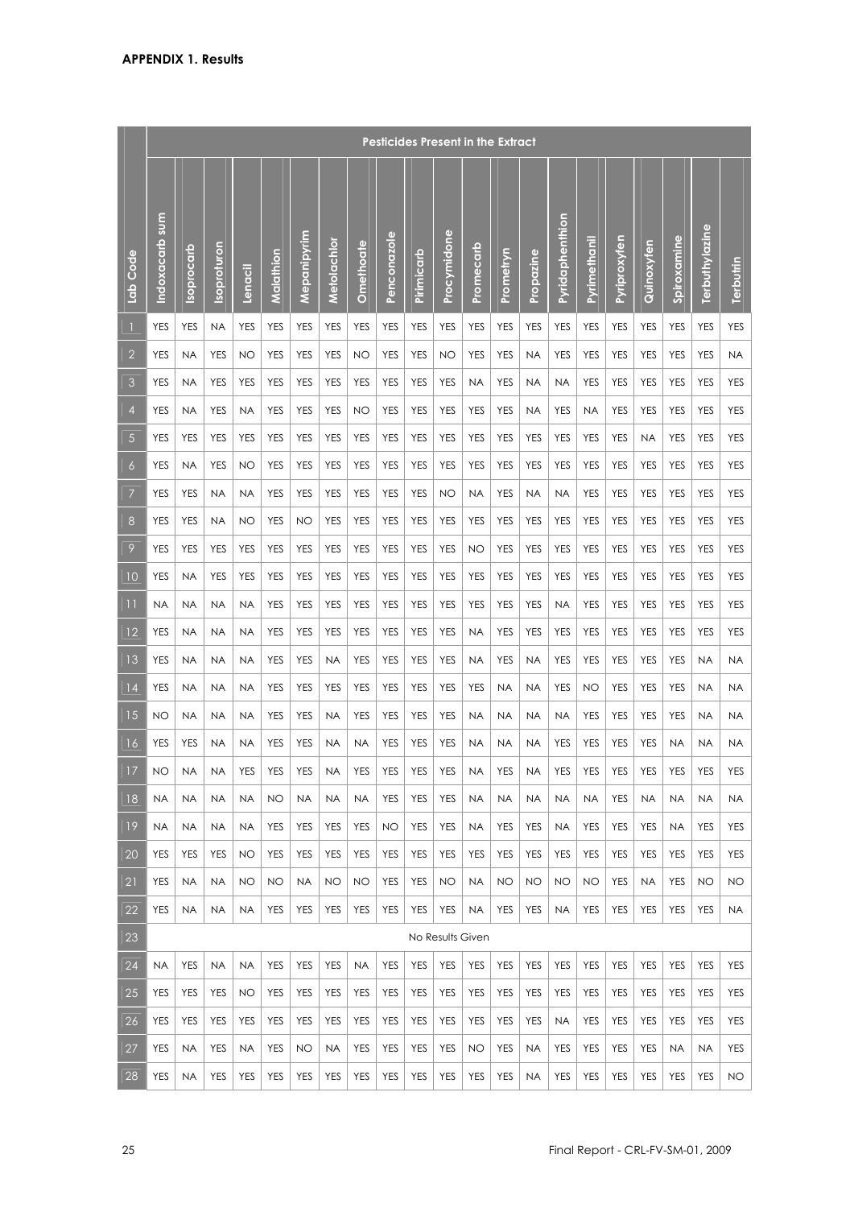**APPENDIX 1. Results**

| Lab Code | Pesticides Present in the Extract | | | | | | | | | | | | | | | | | | | | |
|---|---|---|---|---|---|---|---|---|---|---|---|---|---|---|---|---|---|---|---|---|---|
| | Indoxacarb sum | Isoprocarb | Isoproturon | Lenacil | Malathion | Mepanipyrim | Metolachlor | Omethoate | Penconazole | Pirimicarb | Procymidone | Promecarb | Prometryn | Propazine | Pyridaphenthion | Pyrimethanil | Pyriproxyfen | Quinoxyfen | Spiroxamine | Terbuthylazine | Terbutrin |
| 1 | YES | YES | NA | YES | YES | YES | YES | YES | YES | YES | YES | YES | YES | YES | YES | YES | YES | YES | YES | YES | YES |
| 2 | YES | NA | YES | NO | YES | YES | YES | NO | YES | YES | NO | YES | YES | NA | YES | YES | YES | YES | YES | YES | NA |
| 3 | YES | NA | YES | YES | YES | YES | YES | YES | YES | YES | YES | NA | YES | NA | NA | YES | YES | YES | YES | YES | YES |
| 4 | YES | NA | YES | NA | YES | YES | YES | NO | YES | YES | YES | YES | YES | NA | YES | NA | YES | YES | YES | YES | YES |
| 5 | YES | YES | YES | YES | YES | YES | YES | YES | YES | YES | YES | YES | YES | YES | YES | YES | YES | NA | YES | YES | YES |
| 6 | YES | NA | YES | NO | YES | YES | YES | YES | YES | YES | YES | YES | YES | YES | YES | YES | YES | YES | YES | YES | YES |
| 7 | YES | YES | NA | NA | YES | YES | YES | YES | YES | YES | NO | NA | YES | NA | NA | YES | YES | YES | YES | YES | YES |
| 8 | YES | YES | NA | NO | YES | NO | YES | YES | YES | YES | YES | YES | YES | YES | YES | YES | YES | YES | YES | YES | YES |
| 9 | YES | YES | YES | YES | YES | YES | YES | YES | YES | YES | YES | NO | YES | YES | YES | YES | YES | YES | YES | YES | YES |
| 10 | YES | NA | YES | YES | YES | YES | YES | YES | YES | YES | YES | YES | YES | YES | YES | YES | YES | YES | YES | YES | YES |
| 11 | NA | NA | NA | NA | YES | YES | YES | YES | YES | YES | YES | YES | YES | YES | NA | YES | YES | YES | YES | YES | YES |
| 12 | YES | NA | NA | NA | YES | YES | YES | YES | YES | YES | YES | NA | YES | YES | YES | YES | YES | YES | YES | YES | YES |
| 13 | YES | NA | NA | NA | YES | YES | NA | YES | YES | YES | YES | NA | YES | NA | YES | YES | YES | YES | YES | NA | NA |
| 14 | YES | NA | NA | NA | YES | YES | YES | YES | YES | YES | YES | YES | NA | NA | YES | NO | YES | YES | YES | NA | NA |
| 15 | NO | NA | NA | NA | YES | YES | NA | YES | YES | YES | YES | NA | NA | NA | NA | YES | YES | YES | YES | NA | NA |
| 16 | YES | YES | NA | NA | YES | YES | NA | NA | YES | YES | YES | NA | NA | NA | YES | YES | YES | YES | NA | NA | NA |
| 17 | NO | NA | NA | YES | YES | YES | NA | YES | YES | YES | YES | NA | YES | NA | YES | YES | YES | YES | YES | YES | YES |
| 18 | NA | NA | NA | NA | NO | NA | NA | NA | YES | YES | YES | NA | NA | NA | NA | NA | YES | NA | NA | NA | NA |
| 19 | NA | NA | NA | NA | YES | YES | YES | YES | NO | YES | YES | NA | YES | YES | NA | YES | YES | YES | NA | YES | YES |
| 20 | YES | YES | YES | NO | YES | YES | YES | YES | YES | YES | YES | YES | YES | YES | YES | YES | YES | YES | YES | YES | YES |
| 21 | YES | NA | NA | NO | NO | NA | NO | NO | YES | YES | NO | NA | NO | NO | NO | NO | YES | NA | YES | NO | NO |
| 22 | YES | NA | NA | NA | YES | YES | YES | YES | YES | YES | YES | NA | YES | YES | NA | YES | YES | YES | YES | YES | NA |
| 23 | No Results Given | | | | | | | | | | | | | | | | | | | | |
| 24 | NA | YES | NA | NA | YES | YES | YES | NA | YES | YES | YES | YES | YES | YES | YES | YES | YES | YES | YES | YES | YES |
| 25 | YES | YES | YES | NO | YES | YES | YES | YES | YES | YES | YES | YES | YES | YES | YES | YES | YES | YES | YES | YES | YES |
| 26 | YES | YES | YES | YES | YES | YES | YES | YES | YES | YES | YES | YES | YES | YES | NA | YES | YES | YES | YES | YES | YES |
| 27 | YES | NA | YES | NA | YES | NO | NA | YES | YES | YES | YES | NO | YES | NA | YES | YES | YES | YES | NA | NA | YES |
| 28 | YES | NA | YES | YES | YES | YES | YES | YES | YES | YES | YES | YES | YES | NA | YES | YES | YES | YES | YES | YES | NO |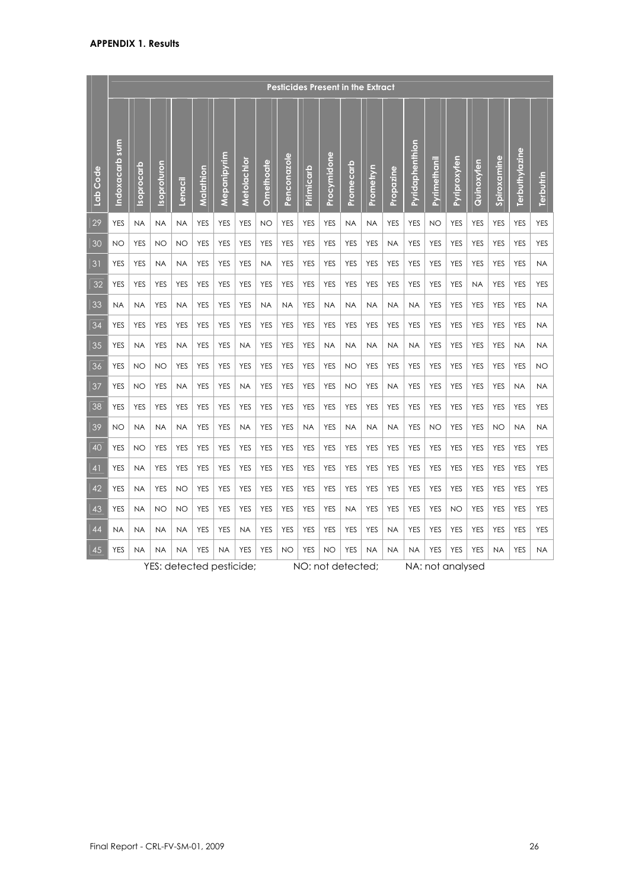**APPENDIX 1. Results**

| Lab Code | Pesticides Present in the Extract | | | | | | | | | | | | | | | | | | | | |
|---|---|---|---|---|---|---|---|---|---|---|---|---|---|---|---|---|---|---|---|---|---|
| | Indoxacarb sum | Isoprocarb | Isoproturon | Lenacil | Malathion | Mepanipyrim | Metolachlor | Omethoate | Penconazole | Pirimicarb | Procymidone | Promecarb | Prometryn | Propazine | Pyridaphenthion | Pyrimethanil | Pyriproxyfen | Quinoxyfen | Spiroxamine | Terbuthylazine | Terbutrin |
| 29 | YES | NA | NA | NA | YES | YES | YES | NO | YES | YES | YES | NA | NA | YES | YES | NO | YES | YES | YES | YES | YES |
| 30 | NO | YES | NO | NO | YES | YES | YES | YES | YES | YES | YES | YES | YES | NA | YES | YES | YES | YES | YES | YES | YES |
| 31 | YES | YES | NA | NA | YES | YES | YES | NA | YES | YES | YES | YES | YES | YES | YES | YES | YES | YES | YES | YES | NA |
| 32 | YES | YES | YES | YES | YES | YES | YES | YES | YES | YES | YES | YES | YES | YES | YES | YES | YES | NA | YES | YES | YES |
| 33 | NA | NA | YES | NA | YES | YES | YES | NA | NA | YES | NA | NA | NA | NA | NA | YES | YES | YES | YES | YES | NA |
| 34 | YES | YES | YES | YES | YES | YES | YES | YES | YES | YES | YES | YES | YES | YES | YES | YES | YES | YES | YES | YES | NA |
| 35 | YES | NA | YES | NA | YES | YES | NA | YES | YES | YES | NA | NA | NA | NA | NA | YES | YES | YES | YES | NA | NA |
| 36 | YES | NO | NO | YES | YES | YES | YES | YES | YES | YES | YES | NO | YES | YES | YES | YES | YES | YES | YES | YES | NO |
| 37 | YES | NO | YES | NA | YES | YES | NA | YES | YES | YES | YES | NO | YES | NA | YES | YES | YES | YES | YES | NA | NA |
| 38 | YES | YES | YES | YES | YES | YES | YES | YES | YES | YES | YES | YES | YES | YES | YES | YES | YES | YES | YES | YES | YES |
| 39 | NO | NA | NA | NA | YES | YES | NA | YES | YES | NA | YES | NA | NA | NA | YES | NO | YES | YES | NO | NA | NA |
| 40 | YES | NO | YES | YES | YES | YES | YES | YES | YES | YES | YES | YES | YES | YES | YES | YES | YES | YES | YES | YES | YES |
| 41 | YES | NA | YES | YES | YES | YES | YES | YES | YES | YES | YES | YES | YES | YES | YES | YES | YES | YES | YES | YES | YES |
| 42 | YES | NA | YES | NO | YES | YES | YES | YES | YES | YES | YES | YES | YES | YES | YES | YES | YES | YES | YES | YES | YES |
| 43 | YES | NA | NO | NO | YES | YES | YES | YES | YES | YES | YES | NA | YES | YES | YES | YES | NO | YES | YES | YES | YES |
| 44 | NA | NA | NA | NA | YES | YES | NA | YES | YES | YES | YES | YES | YES | NA | YES | YES | YES | YES | YES | YES | YES |
| 45 | YES | NA | NA | NA | YES | NA | YES | YES | NO | YES | NO | YES | NA | NA | NA | YES | YES | YES | NA | YES | NA |

YES: detected pesticide; NO: not detected; NA: not analysed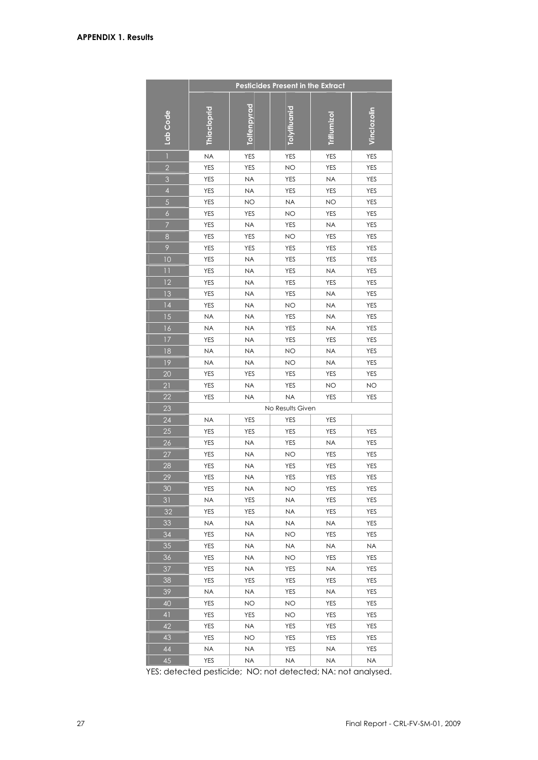**APPENDIX 1. Results**

| Lab Code | Pesticides Present in the Extract | | | | |
|---|---|---|---|---|---|
| | Thiacloprid | Tolfenpyrad | Tolylfluanid | Triflumizol | Vinclozolin |
| 1 | NA | YES | YES | YES | YES |
| 2 | YES | YES | NO | YES | YES |
| 3 | YES | NA | YES | NA | YES |
| 4 | YES | NA | YES | YES | YES |
| 5 | YES | NO | NA | NO | YES |
| 6 | YES | YES | NO | YES | YES |
| 7 | YES | NA | YES | NA | YES |
| 8 | YES | YES | NO | YES | YES |
| 9 | YES | YES | YES | YES | YES |
| 10 | YES | NA | YES | YES | YES |
| 11 | YES | NA | YES | NA | YES |
| 12 | YES | NA | YES | YES | YES |
| 13 | YES | NA | YES | NA | YES |
| 14 | YES | NA | NO | NA | YES |
| 15 | NA | NA | YES | NA | YES |
| 16 | NA | NA | YES | NA | YES |
| 17 | YES | NA | YES | YES | YES |
| 18 | NA | NA | NO | NA | YES |
| 19 | NA | NA | NO | NA | YES |
| 20 | YES | YES | YES | YES | YES |
| 21 | YES | NA | YES | NO | NO |
| 22 | YES | NA | NA | YES | YES |
| 23 | No Results Given | | | | |
| 24 | NA | YES | YES | YES | |
| 25 | YES | YES | YES | YES | YES |
| 26 | YES | NA | YES | NA | YES |
| 27 | YES | NA | NO | YES | YES |
| 28 | YES | NA | YES | YES | YES |
| 29 | YES | NA | YES | YES | YES |
| 30 | YES | NA | NO | YES | YES |
| 31 | NA | YES | NA | YES | YES |
| 32 | YES | YES | NA | YES | YES |
| 33 | NA | NA | NA | NA | YES |
| 34 | YES | NA | NO | YES | YES |
| 35 | YES | NA | NA | NA | NA |
| 36 | YES | NA | NO | YES | YES |
| 37 | YES | NA | YES | NA | YES |
| 38 | YES | YES | YES | YES | YES |
| 39 | NA | NA | YES | NA | YES |
| 40 | YES | NO | NO | YES | YES |
| 41 | YES | YES | NO | YES | YES |
| 42 | YES | NA | YES | YES | YES |
| 43 | YES | NO | YES | YES | YES |
| 44 | NA | NA | YES | NA | YES |
| 45 | YES | NA | NA | NA | NA |

YES: detected pesticide; NO: not detected; NA: not analysed.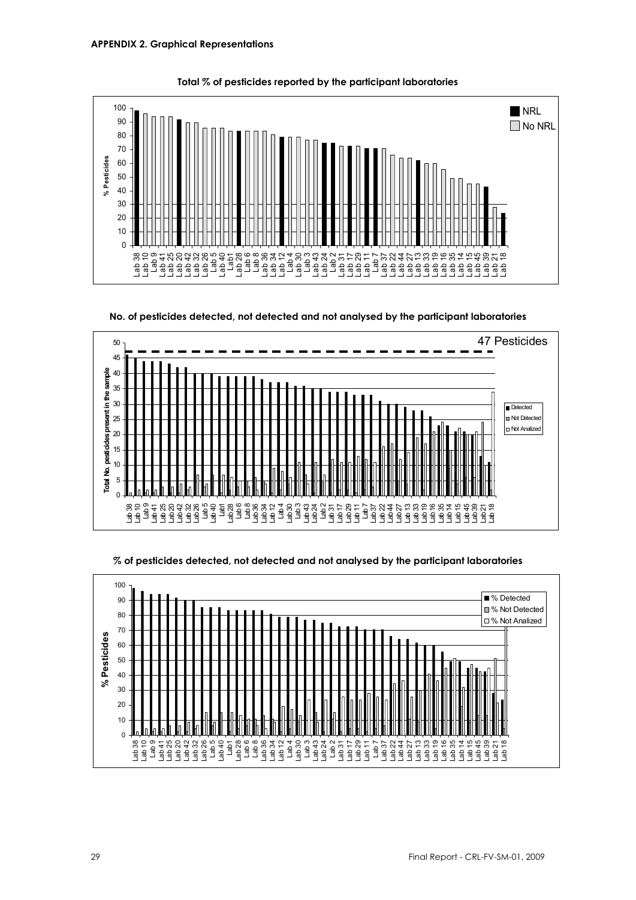**APPENDIX 2. Graphical Representations**

**Total % of pesticides reported by the participant laboratories**

**No. of pesticides detected, not detected and not analysed by the participant laboratories**

**% of pesticides detected, not detected and not analysed by the participant laboratories**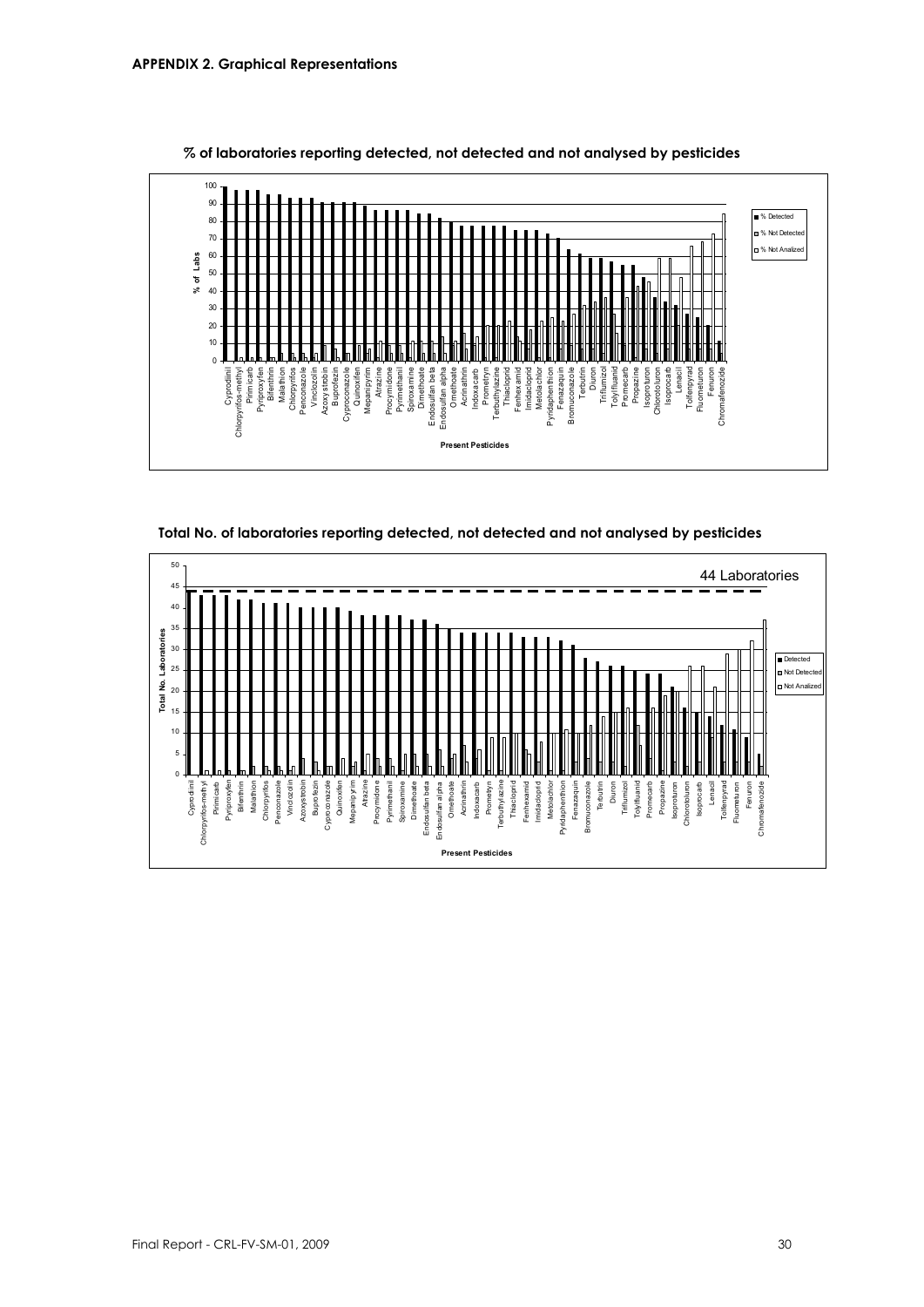### APPENDIX 2. Graphical Representations

**% of laboratories reporting detected, not detected and not analysed by pesticides**

**Total No. of laboratories reporting detected, not detected and not analysed by pesticides**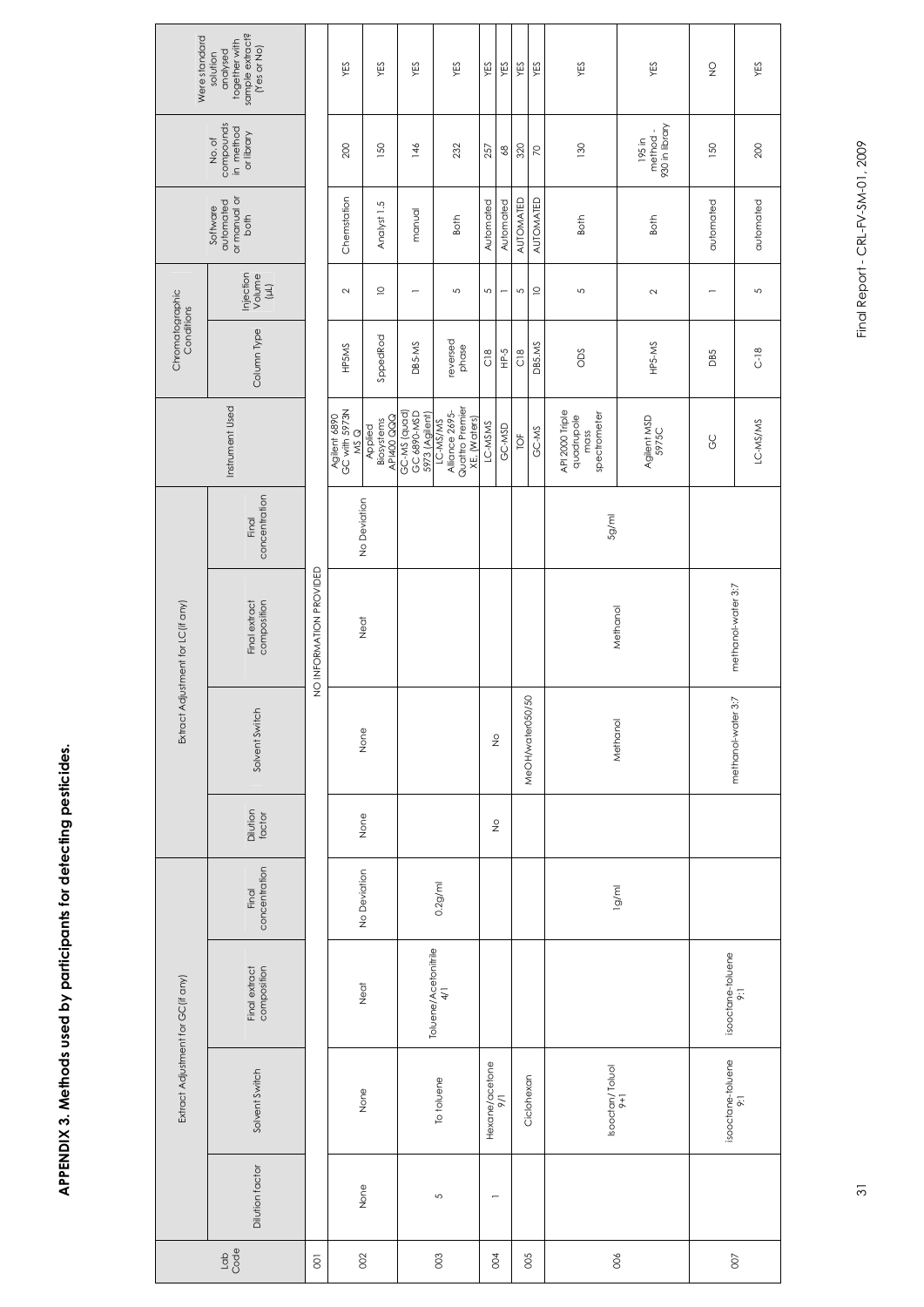**APPENDIX 3. Methods used by participants for detecting pesticides.**

| Lab Code | Extract Adjustment for GC (if any) | | | Extract Adjustment for LC (if any) | | | | Instrument Used | Chromatographic Conditions | | Software automated or manual or both | No. of compounds in method or library | Were standard solution analysed together with sample extract? (Yes or No) |
|---|---|---|---|---|---|---|---|---|---|---|---|---|---|
| | Dilution factor | Solvent Switch | Final extract composition | Final concentration | Dilution factor | Solvent Switch | Final extract composition | Final concentration | | Column Type | Injection Volume (µL) | | | |
| 001 | NO INFORMATION PROVIDED | | | | | | | | | | | | | |
| 002 | None | None | Neat | No Deviation | None | None | Neat | No Deviation | Agilent 6890 GC with 5973N MS Q | HP5MS | 2 | Chemstation | 200 | YES |
| | | | | | | | | | Applied Biosystems API400 QQQ | SppedRod | 10 | Analyst 1.5 | 150 | YES |
| 003 | 5 | To toluene | Toluene/Acetonitrile 4/1 | 0.2g/ml | | | | | GC-MS (quad) GC 6890-MSD 5973 (Agilent) | DB5-MS | 1 | manual | 146 | YES |
| | | | | | | | | | LC-MS/MS Alliance 2695-Quattro Premier XE. (Waters) | reversed phase | 5 | Both | 232 | YES |
| 004 | 1 | Hexane/acetone 9/1 | | | No | No | | | LC-MSMS | C18 | 5 | Automated | 257 | YES |
| | | | | | | | | | GC-MSD | HP-5 | 1 | Automated | 68 | YES |
| 005 | | Ciclohexan | | | | MeOH/water050/50 | | | TOF | C18 | 5 | AUTOMATED | 320 | YES |
| | | | | | | | | | GC-MS | DB5.MS | 10 | AUTOMATED | 70 | YES |
| 006 | | Isooctan/Toluol 9+1 | | 1g/ml | | Methanol | Methanol | 5g/ml | API 2000 Triple quadrupole mass spectrometer | ODS | 5 | Both | 130 | YES |
| | | | | | | | | | Agilent MSD 5975C | HP5-MS | 2 | Both | 195 in method - 930 in library | YES |
| 007 | | isooctane-toluene 9:1 | isooctane-toluene 9:1 | | | methanol-water 3:7 | methanol-water 3:7 | | GC | DB5 | 1 | automated | 150 | NO |
| | | | | | | | | | LC-MS/MS | C-18 | 5 | automated | 200 | YES |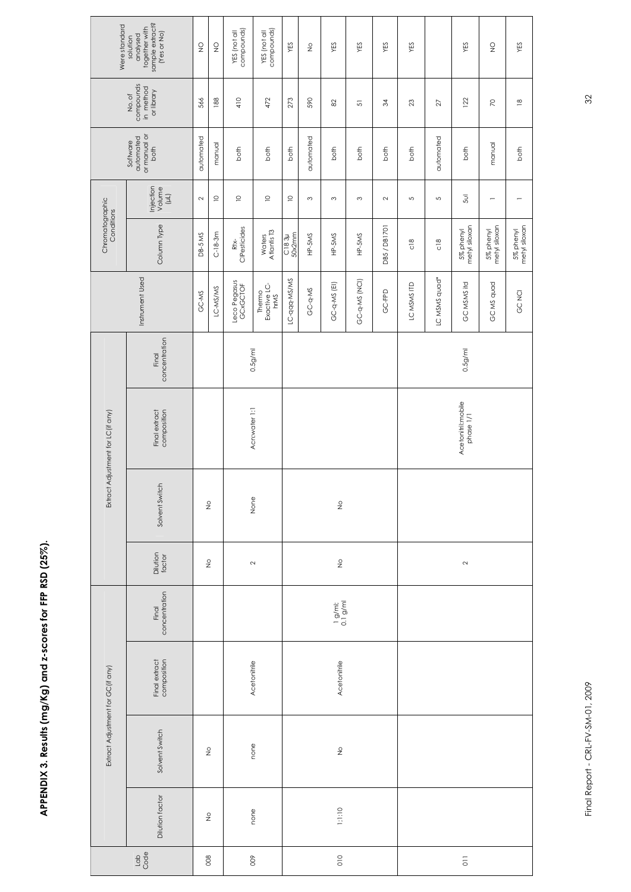**APPENDIX 3. Results (mg/Kg) and z-scores for FFP RSD (25%).**

| Lab Code | Extract Adjustment for GC (if any) | | | | Extract Adjustment for LC (if any) | | | | Instrument Used | Chromatographic Conditions | | Software automated or manual or both | No. of compounds in method or library | Were standard solution analysed together with sample extract? (Yes or No) |
|---|---|---|---|---|---|---|---|---|---|---|---|---|---|---|
| | Dilution factor | Solvent Switch | Final extract composition | Final concentration | Dilution factor | Solvent Switch | Final extract composition | Final concentration | | Column Type | Injection Volume (µL) | | | |
| 008 | No | No | | | No | No | | | GC-MS | DB-5 MS | 2 | automated | 566 | NO |
| | | | | | | | | | LC-MS/MS | C-18-3m | 10 | manual | 188 | NO |
| 009 | none | none | Acetonitrile | | 2 | None | Acn:water 1:1 | 0.5g/ml | Leco Pegasus GCxGCTOF | Rtx-CIPesticides | 10 | both | 410 | YES (not all compounds) |
| | | | | | | | | | Thermo Exactive LC-hrMS | Waters Atlantis T3 | 10 | both | 472 | YES (not all compounds) |
| 010 | 1:1:10 | No | Acetonitrile | 1 g/ml; 0.1 g/ml | No | No | | | LC-qqq-MS/MS | C18 3µ 50x2mm | 10 | both | 273 | YES |
| | | | | | | | | | GC-q-MS | HP-5MS | 3 | automated | 590 | No |
| | | | | | | | | | GC-q-MS (EI) | HP-5MS | 3 | both | 82 | YES |
| | | | | | | | | | GC-q-MS (NCI) | HP-5MS | 3 | both | 51 | YES |
| | | | | | | | | | GC-FPD | DB5 / DB1701 | 2 | both | 34 | YES |
| 011 | | | | | 2 | | Acetonitril:mobile phase 1/1 | 0.5g/ml | LC MSMS ITD | c18 | 5 | both | 23 | YES |
| | | | | | | | | | LC MSMS quad* | c18 | 5 | automated | 27 | |
| | | | | | | | | | GC MSMS itd | 5% phenyl metyl siloxan | 5ul | both | 122 | YES |
| | | | | | | | | | GC MS quad | 5% phenyl metyl siloxan | 1 | manual | 70 | NO |
| | | | | | | | | | GC NCI | 5% phenyl metyl siloxan | 1 | both | 18 | YES |

Final Report - CRL-FV-SM-01, 2009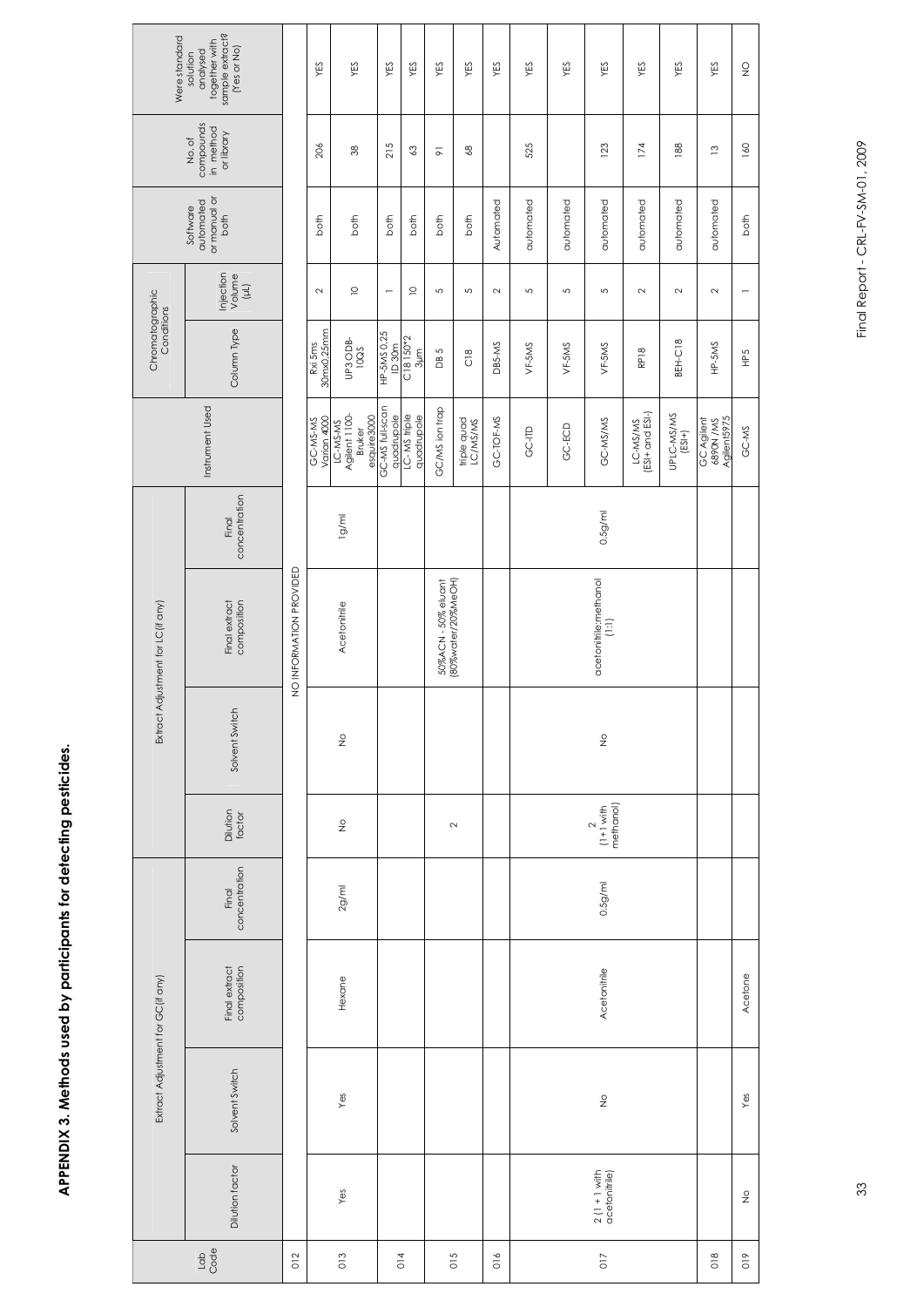**APPENDIX 3. Methods used by participants for detecting pesticides.**

| Lab Code | Extract Adjustment for GC (if any) | | | | Extract Adjustment for LC (if any) | | | | Instrument Used | Chromatographic Conditions | | Software automated or manual or both | No. of compounds in method or library | Were standard solution analysed together with sample extract? (Yes or No) |
|---|---|---|---|---|---|---|---|---|---|---|---|---|---|---|
| | Dilution factor | Solvent Switch | Final extract composition | Final concentration | Dilution factor | Solvent Switch | Final extract composition | Final concentration | | Column Type | Injection Volume (µL) | | | |
| 012 | | | | | | | NO INFORMATION PROVIDED | | | | | | | |
| 013 | Yes | Yes | Hexane | 2g/ml | No | No | Acetonitrile | 1g/ml | GC-MS-MS Varian 4000 | Rxi 5ms 30mx0.25mm | 2 | both | 206 | YES |
| | | | | | | | | | LC-MS-MS Agilent 1100-Bruker esquire3000 | UP3 ODB-10QS | 10 | both | 38 | YES |
| 014 | | | | | | | | | GC-MS full-scan quadrupole | HP-5MS 0.25 ID 30m | 1 | both | 215 | YES |
| | | | | | | | | | LC-MS triple quadrupole | C18 150*2 3µm | 10 | both | 63 | YES |
| 015 | | | | | 2 | | 50%ACN - 50% eluant (80%water/20%MeOH) | | GC/MS ion trap | DB 5 | 5 | both | 91 | YES |
| | | | | | | | | | triple quad LC/MS/MS | C18 | 5 | both | 68 | YES |
| 016 | | | | | | | | | GC-TOF-MS | DB5-MS | 2 | Automated | | YES |
| 017 | 2 (1+1 with acetonitrile) | No | Acetonitrile | 0.5g/ml | 2 (1+1 with methanol) | No | acetonitrile:methanol (1:1) | 0.5g/ml | GC-ITD | VF-5MS | 5 | automated | 525 | YES |
| | | | | | | | | | GC-ECD | VF-5MS | 5 | automated | | YES |
| | | | | | | | | | GC-MS/MS | VF-5MS | 5 | automated | 123 | YES |
| | | | | | | | | | LC-MS/MS (ESI+ and ESI-) | RP18 | 2 | automated | 174 | YES |
| | | | | | | | | | UPLC-MS/MS (ESI+) | BEH-C18 | 2 | automated | 188 | YES |
| 018 | | | | | | | | | GC Agilent 6890N /MS Agilent5975 | HP-5MS | 2 | automated | 13 | YES |
| 019 | No | Yes | Acetone | | | | | | GC-MS | HP5 | 1 | both | 160 | NO |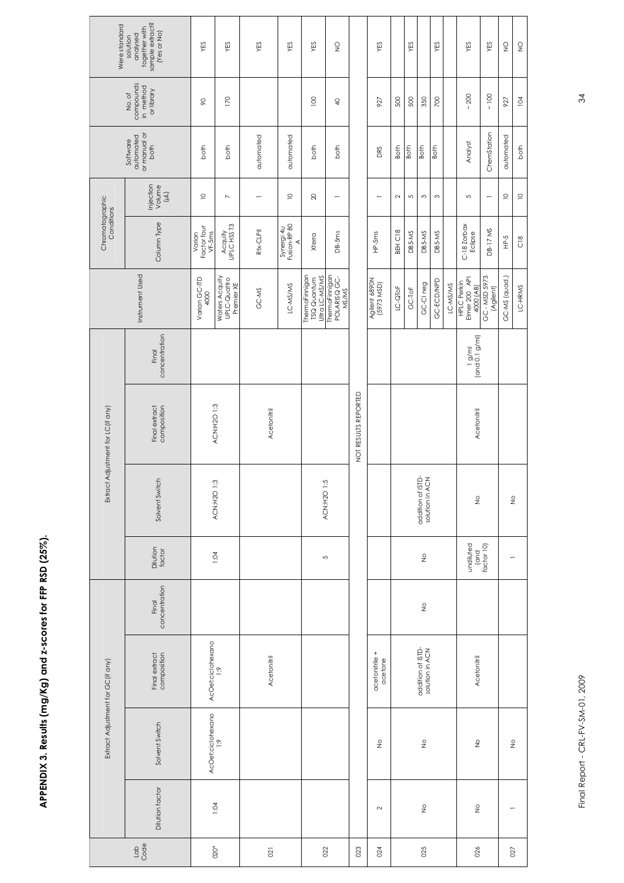**APPENDIX 3. Results (mg/Kg) and z-scores for FFP RSD (25%).**

| Lab Code | Extract Adjustment for GC (if any) | | | Extract Adjustment for LC (if any) | | | | Instrument Used | Chromatographic Conditions | | Software automated or manual or both | No. of compounds in method or library | Were standard solution analysed together with sample extract? (Yes or No) |
|---|---|---|---|---|---|---|---|---|---|---|---|---|---|
| | Dilution factor | Solvent Switch | Final extract composition | Final concentration | Dilution factor | Solvent Switch | Final extract composition | Final concentration | | Column Type | Injection Volume (µL) | | | |
| 020* | 1:04 | AcOet:ciclohexano 1:9 | AcOet:ciclohexano 1:9 | | 1:04 | ACN:H2O 1:3 | ACN:H2O 1:3 | | Varian GC-ITD 4000 | Varian Factor four VF-5ms | 10 | both | 90 | YES |
| | | | | | | | | | Waters Acquity UPLC-Quattro Premier XE | Acquity UPLC HSS T3 | 7 | both | 170 | YES |
| 021 | | | Acetonitril | | | | Acetonitril | | GC-MS | Rtx-CLPII | 1 | automated | | YES |
| | | | | | | | | | LC-MS/MS | Synergi 4u Fusion-RP 80 A | 10 | automated | | YES |
| 022 | | | | | 5 | ACN:H2O 1:5 | | | ThermoFinnigan TSQ Quantum Ultra LC-MS/MS | Xterra | 20 | both | 100 | YES |
| | | | | | | | | | ThermoFinnigan POLARISQ GC-MS/MS | DB-5ms | 1 | both | 40 | NO |
| 023 | NOT RESULTS REPORTED | | | | | | | | | | | | | |
| 024 | 2 | No | acetonitrile + acetone | | | | | | Agilent 6890N (5973 MSD) | HP-5ms | 1 | DRS | 927 | YES |
| 025 | No | No | addition of ISTD-solution in ACN | No | No | addition of ISTD-solution in ACN | | | LC-QToF | BEH C18 | 2 | Both | 500 | |
| | | | | | | | | | GC-ToF | DB5-MS | 5 | Both | 500 | YES |
| | | | | | | | | | GC-CI neg | DB5-MS | 3 | Both | 350 | |
| | | | | | | | | | GC-ECD/NPD | DB5-MS | 3 | Both | 700 | YES |
| | | | | | | | | | LC-MS/MS | | | | | |
| 026 | No | No | Acetonitril | | undiluted (and factor 10) | No | Acetonitril | 1 g/ml (and 0.1 g/ml) | HPLC Perkin Elmer 200 API 4000 (AB) | C-18 Zorbax Eclipse | 5 | Analyst | ~ 200 | YES |
| | | | | | | | | | GC - MSD 5973 (Agilent) | DB-17 MS | 1 | ChemStation | ~ 100 | YES |
| 027 | 1 | No | | | 1 | No | | | GC-MS (quad.) | HP-5 | 10 | automated | 927 | NO |
| | | | | | | | | | LC-HRMS | C18 | 10 | both | 104 | NO |

Final Report - CRL-FV-SM-01, 2009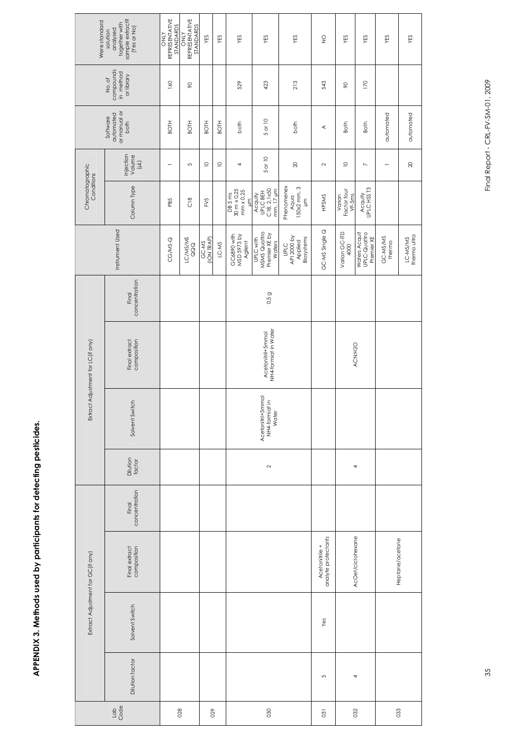**APPENDIX 3. Methods used by participants for detecting pesticides.**

| Lab Code | Extract Adjustment for GC (if any) | | | | Extract Adjustment for LC (if any) | | | | Instrument Used | Chromatographic Conditions | | Software automated or manual or both | No. of compounds in method or library | Were standard solution analysed together with sample extracts? (Yes or No) |
|---|---|---|---|---|---|---|---|---|---|---|---|---|---|---|
| | Dilution factor | Solvent Switch | Final extract composition | Final concentration | Dilution factor | Solvent Switch | Final extract composition | Final concentration | | Column Type | Injection Volume (µL) | | | |
| 028 | | | | | | | | | CG/MS-Q | PB5 | 1 | BOTH | 160 | ONLY REPRESENTATIVE STANDARDS |
| | | | | | | | | | LC/MS/MS QQQ | C18 | 5 | BOTH | 90 | ONLY REPRESENTATIVE STANDARDS |
| 029 | | | | | | | | | GC-MS (ION TRAP) | FV5 | 10 | BOTH | | YES |
| | | | | | | | | | LC-MS | | 10 | BOTH | | YES |
| 030 | | | | | | | | | GC6890 with MSD 5973 by Agilent | DB 5 ms 30 m x 0.25 mm x 0.25 µm | 4 | both | 529 | YES |
| | | | | | 2 | Acetonitril+5mmol NH4-formiat in Water | Acetonitril+5mmol NH4-formiat in Water | 0.5 g | UPLC with MSMS Quattro Premier XE by Waters | Acquity UPLC BEH C18, 2.1x50 mm, 1.7 µm | 5 or 10 | 5 or 10 | 423 | YES |
| | | | | | | | | | UPLC API 2000 by Applied Biosystems | Phenomenex Aqua 150x2 mm, 3 µm | 20 | both | 213 | YES |
| 031 | 5 | Yes | Acetonitrile + analyte protectants | | | | | | GC-MS Single Q | HP5MS | 2 | A | 543 | NO |
| 032 | 4 | | AcOet/ciclohexane | | | | | | Varian GC-ITD 4000 | Varian Factor four VF-5ms | 10 | Both | 90 | YES |
| | | | | | 4 | | ACN:H2O | | Waters Acquity UPLC-Quattro Premier XE | Acquity UPLC HSS T3 | 7 | Both | 170 | YES |
| 033 | | | Heptane/acetone | | | | | | GC-MS/MS thermo | | 1 | automated | | YES |
| | | | | | | | | | LC-MS/MS thermo ultra | | 20 | automated | | YES |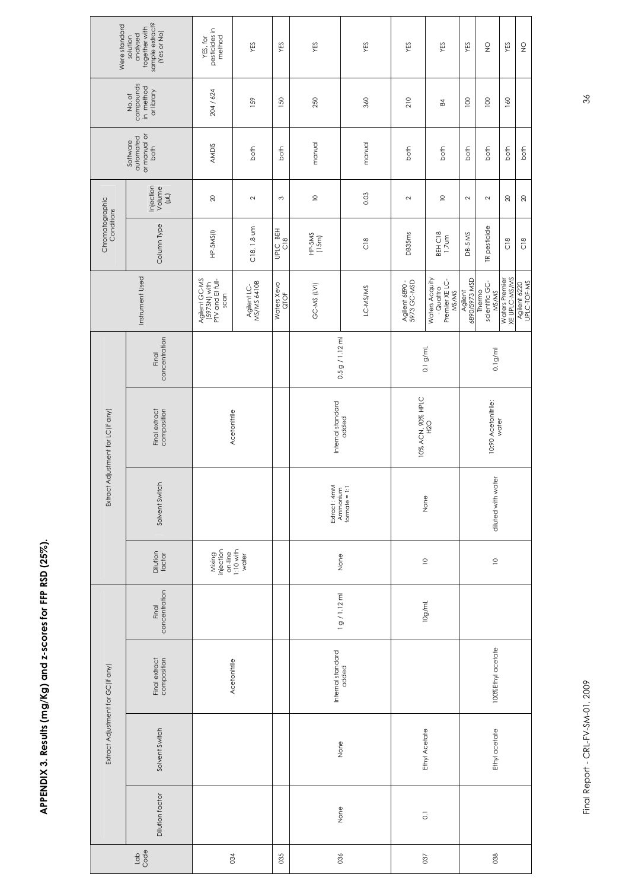**APPENDIX 3. Results (mg/Kg) and z-scores for FFP RSD (25%).**

| Lab Code | Extract Adjustment for GC (if any) | | | | Extract Adjustment for LC (if any) | | | | Instrument Used | Chromatographic Conditions | | Software automated or manual or both | No. of compounds in method or library | Were standard solution analysed together with sample extract? (Yes or No) |
|---|---|---|---|---|---|---|---|---|---|---|---|---|---|---|
| | Dilution factor | Solvent Switch | Final extract composition | Final concentration | Dilution factor | Solvent Switch | Final extract composition | Final concentration | | Column Type | Injection Volume (µL) | | | |
| 034 | | | Acetonitrile | | Mixing injection on-line 1:10 with water | | Acetonitrile | | Agilent GC-MS (5973N) with PTV and EI full-scan | HP-5MS(I) | 20 | AMDIS | 204 / 624 | YES, for pesticides in method |
| | | | | | | | | | Agilent LC-MS/MS 6410B | C18, 1.8 um | 2 | both | 159 | YES |
| 035 | | | | | | | | | Waters Xevo QTOF | UPLC BEH C18 | 3 | both | 150 | YES |
| 036 | None | None | Internal standard added | 1 g / 1.12 ml | None | Extract : 4mM Ammonium formate = 1:1 | Internal standard added | 0.5 g / 1.12 ml | GC-MS (LVI) | HP-5MS (15m) | 10 | manual | 250 | YES |
| | | | | | | | | | LC-MS/MS | C18 | 0.03 | manual | 360 | YES |
| 037 | 0.1 | Ethyl Acetate | | 10g/mL | 10 | None | 10% ACN, 90% HPLC H2O | 0.1 g/mL | Agilent 6890 - 5973 GC-MSD | DB35ms | 2 | both | 210 | YES |
| | | | | | | | | | Waters Acquity - Quattro Premier XE LC-MS/MS | BEH C18 1.7um | 10 | both | 84 | YES |
| 038 | | Ethyl acetate | 100%Ethyl acetate | | 10 | diluted with water | 10:90 Acetonitrile: water | 0.1g/ml | Agilent 6890/5973 MSD | DB-5 MS | 2 | both | 100 | YES |
| | | | | | | | | | Thermo scientific GC-MS/MS | TR pesticide | 2 | both | 100 | NO |
| | | | | | | | | | Waters Premier XE UPLC-MS/MS | C18 | 20 | both | 160 | YES |
| | | | | | | | | | Agilent 6220 UPLC-TOF-MS | C18 | 20 | both | | NO |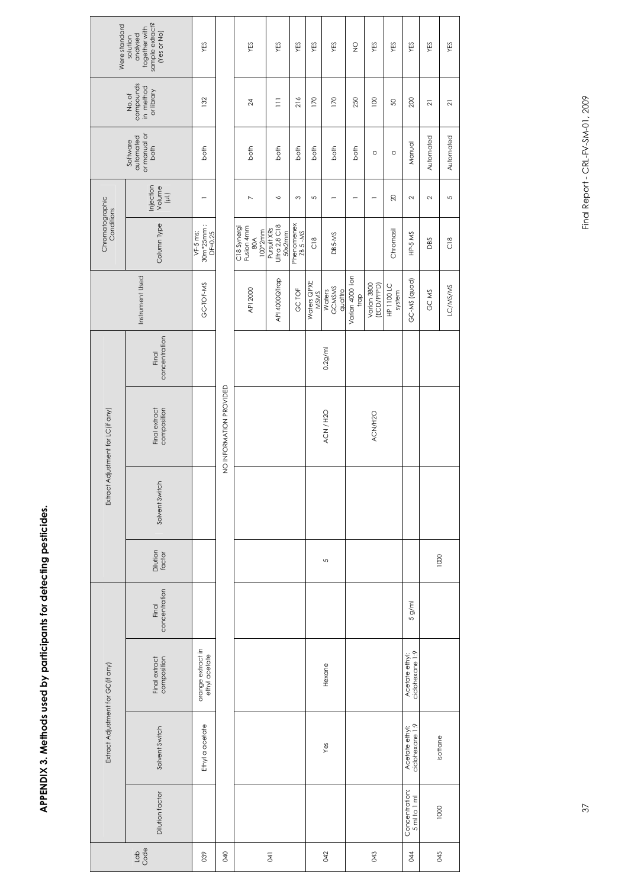**APPENDIX 3. Methods used by participants for detecting pesticides.**

| Lab Code | Extract Adjustment for GC (if any) | | | | Extract Adjustment for LC (if any) | | | | Instrument Used | Chromatographic Conditions | | Software automated or manual or both | No. of compounds in method or library | Were standard solution analysed together with sample extract? (Yes or No) |
|---|---|---|---|---|---|---|---|---|---|---|---|---|---|---|
| | Dilution factor | Solvent Switch | Final extract composition | Final concentration | Dilution factor | Solvent Switch | Final extract composition | Final concentration | | Column Type | Injection Volume (µL) | | | |
| 039 | | Ethyl a acetate | orange extract in ethyl acetate | | | | | | GC-TOF-MS | VF-5 ms: 30m*25mm ; DF=0.25 | 1 | both | 132 | YES |
| 040 | NO INFORMATION PROVIDED | | | | | | | | | | | | | |
| 041 | | | | | | | | | API 2000 | C18 Synergi Fusion 4mm 80A 100*2mm | 7 | both | 24 | YES |
| | | | | | | | | | API 4000QTrap | Pursuit XRs Ultra 2.8 C18 50x2mm | 6 | both | 111 | YES |
| | | | | | | | | | GC TOF | Phenomenex ZB 5 -MS | 3 | both | 216 | YES |
| 042 | | Yes | Hexane | | 5 | | ACN / H2O | 0.2g/ml | Waters QPXE MSMS | C18 | 5 | both | 170 | YES |
| | | | | | | | | | Waters GCMSMS quattro | DB5-MS | 1 | both | 170 | YES |
| 043 | | | | | | | ACN/H2O | | Varian 4000 ion trap | | 1 | both | 250 | NO |
| | | | | | | | | | Varian 3800 (ECD/PFPD) | | 1 | a | 100 | YES |
| | | | | | | | | | HP 1100 LC system | Chromasil | 20 | a | 50 | YES |
| 044 | Concentration: 5 ml to 1 ml | Acetate ethyl: ciclohexane 1:9 | Acetate ethyl: ciclohexane 1:9 | 5 g/ml | | | | | GC-MS (quad) | HP-5 MS | 2 | Manual | 200 | YES |
| 045 | 1000 | isottane | | | 1000 | | | | GC MS | DB5 | 2 | Automated | 21 | YES |
| | | | | | | | | | LC/MS/MS | C18 | 5 | Automated | 21 | YES |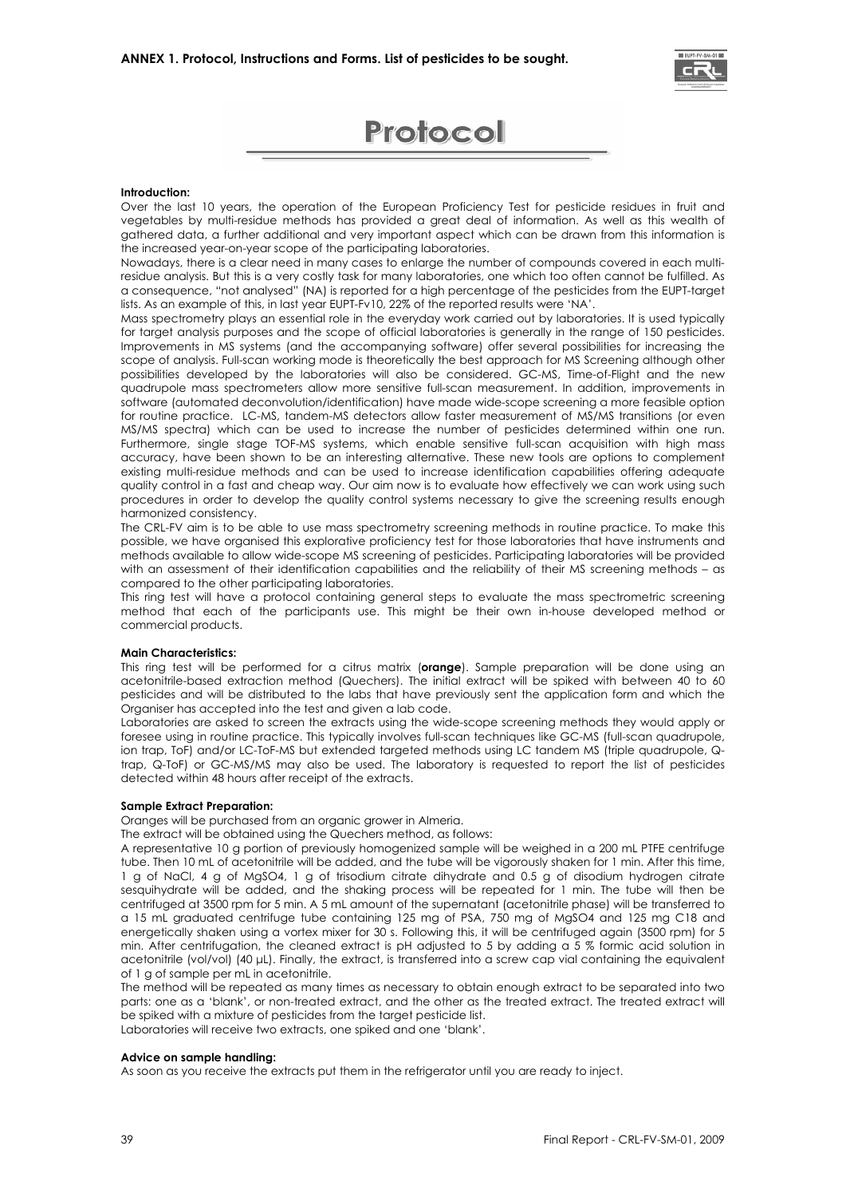**ANNEX 1. Protocol, Instructions and Forms. List of pesticides to be sought.**

# Protocol

**Introduction:**

Over the last 10 years, the operation of the European Proficiency Test for pesticide residues in fruit and vegetables by multi-residue methods has provided a great deal of information. As well as this wealth of gathered data, a further additional and very important aspect which can be drawn from this information is the increased year-on-year scope of the participating laboratories.

Nowadays, there is a clear need in many cases to enlarge the number of compounds covered in each multi-residue analysis. But this is a very costly task for many laboratories, one which too often cannot be fulfilled. As a consequence, "not analysed" (NA) is reported for a high percentage of the pesticides from the EUPT-target lists. As an example of this, in last year EUPT-Fv10, 22% of the reported results were 'NA'.

Mass spectrometry plays an essential role in the everyday work carried out by laboratories. It is used typically for target analysis purposes and the scope of official laboratories is generally in the range of 150 pesticides. Improvements in MS systems (and the accompanying software) offer several possibilities for increasing the scope of analysis. Full-scan working mode is theoretically the best approach for MS Screening although other possibilities developed by the laboratories will also be considered. GC-MS, Time-of-Flight and the new quadrupole mass spectrometers allow more sensitive full-scan measurement. In addition, improvements in software (automated deconvolution/identification) have made wide-scope screening a more feasible option for routine practice. LC-MS, tandem-MS detectors allow faster measurement of MS/MS transitions (or even MS/MS spectra) which can be used to increase the number of pesticides determined within one run. Furthermore, single stage TOF-MS systems, which enable sensitive full-scan acquisition with high mass accuracy, have been shown to be an interesting alternative. These new tools are options to complement existing multi-residue methods and can be used to increase identification capabilities offering adequate quality control in a fast and cheap way. Our aim now is to evaluate how effectively we can work using such procedures in order to develop the quality control systems necessary to give the screening results enough harmonized consistency.

The CRL-FV aim is to be able to use mass spectrometry screening methods in routine practice. To make this possible, we have organised this explorative proficiency test for those laboratories that have instruments and methods available to allow wide-scope MS screening of pesticides. Participating laboratories will be provided with an assessment of their identification capabilities and the reliability of their MS screening methods – as compared to the other participating laboratories.

This ring test will have a protocol containing general steps to evaluate the mass spectrometric screening method that each of the participants use. This might be their own in-house developed method or commercial products.

**Main Characteristics:**

This ring test will be performed for a citrus matrix (**orange**). Sample preparation will be done using an acetonitrile-based extraction method (Quechers). The initial extract will be spiked with between 40 to 60 pesticides and will be distributed to the labs that have previously sent the application form and which the Organiser has accepted into the test and given a lab code.

Laboratories are asked to screen the extracts using the wide-scope screening methods they would apply or foresee using in routine practice. This typically involves full-scan techniques like GC-MS (full-scan quadrupole, ion trap, ToF) and/or LC-ToF-MS but extended targeted methods using LC tandem MS (triple quadrupole, Q-trap, Q-ToF) or GC-MS/MS may also be used. The laboratory is requested to report the list of pesticides detected within 48 hours after receipt of the extracts.

**Sample Extract Preparation:**

Oranges will be purchased from an organic grower in Almeria.

The extract will be obtained using the Quechers method, as follows:

A representative 10 g portion of previously homogenized sample will be weighed in a 200 mL PTFE centrifuge tube. Then 10 mL of acetonitrile will be added, and the tube will be vigorously shaken for 1 min. After this time, 1 g of NaCl, 4 g of $MgSO_4$, 1 g of trisodium citrate dihydrate and 0.5 g of disodium hydrogen citrate sesquihydrate will be added, and the shaking process will be repeated for 1 min. The tube will then be centrifuged at 3500 rpm for 5 min. A 5 mL amount of the supernatant (acetonitrile phase) will be transferred to a 15 mL graduated centrifuge tube containing 125 mg of PSA, 750 mg of $MgSO_4$ and 125 mg C18 and energetically shaken using a vortex mixer for 30 s. Following this, it will be centrifuged again (3500 rpm) for 5 min. After centrifugation, the cleaned extract is pH adjusted to 5 by adding a 5 % formic acid solution in acetonitrile (vol/vol) (40 µL). Finally, the extract, is transferred into a screw cap vial containing the equivalent of 1 g of sample per mL in acetonitrile.

The method will be repeated as many times as necessary to obtain enough extract to be separated into two parts: one as a 'blank', or non-treated extract, and the other as the treated extract. The treated extract will be spiked with a mixture of pesticides from the target pesticide list.

Laboratories will receive two extracts, one spiked and one 'blank'.

**Advice on sample handling:**

As soon as you receive the extracts put them in the refrigerator until you are ready to inject.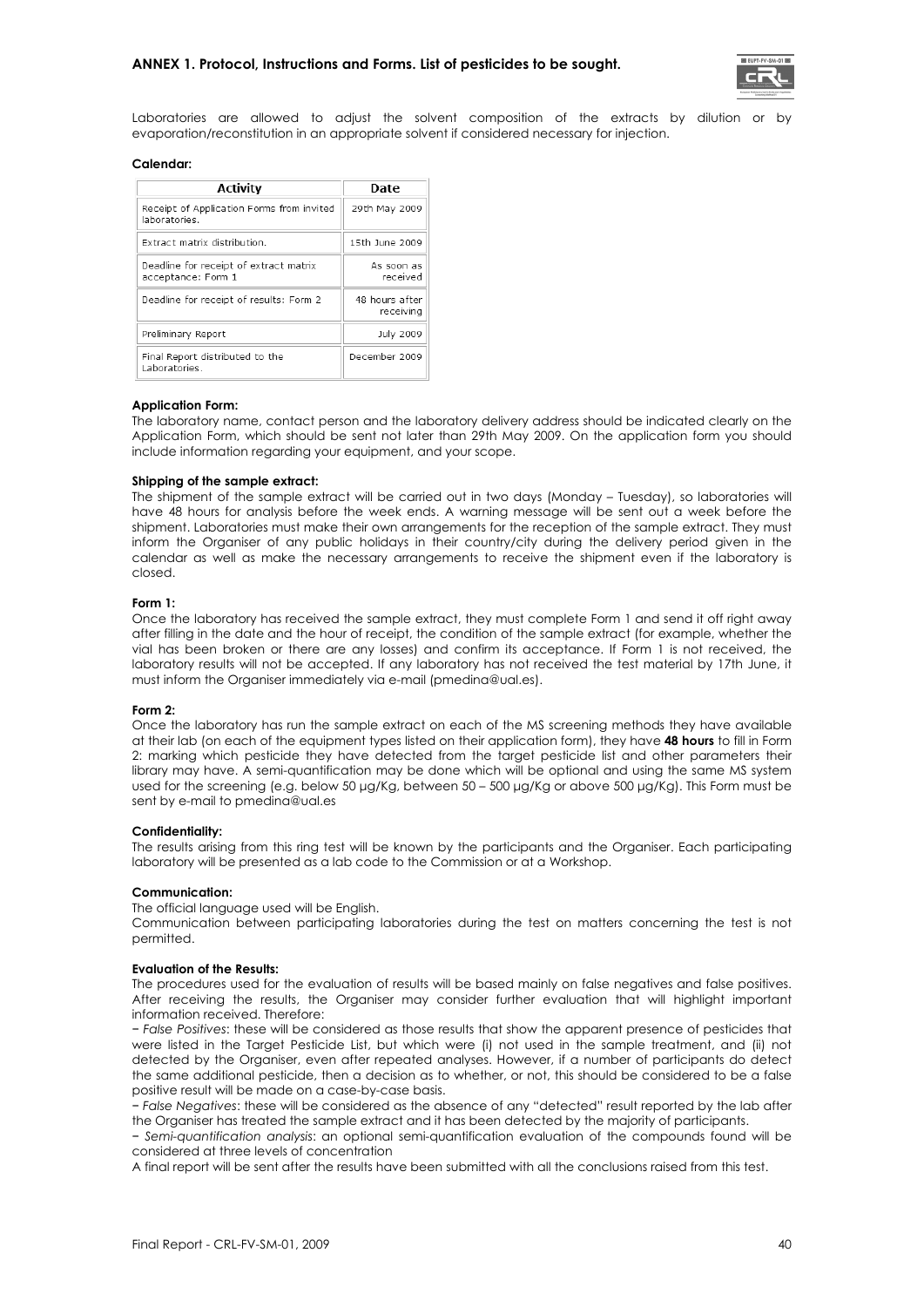Laboratories are allowed to adjust the solvent composition of the extracts by dilution or by evaporation/reconstitution in an appropriate solvent if considered necessary for injection.

**Calendar:**

| Activity | Date |
|---|---|
| Receipt of Application Forms from invited laboratories. | 29th May 2009 |
| Extract matrix distribution. | 15th June 2009 |
| Deadline for receipt of extract matrix acceptance: Form 1 | As soon as received |
| Deadline for receipt of results: Form 2 | 48 hours after receiving |
| Preliminary Report | July 2009 |
| Final Report distributed to the Laboratories. | December 2009 |

**Application Form:**

The laboratory name, contact person and the laboratory delivery address should be indicated clearly on the Application Form, which should be sent not later than 29th May 2009. On the application form you should include information regarding your equipment, and your scope.

**Shipping of the sample extract:**

The shipment of the sample extract will be carried out in two days (Monday – Tuesday), so laboratories will have 48 hours for analysis before the week ends. A warning message will be sent out a week before the shipment. Laboratories must make their own arrangements for the reception of the sample extract. They must inform the Organiser of any public holidays in their country/city during the delivery period given in the calendar as well as make the necessary arrangements to receive the shipment even if the laboratory is closed.

**Form 1:**

Once the laboratory has received the sample extract, they must complete Form 1 and send it off right away after filling in the date and the hour of receipt, the condition of the sample extract (for example, whether the vial has been broken or there are any losses) and confirm its acceptance. If Form 1 is not received, the laboratory results will not be accepted. If any laboratory has not received the test material by 17th June, it must inform the Organiser immediately via e-mail (pmedina@ual.es).

**Form 2:**

Once the laboratory has run the sample extract on each of the MS screening methods they have available at their lab (on each of the equipment types listed on their application form), they have **48 hours** to fill in Form 2: marking which pesticide they have detected from the target pesticide list and other parameters their library may have. A semi-quantification may be done which will be optional and using the same MS system used for the screening (e.g. below 50 µg/Kg, between 50 – 500 µg/Kg or above 500 µg/Kg). This Form must be sent by e-mail to pmedina@ual.es

**Confidentiality:**

The results arising from this ring test will be known by the participants and the Organiser. Each participating laboratory will be presented as a lab code to the Commission or at a Workshop.

**Communication:**

The official language used will be English.

Communication between participating laboratories during the test on matters concerning the test is not permitted.

**Evaluation of the Results:**

The procedures used for the evaluation of results will be based mainly on false negatives and false positives. After receiving the results, the Organiser may consider further evaluation that will highlight important information received. Therefore:

− *False Positives*: these will be considered as those results that show the apparent presence of pesticides that were listed in the Target Pesticide List, but which were (i) not used in the sample treatment, and (ii) not detected by the Organiser, even after repeated analyses. However, if a number of participants do detect the same additional pesticide, then a decision as to whether, or not, this should be considered to be a false positive result will be made on a case-by-case basis.

− *False Negatives*: these will be considered as the absence of any "detected" result reported by the lab after the Organiser has treated the sample extract and it has been detected by the majority of participants.

− *Semi-quantification analysis*: an optional semi-quantification evaluation of the compounds found will be considered at three levels of concentration

A final report will be sent after the results have been submitted with all the conclusions raised from this test.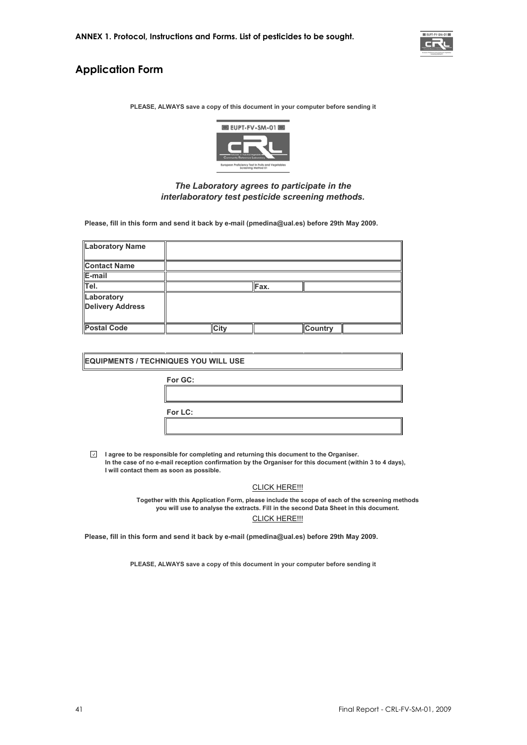## Application Form

**PLEASE, ALWAYS save a copy of this document in your computer before sending it**

***The Laboratory agrees to participate in the interlaboratory test pesticide screening methods.***

**Please, fill in this form and send it back by e-mail (pmedina@ual.es) before 29th May 2009.**

| **Laboratory Name** | | | | | |
|---|---|---|---|---|---|
| **Contact Name** | | | | | |
| **E-mail** | | | | | |
| **Tel.** | | | **Fax.** | | |
| **Laboratory Delivery Address** | | | | | |
| **Postal Code** | | **City** | | **Country** | |

**EQUIPMENTS / TECHNIQUES YOU WILL USE**

**For GC:**

**For LC:**

☑ **I agree to be responsible for completing and returning this document to the Organiser. In the case of no e-mail reception confirmation by the Organiser for this document (within 3 to 4 days), I will contact them as soon as possible.**

CLICK HERE!!!

**Together with this Application Form, please include the scope of each of the screening methods you will use to analyse the extracts. Fill in the second Data Sheet in this document.**

CLICK HERE!!!

**Please, fill in this form and send it back by e-mail (pmedina@ual.es) before 29th May 2009.**

**PLEASE, ALWAYS save a copy of this document in your computer before sending it**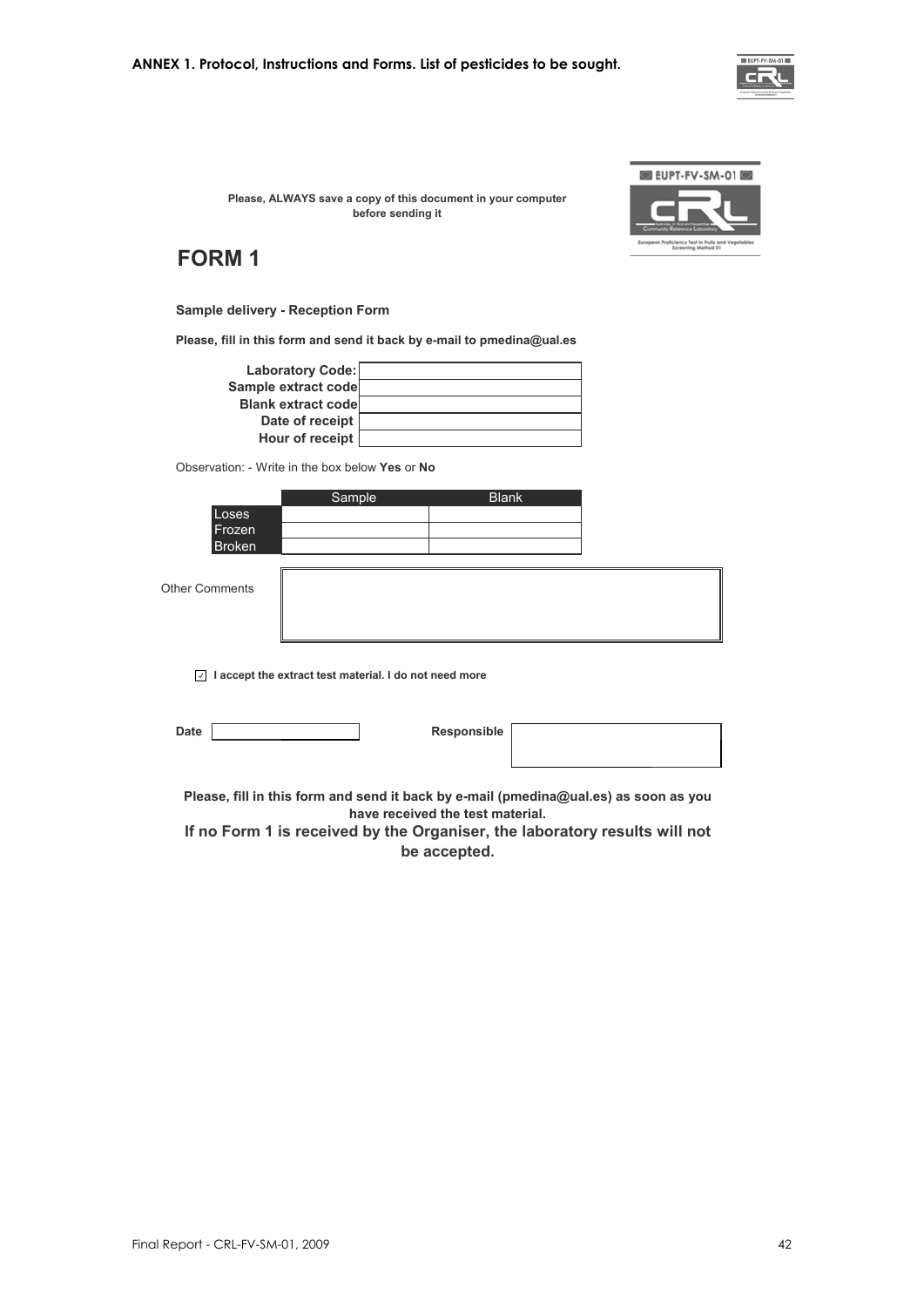ANNEX 1. Protocol, Instructions and Forms. List of pesticides to be sought.

**Please, ALWAYS save a copy of this document in your computer before sending it**

# FORM 1

**Sample delivery - Reception Form**

**Please, fill in this form and send it back by e-mail to pmedina@ual.es**

| | |
|---|---|
| **Laboratory Code:** | |
| **Sample extract code** | |
| **Blank extract code** | |
| **Date of receipt** | |
| **Hour of receipt** | |

Observation: - Write in the box below **Yes** or **No**

| | Sample | Blank |
|---|---|---|
| Loses | | |
| Frozen | | |
| Broken | | |

Other Comments

☑ **I accept the extract test material. I do not need more**

**Date** ____________  **Responsible** ____________

**Please, fill in this form and send it back by e-mail (pmedina@ual.es) as soon as you have received the test material.**

**If no Form 1 is received by the Organiser, the laboratory results will not be accepted.**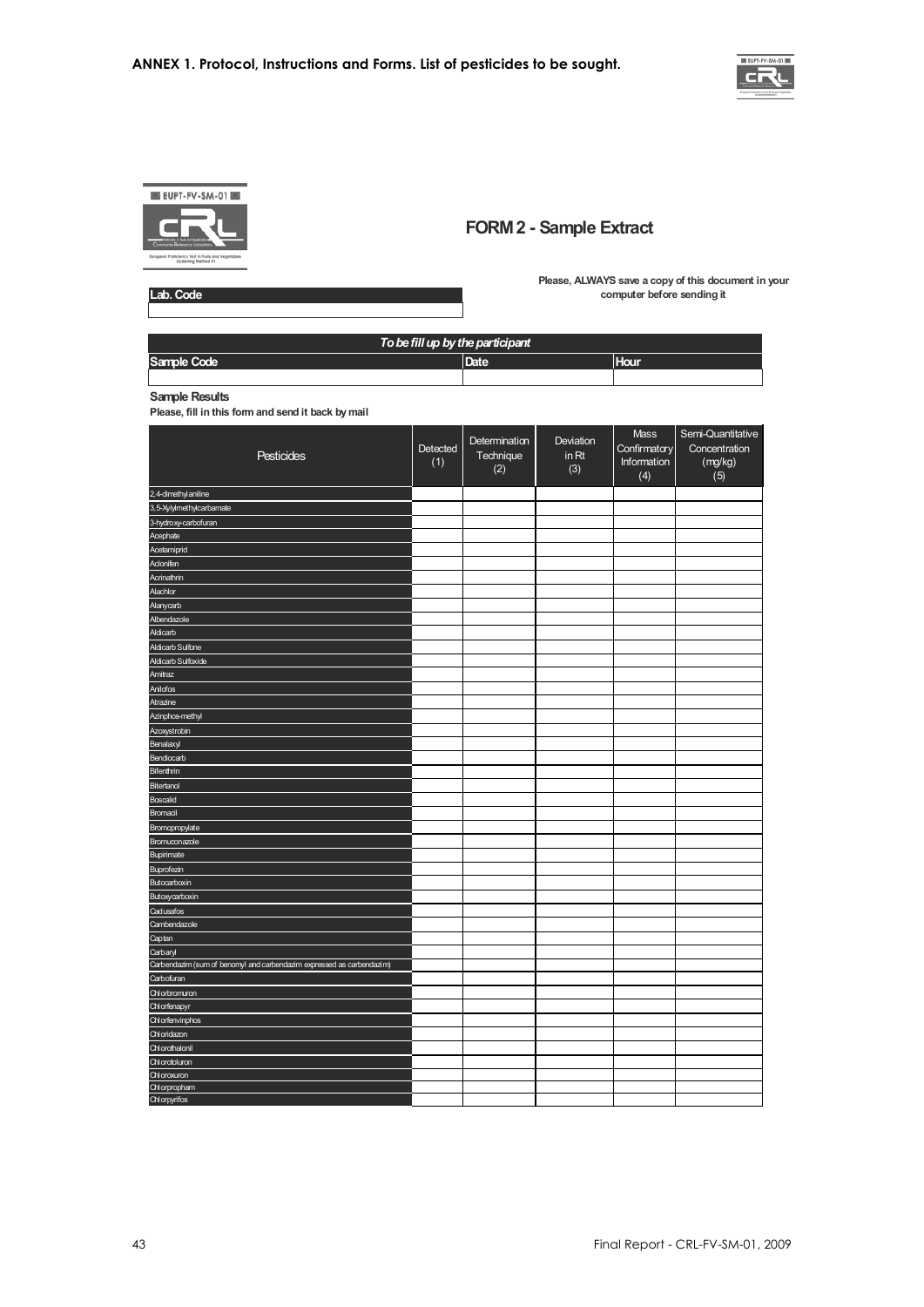**ANNEX 1. Protocol, Instructions and Forms. List of pesticides to be sought.**

# FORM 2 - Sample Extract

| Lab. Code |
|---|
| |

**Please, ALWAYS save a copy of this document in your computer before sending it**

| *To be fill up by the participant* | | |
|---|---|---|
| **Sample Code** | **Date** | **Hour** |
| | | |

**Sample Results**

**Please, fill in this form and send it back by mail**

| Pesticides | Detected (1) | Determination Technique (2) | Deviation in Rt (3) | Mass Confirmatory Information (4) | Semi-Quantitative Concentration (mg/kg) (5) |
|---|---|---|---|---|---|
| 2,4-dimethylaniline | | | | | |
| 3,5-Xylylmethylcarbamate | | | | | |
| 3-hydroxy-carbofuran | | | | | |
| Acephate | | | | | |
| Acetamiprid | | | | | |
| Aclonifen | | | | | |
| Acrinathrin | | | | | |
| Alachlor | | | | | |
| Alanycarb | | | | | |
| Albendazole | | | | | |
| Aldicarb | | | | | |
| Aldicarb Sulfone | | | | | |
| Aldicarb Sulfoxide | | | | | |
| Amitraz | | | | | |
| Anilofos | | | | | |
| Atrazine | | | | | |
| Azinphos-methyl | | | | | |
| Azoxystrobin | | | | | |
| Benalaxyl | | | | | |
| Bendiocarb | | | | | |
| Bifenthrin | | | | | |
| Bitertanol | | | | | |
| Boscalid | | | | | |
| Bromacil | | | | | |
| Bromopropylate | | | | | |
| Bromuconazole | | | | | |
| Bupirimate | | | | | |
| Buprofezin | | | | | |
| Butocarboxin | | | | | |
| Butoxycarboxin | | | | | |
| Cadusafos | | | | | |
| Cambendazole | | | | | |
| Captan | | | | | |
| Carbaryl | | | | | |
| Carbendazim (sum of benomyl and carbendazim expressed as carbendazim) | | | | | |
| Carbofuran | | | | | |
| Chlorbromuron | | | | | |
| Chlorfenapyr | | | | | |
| Chlorfenvinphos | | | | | |
| Chloridazon | | | | | |
| Chlorothalonil | | | | | |
| Chlorotoluron | | | | | |
| Chloroxuron | | | | | |
| Chlorpropham | | | | | |
| Chlorpyrifos | | | | | |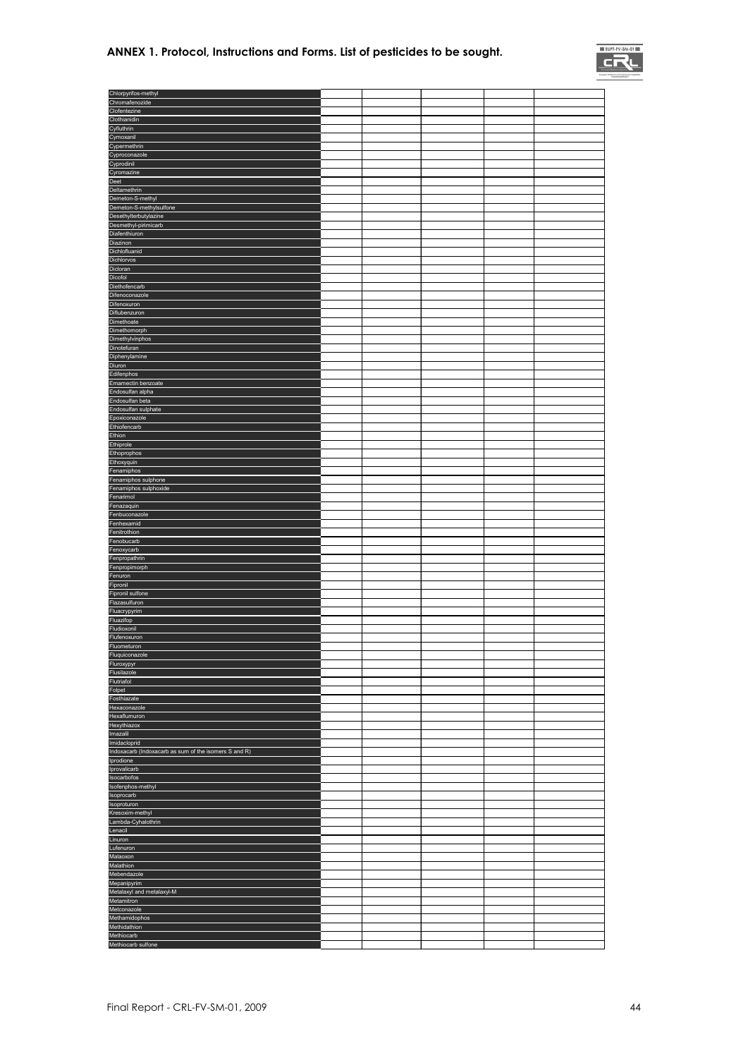## ANNEX 1. Protocol, Instructions and Forms. List of pesticides to be sought.

| | | | | | |
|---|---|---|---|---|---|
| Chlorpyrifos-methyl | | | | | |
| Chromafenozide | | | | | |
| Clofentezine | | | | | |
| Clothianidin | | | | | |
| Cyfluthrin | | | | | |
| Cymoxanil | | | | | |
| Cypermethrin | | | | | |
| Cyproconazole | | | | | |
| Cyprodinil | | | | | |
| Cyromazine | | | | | |
| Deet | | | | | |
| Deltamethrin | | | | | |
| Demeton-S-methyl | | | | | |
| Demeton-S-methylsulfone | | | | | |
| Desethylterbutylazine | | | | | |
| Desmethyl-pirimicarb | | | | | |
| Diafenthiuron | | | | | |
| Diazinon | | | | | |
| Dichlofluanid | | | | | |
| Dichlorvos | | | | | |
| Dicloran | | | | | |
| Dicofol | | | | | |
| Diethofencarb | | | | | |
| Difenoconazole | | | | | |
| Difenoxuron | | | | | |
| Diflubenzuron | | | | | |
| Dimethoate | | | | | |
| Dimethomorph | | | | | |
| Dimethylvinphos | | | | | |
| Dinotefuran | | | | | |
| Diphenylamine | | | | | |
| Diuron | | | | | |
| Edifenphos | | | | | |
| Emamectin benzoate | | | | | |
| Endosulfan alpha | | | | | |
| Endosulfan beta | | | | | |
| Endosulfan sulphate | | | | | |
| Epoxiconazole | | | | | |
| Ethiofencarb | | | | | |
| Ethion | | | | | |
| Ethiprole | | | | | |
| Ethoprophos | | | | | |
| Ethoxyquin | | | | | |
| Fenamiphos | | | | | |
| Fenamiphos sulphone | | | | | |
| Fenamiphos sulphoxide | | | | | |
| Fenarimol | | | | | |
| Fenazaquin | | | | | |
| Fenbuconazole | | | | | |
| Fenhexamid | | | | | |
| Fenitrothion | | | | | |
| Fenobucarb | | | | | |
| Fenoxycarb | | | | | |
| Fenpropathrin | | | | | |
| Fenpropimorph | | | | | |
| Fenuron | | | | | |
| Fipronil | | | | | |
| Fipronil sulfone | | | | | |
| Flazasulfuron | | | | | |
| Fluacrypyrim | | | | | |
| Fluazifop | | | | | |
| Fludioxonil | | | | | |
| Flufenoxuron | | | | | |
| Fluometuron | | | | | |
| Fluquiconazole | | | | | |
| Fluroxypyr | | | | | |
| Flusilazole | | | | | |
| Flutriafol | | | | | |
| Folpet | | | | | |
| Fosthiazate | | | | | |
| Hexaconazole | | | | | |
| Hexaflumuron | | | | | |
| Hexythiazox | | | | | |
| Imazalil | | | | | |
| Imidacloprid | | | | | |
| Indoxacarb (Indoxacarb as sum of the isomers S and R) | | | | | |
| Iprodione | | | | | |
| Iprovalicarb | | | | | |
| Isocarbofos | | | | | |
| Isofenphos-methyl | | | | | |
| Isoprocarb | | | | | |
| Isoproturon | | | | | |
| Kresoxim-methyl | | | | | |
| Lambda-Cyhalothrin | | | | | |
| Lenacil | | | | | |
| Linuron | | | | | |
| Lufenuron | | | | | |
| Malaoxon | | | | | |
| Malathion | | | | | |
| Mebendazole | | | | | |
| Mepanipyrim | | | | | |
| Metalaxyl and metalaxyl-M | | | | | |
| Metamitron | | | | | |
| Metconazole | | | | | |
| Methamidophos | | | | | |
| Methidathion | | | | | |
| Methiocarb | | | | | |
| Methiocarb sulfone | | | | | |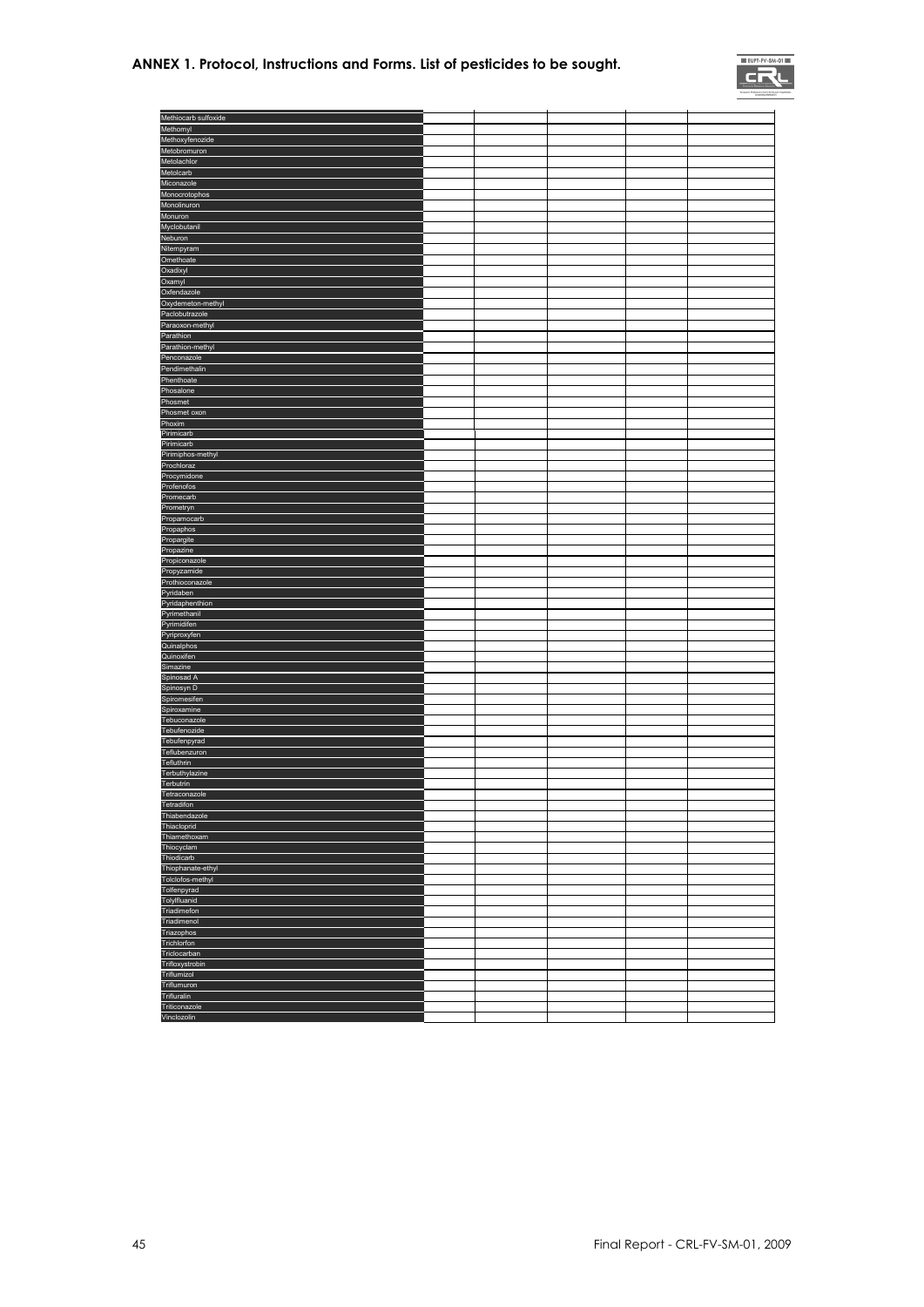## ANNEX 1. Protocol, Instructions and Forms. List of pesticides to be sought.

| | | | | | |
|---|---|---|---|---|---|
| Methiocarb sulfoxide | | | | | |
| Methomyl | | | | | |
| Methoxyfenozide | | | | | |
| Metobromuron | | | | | |
| Metolachlor | | | | | |
| Metolcarb | | | | | |
| Miconazole | | | | | |
| Monocrotophos | | | | | |
| Monolinuron | | | | | |
| Monuron | | | | | |
| Myclobutanil | | | | | |
| Neburon | | | | | |
| Nitempyram | | | | | |
| Omethoate | | | | | |
| Oxadixyl | | | | | |
| Oxamyl | | | | | |
| Oxfendazole | | | | | |
| Oxydemeton-methyl | | | | | |
| Paclobutrazole | | | | | |
| Paraoxon-methyl | | | | | |
| Parathion | | | | | |
| Parathion-methyl | | | | | |
| Penconazole | | | | | |
| Pendimethalin | | | | | |
| Phenthoate | | | | | |
| Phosalone | | | | | |
| Phosmet | | | | | |
| Phosmet oxon | | | | | |
| Phoxim | | | | | |
| Pirimicarb | | | | | |
| Pirimicarb | | | | | |
| Pirimiphos-methyl | | | | | |
| Prochloraz | | | | | |
| Procymidone | | | | | |
| Profenofos | | | | | |
| Promecarb | | | | | |
| Prometryn | | | | | |
| Propamocarb | | | | | |
| Propaphos | | | | | |
| Propargite | | | | | |
| Propazine | | | | | |
| Propiconazole | | | | | |
| Propyzamide | | | | | |
| Prothioconazole | | | | | |
| Pyridaben | | | | | |
| Pyridaphenthion | | | | | |
| Pyrimethanil | | | | | |
| Pyrimidifen | | | | | |
| Pyriproxyfen | | | | | |
| Quinalphos | | | | | |
| Quinoxifen | | | | | |
| Simazine | | | | | |
| Spinosad A | | | | | |
| Spinosyn D | | | | | |
| Spiromesifen | | | | | |
| Spiroxamine | | | | | |
| Tebuconazole | | | | | |
| Tebufenozide | | | | | |
| Tebufenpyrad | | | | | |
| Teflubenzuron | | | | | |
| Tefluthrin | | | | | |
| Terbuthylazine | | | | | |
| Terbutrin | | | | | |
| Tetraconazole | | | | | |
| Tetradifon | | | | | |
| Thiabendazole | | | | | |
| Thiacloprid | | | | | |
| Thiamethoxam | | | | | |
| Thiocyclam | | | | | |
| Thiodicarb | | | | | |
| Thiophanate-ethyl | | | | | |
| Tolclofos-methyl | | | | | |
| Tolfenpyrad | | | | | |
| Tolylfluanid | | | | | |
| Triadimefon | | | | | |
| Triadimenol | | | | | |
| Triazophos | | | | | |
| Trichlorfon | | | | | |
| Triclocarban | | | | | |
| Trifloxystrobin | | | | | |
| Triflumizol | | | | | |
| Triflumuron | | | | | |
| Trifluralin | | | | | |
| Triticonazole | | | | | |
| Vinclozolin | | | | | |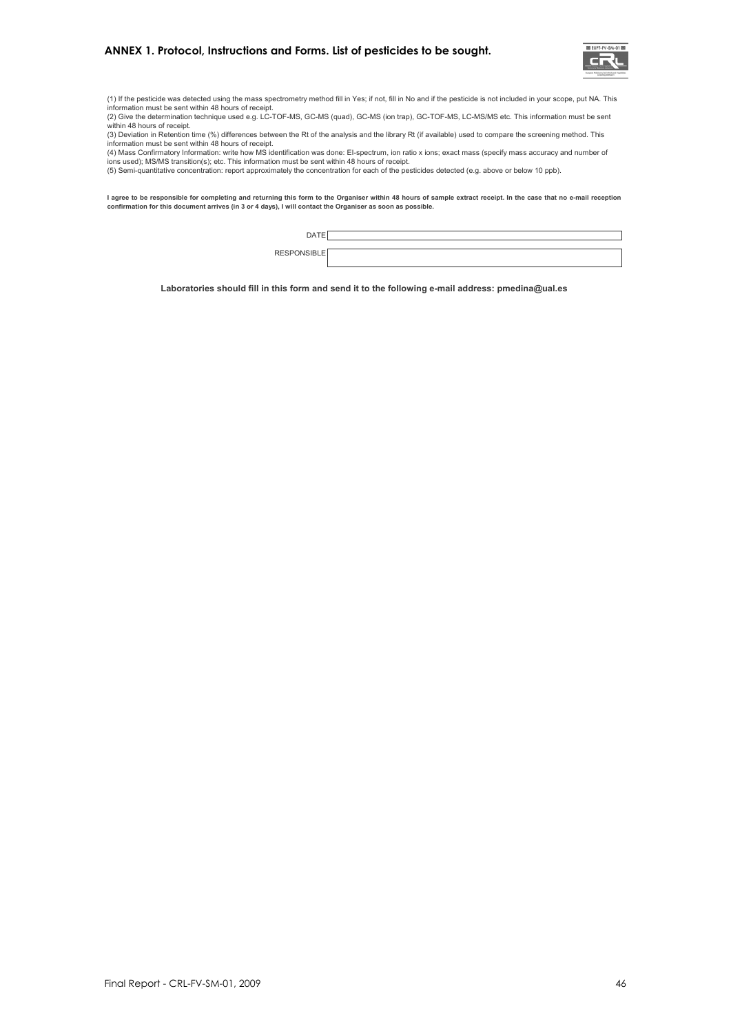## ANNEX 1. Protocol, Instructions and Forms. List of pesticides to be sought.

(1) If the pesticide was detected using the mass spectrometry method fill in Yes; if not, fill in No and if the pesticide is not included in your scope, put NA. This information must be sent within 48 hours of receipt.
(2) Give the determination technique used e.g. LC-TOF-MS, GC-MS (quad), GC-MS (ion trap), GC-TOF-MS, LC-MS/MS etc. This information must be sent within 48 hours of receipt.
(3) Deviation in Retention time (%) differences between the Rt of the analysis and the library Rt (if available) used to compare the screening method. This information must be sent within 48 hours of receipt.
(4) Mass Confirmatory Information: write how MS identification was done: EI-spectrum, ion ratio x ions; exact mass (specify mass accuracy and number of ions used); MS/MS transition(s); etc. This information must be sent within 48 hours of receipt.
(5) Semi-quantitative concentration: report approximately the concentration for each of the pesticides detected (e.g. above or below 10 ppb).

**I agree to be responsible for completing and returning this form to the Organiser within 48 hours of sample extract receipt. In the case that no e-mail reception confirmation for this document arrives (in 3 or 4 days), I will contact the Organiser as soon as possible.**

| | |
|---|---|
| DATE | |
| RESPONSIBLE | |

**Laboratories should fill in this form and send it to the following e-mail address: pmedina@ual.es**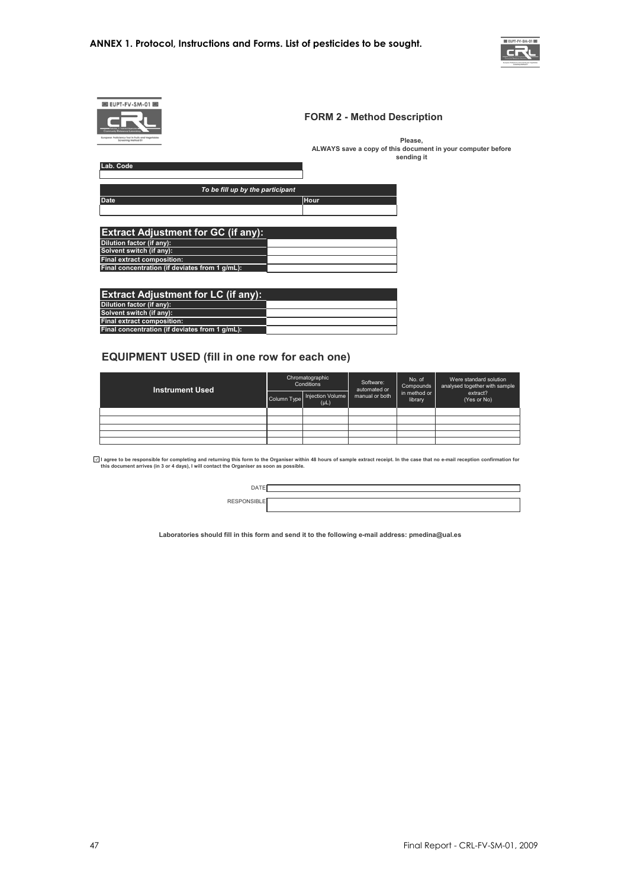# ANNEX 1. Protocol, Instructions and Forms. List of pesticides to be sought.

## FORM 2 - Method Description

**Please,**
**ALWAYS save a copy of this document in your computer before sending it**

| Lab. Code |
|---|
| |

| *To be fill up by the participant* | |
|---|---|
| **Date** | **Hour** |
| | |

| **Extract Adjustment for GC (if any):** | |
|---|---|
| **Dilution factor (if any):** | |
| **Solvent switch (if any):** | |
| **Final extract composition:** | |
| **Final concentration (if deviates from 1 g/mL):** | |

| **Extract Adjustment for LC (if any):** | |
|---|---|
| **Dilution factor (if any):** | |
| **Solvent switch (if any):** | |
| **Final extract composition:** | |
| **Final concentration (if deviates from 1 g/mL):** | |

## EQUIPMENT USED (fill in one row for each one)

| Instrument Used | Chromatographic Conditions | | Software: automated or manual or both | No. of Compounds in method or library | Were standard solution analysed together with sample extract? (Yes or No) |
|---|---|---|---|---|---|
| | Column Type | Injection Volume (µL) | | | |
| | | | | | |
| | | | | | |
| | | | | | |
| | | | | | |
| | | | | | |

☑ **I agree to be responsible for completing and returning this form to the Organiser within 48 hours of sample extract receipt. In the case that no e-mail reception confirmation for this document arrives (in 3 or 4 days), I will contact the Organiser as soon as possible.**

DATE

RESPONSIBLE

**Laboratories should fill in this form and send it to the following e-mail address: pmedina@ual.es**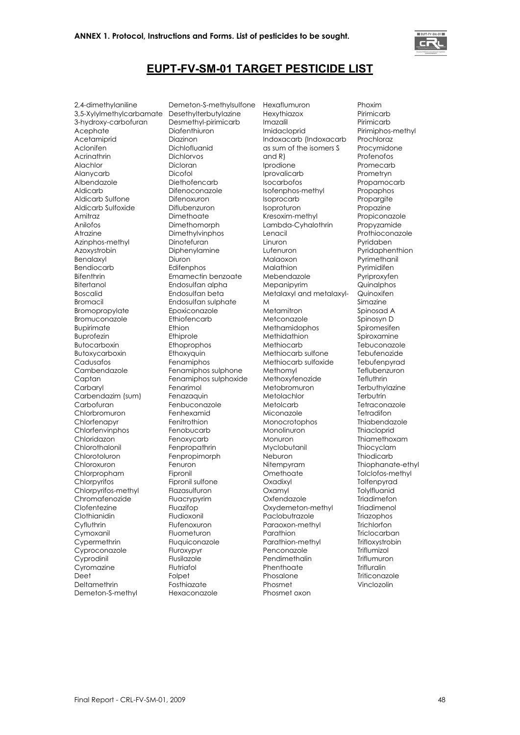## EUPT-FV-SM-01 TARGET PESTICIDE LIST

2,4-dimethylaniline
3,5-Xylylmethylcarbamate
3-hydroxy-carbofuran
Acephate
Acetamiprid
Aclonifen
Acrinathrin
Alachlor
Alanycarb
Albendazole
Aldicarb
Aldicarb Sulfone
Aldicarb Sulfoxide
Amitraz
Anilofos
Atrazine
Azinphos-methyl
Azoxystrobin
Benalaxyl
Bendiocarb
Bifenthrin
Bitertanol
Boscalid
Bromacil
Bromopropylate
Bromuconazole
Bupirimate
Buprofezin
Butocarboxin
Butoxycarboxin
Cadusafos
Cambendazole
Captan
Carbaryl
Carbendazim (sum)
Carbofuran
Chlorbromuron
Chlorfenapyr
Chlorfenvinphos
Chloridazon
Chlorothalonil
Chlorotoluron
Chloroxuron
Chlorpropham
Chlorpyrifos
Chlorpyrifos-methyl
Chromafenozide
Clofentezine
Clothianidin
Cyfluthrin
Cymoxanil
Cypermethrin
Cyproconazole
Cyprodinil
Cyromazine
Deet
Deltamethrin
Demeton-S-methyl
Demeton-S-methylsulfone
Desethylterbutylazine
Desmethyl-pirimicarb
Diafenthiuron
Diazinon
Dichlofluanid
Dichlorvos
Dicloran
Dicofol
Diethofencarb
Difenoconazole
Difenoxuron
Diflubenzuron
Dimethoate
Dimethomorph
Dimethylvinphos
Dinotefuran
Diphenylamine
Diuron
Edifenphos
Emamectin benzoate
Endosulfan alpha
Endosulfan beta
Endosulfan sulphate
Epoxiconazole
Ethiofencarb
Ethion
Ethiprole
Ethoprophos
Ethoxyquin
Fenamiphos
Fenamiphos sulphone
Fenamiphos sulphoxide
Fenarimol
Fenazaquin
Fenbuconazole
Fenhexamid
Fenitrothion
Fenobucarb
Fenoxycarb
Fenpropathrin
Fenpropimorph
Fenuron
Fipronil
Fipronil sulfone
Flazasulfuron
Fluacrypyrim
Fluazifop
Fludioxonil
Flufenoxuron
Fluometuron
Fluquiconazole
Fluroxypyr
Flusilazole
Flutriafol
Folpet
Fosthiazate
Hexaconazole
Hexaflumuron
Hexythiazox
Imazalil
Imidacloprid
Indoxacarb (Indoxacarb as sum of the isomers S and R)
Iprodione
Iprovalicarb
Isocarbofos
Isofenphos-methyl
Isoprocarb
Isoproturon
Kresoxim-methyl
Lambda-Cyhalothrin
Lenacil
Linuron
Lufenuron
Malaoxon
Malathion
Mebendazole
Mepanipyrim
Metalaxyl and metalaxyl-M
Metamitron
Metconazole
Methamidophos
Methidathion
Methiocarb
Methiocarb sulfone
Methiocarb sulfoxide
Methomyl
Methoxyfenozide
Metobromuron
Metolachlor
Metolcarb
Miconazole
Monocrotophos
Monolinuron
Monuron
Myclobutanil
Neburon
Nitempyram
Omethoate
Oxadixyl
Oxamyl
Oxfendazole
Oxydemeton-methyl
Paclobutrazole
Paraoxon-methyl
Parathion
Parathion-methyl
Penconazole
Pendimethalin
Phenthoate
Phosalone
Phosmet
Phosmet oxon
Phoxim
Pirimicarb
Pirimiphos-methyl
Prochloraz
Procymidone
Profenofos
Promecarb
Prometryn
Propamocarb
Propaphos
Propargite
Propazine
Propiconazole
Propyzamide
Prothioconazole
Pyridaben
Pyridaphenthion
Pyrimethanil
Pyrimidifen
Pyriproxyfen
Quinalphos
Quinoxifen
Simazine
Spinosad A
Spinosyn D
Spiromesifen
Spiroxamine
Tebuconazole
Tebufenozide
Tebufenpyrad
Teflubenzuron
Tefluthrin
Terbuthylazine
Terbutrin
Tetraconazole
Tetradifon
Thiabendazole
Thiacloprid
Thiamethoxam
Thiocyclam
Thiodicarb
Thiophanate-ethyl
Tolclofos-methyl
Tolfenpyrad
Tolylfluanid
Triadimefon
Triadimenol
Triazophos
Trichlorfon
Triclocarban
Trifloxystrobin
Triflumizol
Triflumuron
Trifluralin
Triticonazole
Vinclozolin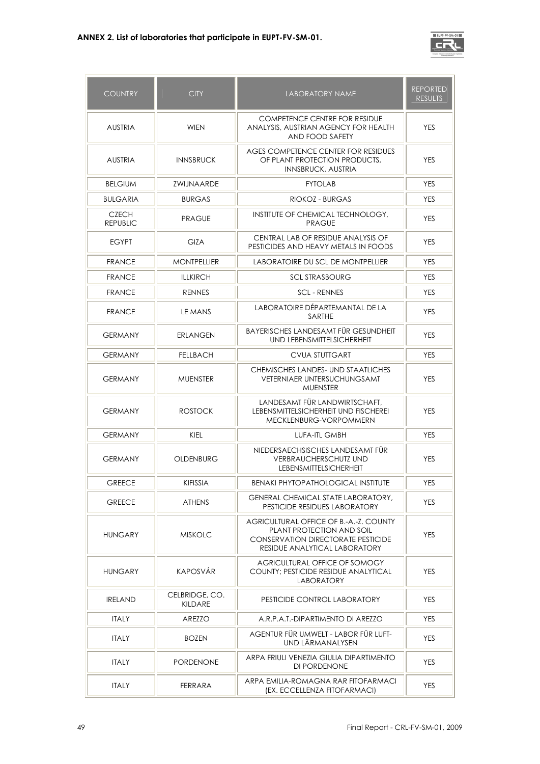**ANNEX 2. List of laboratories that participate in EUPT-FV-SM-01.**

| COUNTRY | CITY | LABORATORY NAME | REPORTED RESULTS |
|---|---|---|---|
| AUSTRIA | WIEN | COMPETENCE CENTRE FOR RESIDUE ANALYSIS, AUSTRIAN AGENCY FOR HEALTH AND FOOD SAFETY | YES |
| AUSTRIA | INNSBRUCK | AGES COMPETENCE CENTER FOR RESIDUES OF PLANT PROTECTION PRODUCTS, INNSBRUCK, AUSTRIA | YES |
| BELGIUM | ZWIJNAARDE | FYTOLAB | YES |
| BULGARIA | BURGAS | RIOKOZ - BURGAS | YES |
| CZECH REPUBLIC | PRAGUE | INSTITUTE OF CHEMICAL TECHNOLOGY, PRAGUE | YES |
| EGYPT | GIZA | CENTRAL LAB OF RESIDUE ANALYSIS OF PESTICIDES AND HEAVY METALS IN FOODS | YES |
| FRANCE | MONTPELLIER | LABORATOIRE DU SCL DE MONTPELLIER | YES |
| FRANCE | ILLKIRCH | SCL STRASBOURG | YES |
| FRANCE | RENNES | SCL - RENNES | YES |
| FRANCE | LE MANS | LABORATOIRE DÉPARTEMANTAL DE LA SARTHE | YES |
| GERMANY | ERLANGEN | BAYERISCHES LANDESAMT FÜR GESUNDHEIT UND LEBENSMITTELSICHERHEIT | YES |
| GERMANY | FELLBACH | CVUA STUTTGART | YES |
| GERMANY | MUENSTER | CHEMISCHES LANDES- UND STAATLICHES VETERNIAER UNTERSUCHUNGSAMT MUENSTER | YES |
| GERMANY | ROSTOCK | LANDESAMT FÜR LANDWIRTSCHAFT, LEBENSMITTELSICHERHEIT UND FISCHEREI MECKLENBURG-VORPOMMERN | YES |
| GERMANY | KIEL | LUFA-ITL GMBH | YES |
| GERMANY | OLDENBURG | NIEDERSAECHSISCHES LANDESAMT FÜR VERBRAUCHERSCHUTZ UND LEBENSMITTELSICHERHEIT | YES |
| GREECE | KIFISSIA | BENAKI PHYTOPATHOLOGICAL INSTITUTE | YES |
| GREECE | ATHENS | GENERAL CHEMICAL STATE LABORATORY, PESTICIDE RESIDUES LABORATORY | YES |
| HUNGARY | MISKOLC | AGRICULTURAL OFFICE OF B.-A.-Z. COUNTY PLANT PROTECTION AND SOIL CONSERVATION DIRECTORATE PESTICIDE RESIDUE ANALYTICAL LABORATORY | YES |
| HUNGARY | KAPOSVÁR | AGRICULTURAL OFFICE OF SOMOGY COUNTY; PESTICIDE RESIDUE ANALYTICAL LABORATORY | YES |
| IRELAND | CELBRIDGE, CO. KILDARE | PESTICIDE CONTROL LABORATORY | YES |
| ITALY | AREZZO | A.R.P.A.T.-DIPARTIMENTO DI AREZZO | YES |
| ITALY | BOZEN | AGENTUR FÜR UMWELT - LABOR FÜR LUFT- UND LÄRMANALYSEN | YES |
| ITALY | PORDENONE | ARPA FRIULI VENEZIA GIULIA DIPARTIMENTO DI PORDENONE | YES |
| ITALY | FERRARA | ARPA EMILIA-ROMAGNA RAR FITOFARMACI (EX. ECCELLENZA FITOFARMACI) | YES |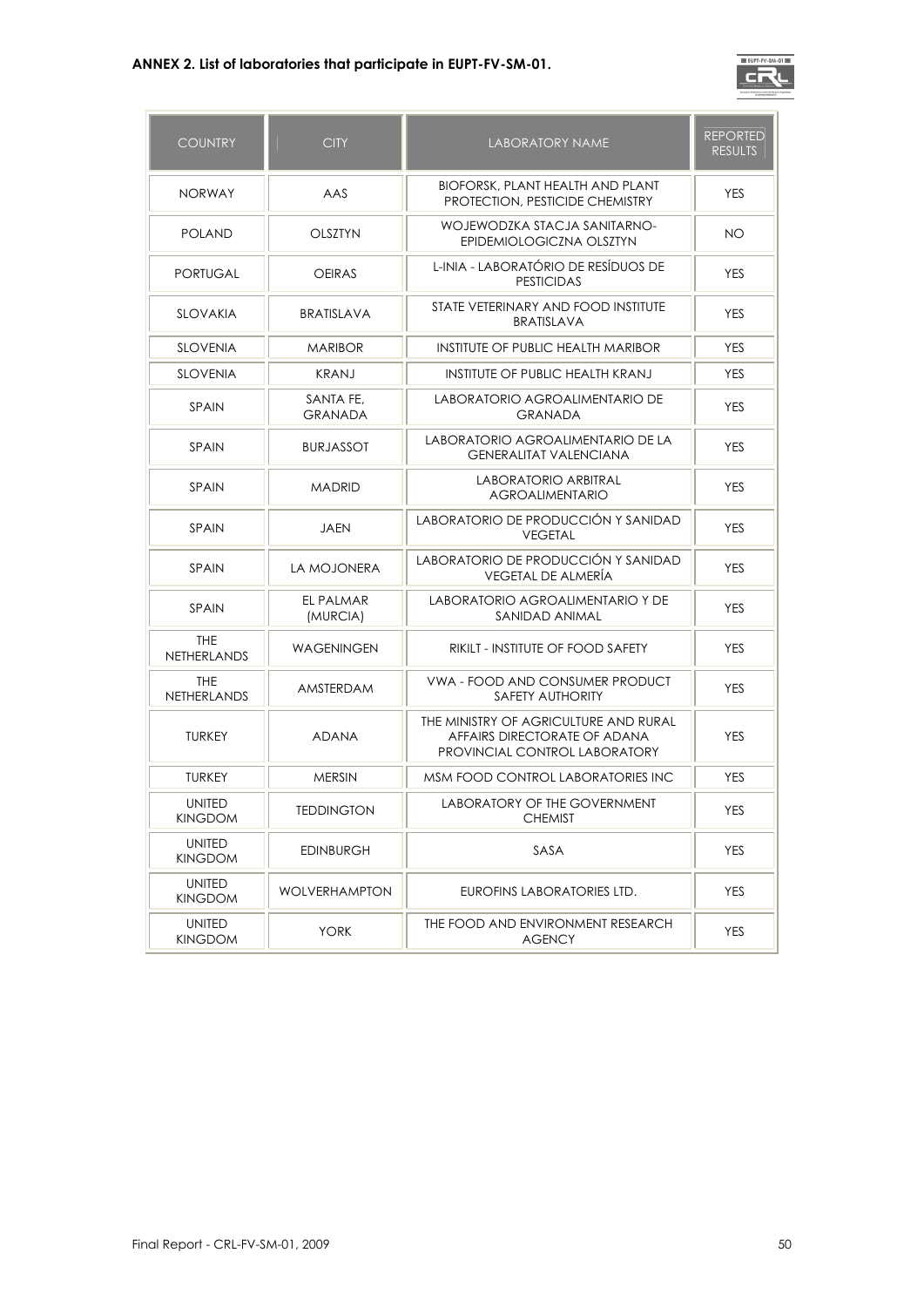**ANNEX 2. List of laboratories that participate in EUPT-FV-SM-01.**

| COUNTRY | CITY | LABORATORY NAME | REPORTED RESULTS |
|---|---|---|---|
| NORWAY | AAS | BIOFORSK, PLANT HEALTH AND PLANT PROTECTION, PESTICIDE CHEMISTRY | YES |
| POLAND | OLSZTYN | WOJEWODZKA STACJA SANITARNO-EPIDEMIOLOGICZNA OLSZTYN | NO |
| PORTUGAL | OEIRAS | L-INIA - LABORATÓRIO DE RESÍDUOS DE PESTICIDAS | YES |
| SLOVAKIA | BRATISLAVA | STATE VETERINARY AND FOOD INSTITUTE BRATISLAVA | YES |
| SLOVENIA | MARIBOR | INSTITUTE OF PUBLIC HEALTH MARIBOR | YES |
| SLOVENIA | KRANJ | INSTITUTE OF PUBLIC HEALTH KRANJ | YES |
| SPAIN | SANTA FE, GRANADA | LABORATORIO AGROALIMENTARIO DE GRANADA | YES |
| SPAIN | BURJASSOT | LABORATORIO AGROALIMENTARIO DE LA GENERALITAT VALENCIANA | YES |
| SPAIN | MADRID | LABORATORIO ARBITRAL AGROALIMENTARIO | YES |
| SPAIN | JAEN | LABORATORIO DE PRODUCCIÓN Y SANIDAD VEGETAL | YES |
| SPAIN | LA MOJONERA | LABORATORIO DE PRODUCCIÓN Y SANIDAD VEGETAL DE ALMERÍA | YES |
| SPAIN | EL PALMAR (MURCIA) | LABORATORIO AGROALIMENTARIO Y DE SANIDAD ANIMAL | YES |
| THE NETHERLANDS | WAGENINGEN | RIKILT - INSTITUTE OF FOOD SAFETY | YES |
| THE NETHERLANDS | AMSTERDAM | VWA - FOOD AND CONSUMER PRODUCT SAFETY AUTHORITY | YES |
| TURKEY | ADANA | THE MINISTRY OF AGRICULTURE AND RURAL AFFAIRS DIRECTORATE OF ADANA PROVINCIAL CONTROL LABORATORY | YES |
| TURKEY | MERSIN | MSM FOOD CONTROL LABORATORIES INC | YES |
| UNITED KINGDOM | TEDDINGTON | LABORATORY OF THE GOVERNMENT CHEMIST | YES |
| UNITED KINGDOM | EDINBURGH | SASA | YES |
| UNITED KINGDOM | WOLVERHAMPTON | EUROFINS LABORATORIES LTD. | YES |
| UNITED KINGDOM | YORK | THE FOOD AND ENVIRONMENT RESEARCH AGENCY | YES |